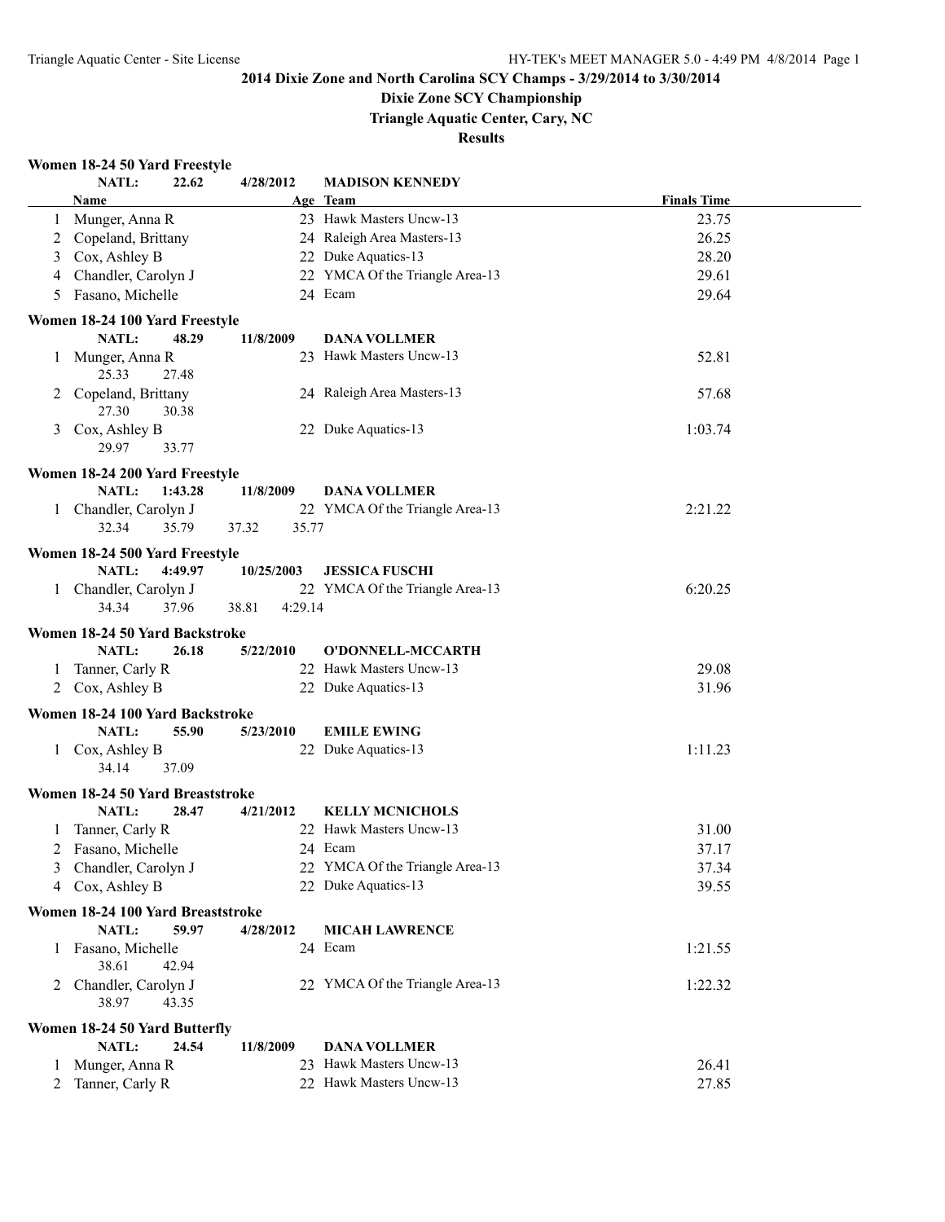# 2014 Dixie Zone and North Carolina SCY Champs - 3/29/2014 to 3/30/2014

## Dixie Zone SCY Championship

### Triangle Aquatic Center, Cary, NC

### Results

**Women 18-24 50 Yard Freestyle**

NATL: 22.62 4/28/2012 MADISON KENNEDY

| | Name | Age | Team | Finals Time |
|---|---|---|---|---|
| 1 | Munger, Anna R | 23 | Hawk Masters Uncw-13 | 23.75 |
| 2 | Copeland, Brittany | 24 | Raleigh Area Masters-13 | 26.25 |
| 3 | Cox, Ashley B | 22 | Duke Aquatics-13 | 28.20 |
| 4 | Chandler, Carolyn J | 22 | YMCA Of the Triangle Area-13 | 29.61 |
| 5 | Fasano, Michelle | 24 | Ecam | 29.64 |

**Women 18-24 100 Yard Freestyle**

NATL: 48.29 11/8/2009 DANA VOLLMER

| | Name | Age | Team | Finals Time |
|---|---|---|---|---|
| 1 | Munger, Anna R | 23 | Hawk Masters Uncw-13 | 52.81 |
| | 25.33 27.48 | | | |
| 2 | Copeland, Brittany | 24 | Raleigh Area Masters-13 | 57.68 |
| | 27.30 30.38 | | | |
| 3 | Cox, Ashley B | 22 | Duke Aquatics-13 | 1:03.74 |
| | 29.97 33.77 | | | |

**Women 18-24 200 Yard Freestyle**

NATL: 1:43.28 11/8/2009 DANA VOLLMER

| | Name | Age | Team | Finals Time |
|---|---|---|---|---|
| 1 | Chandler, Carolyn J | 22 | YMCA Of the Triangle Area-13 | 2:21.22 |
| | 32.34 35.79 37.32 35.77 | | | |

**Women 18-24 500 Yard Freestyle**

NATL: 4:49.97 10/25/2003 JESSICA FUSCHI

| | Name | Age | Team | Finals Time |
|---|---|---|---|---|
| 1 | Chandler, Carolyn J | 22 | YMCA Of the Triangle Area-13 | 6:20.25 |
| | 34.34 37.96 38.81 4:29.14 | | | |

**Women 18-24 50 Yard Backstroke**

NATL: 26.18 5/22/2010 O'DONNELL-MCCARTH

| | Name | Age | Team | Finals Time |
|---|---|---|---|---|
| 1 | Tanner, Carly R | 22 | Hawk Masters Uncw-13 | 29.08 |
| 2 | Cox, Ashley B | 22 | Duke Aquatics-13 | 31.96 |

**Women 18-24 100 Yard Backstroke**

NATL: 55.90 5/23/2010 EMILE EWING

| | Name | Age | Team | Finals Time |
|---|---|---|---|---|
| 1 | Cox, Ashley B | 22 | Duke Aquatics-13 | 1:11.23 |
| | 34.14 37.09 | | | |

**Women 18-24 50 Yard Breaststroke**

NATL: 28.47 4/21/2012 KELLY MCNICHOLS

| | Name | Age | Team | Finals Time |
|---|---|---|---|---|
| 1 | Tanner, Carly R | 22 | Hawk Masters Uncw-13 | 31.00 |
| 2 | Fasano, Michelle | 24 | Ecam | 37.17 |
| 3 | Chandler, Carolyn J | 22 | YMCA Of the Triangle Area-13 | 37.34 |
| 4 | Cox, Ashley B | 22 | Duke Aquatics-13 | 39.55 |

**Women 18-24 100 Yard Breaststroke**

NATL: 59.97 4/28/2012 MICAH LAWRENCE

| | Name | Age | Team | Finals Time |
|---|---|---|---|---|
| 1 | Fasano, Michelle | 24 | Ecam | 1:21.55 |
| | 38.61 42.94 | | | |
| 2 | Chandler, Carolyn J | 22 | YMCA Of the Triangle Area-13 | 1:22.32 |
| | 38.97 43.35 | | | |

**Women 18-24 50 Yard Butterfly**

NATL: 24.54 11/8/2009 DANA VOLLMER

| | Name | Age | Team | Finals Time |
|---|---|---|---|---|
| 1 | Munger, Anna R | 23 | Hawk Masters Uncw-13 | 26.41 |
| 2 | Tanner, Carly R | 22 | Hawk Masters Uncw-13 | 27.85 |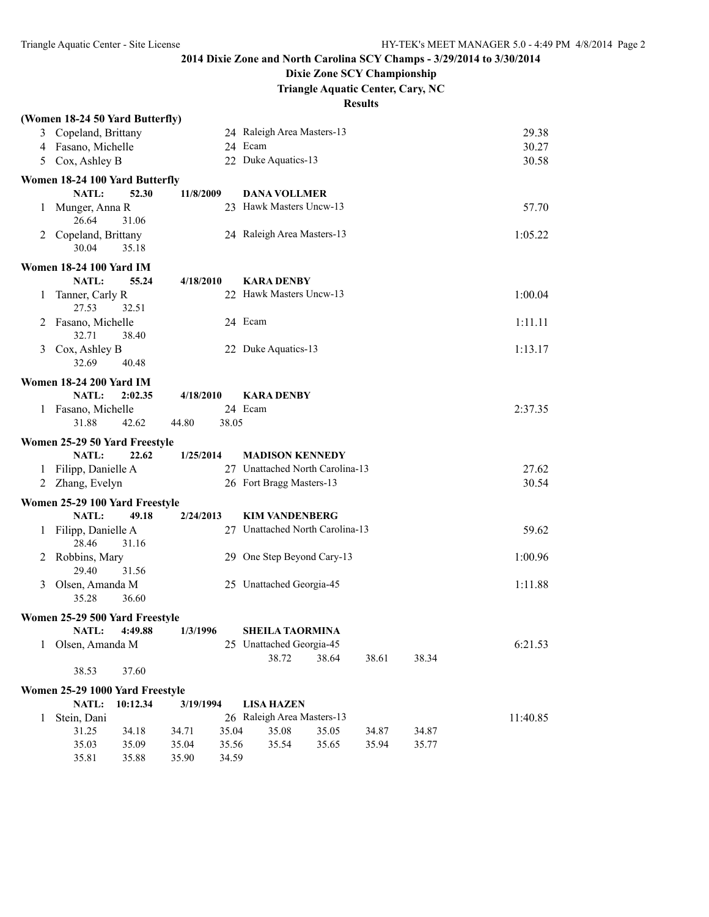## 2014 Dixie Zone and North Carolina SCY Champs - 3/29/2014 to 3/30/2014

### Dixie Zone SCY Championship

### Triangle Aquatic Center, Cary, NC

### Results

**(Women 18-24 50 Yard Butterfly)**

| | Name | Age | Team | Time |
|---|---|---|---|---|
| 3 | Copeland, Brittany | 24 | Raleigh Area Masters-13 | 29.38 |
| 4 | Fasano, Michelle | 24 | Ecam | 30.27 |
| 5 | Cox, Ashley B | 22 | Duke Aquatics-13 | 30.58 |

**Women 18-24 100 Yard Butterfly**

**NATL: 52.30 11/8/2009 DANA VOLLMER**

| | Name | Age | Team | Time |
|---|---|---|---|---|
| 1 | Munger, Anna R | 23 | Hawk Masters Uncw-13 | 57.70 |
| | 26.64 31.06 | | | |
| 2 | Copeland, Brittany | 24 | Raleigh Area Masters-13 | 1:05.22 |
| | 30.04 35.18 | | | |

**Women 18-24 100 Yard IM**

**NATL: 55.24 4/18/2010 KARA DENBY**

| | Name | Age | Team | Time |
|---|---|---|---|---|
| 1 | Tanner, Carly R | 22 | Hawk Masters Uncw-13 | 1:00.04 |
| | 27.53 32.51 | | | |
| 2 | Fasano, Michelle | 24 | Ecam | 1:11.11 |
| | 32.71 38.40 | | | |
| 3 | Cox, Ashley B | 22 | Duke Aquatics-13 | 1:13.17 |
| | 32.69 40.48 | | | |

**Women 18-24 200 Yard IM**

**NATL: 2:02.35 4/18/2010 KARA DENBY**

| | Name | Age | Team | Time |
|---|---|---|---|---|
| 1 | Fasano, Michelle | 24 | Ecam | 2:37.35 |
| | 31.88 42.62 44.80 38.05 | | | |

**Women 25-29 50 Yard Freestyle**

**NATL: 22.62 1/25/2014 MADISON KENNEDY**

| | Name | Age | Team | Time |
|---|---|---|---|---|
| 1 | Filipp, Danielle A | 27 | Unattached North Carolina-13 | 27.62 |
| 2 | Zhang, Evelyn | 26 | Fort Bragg Masters-13 | 30.54 |

**Women 25-29 100 Yard Freestyle**

**NATL: 49.18 2/24/2013 KIM VANDENBERG**

| | Name | Age | Team | Time |
|---|---|---|---|---|
| 1 | Filipp, Danielle A | 27 | Unattached North Carolina-13 | 59.62 |
| | 28.46 31.16 | | | |
| 2 | Robbins, Mary | 29 | One Step Beyond Cary-13 | 1:00.96 |
| | 29.40 31.56 | | | |
| 3 | Olsen, Amanda M | 25 | Unattached Georgia-45 | 1:11.88 |
| | 35.28 36.60 | | | |

**Women 25-29 500 Yard Freestyle**

**NATL: 4:49.88 1/3/1996 SHEILA TAORMINA**

| | Name | Age | Team | Time |
|---|---|---|---|---|
| 1 | Olsen, Amanda M | 25 | Unattached Georgia-45 | 6:21.53 |
| | | | 38.72 38.64 38.61 38.34 | |
| | 38.53 37.60 | | | |

**Women 25-29 1000 Yard Freestyle**

**NATL: 10:12.34 3/19/1994 LISA HAZEN**

| | Name | Age | Team | Time |
|---|---|---|---|---|
| 1 | Stein, Dani | 26 | Raleigh Area Masters-13 | 11:40.85 |
| | 31.25 34.18 34.71 35.04 35.08 35.05 34.87 34.87 | | | |
| | 35.03 35.09 35.04 35.56 35.54 35.65 35.94 35.77 | | | |
| | 35.81 35.88 35.90 34.59 | | | |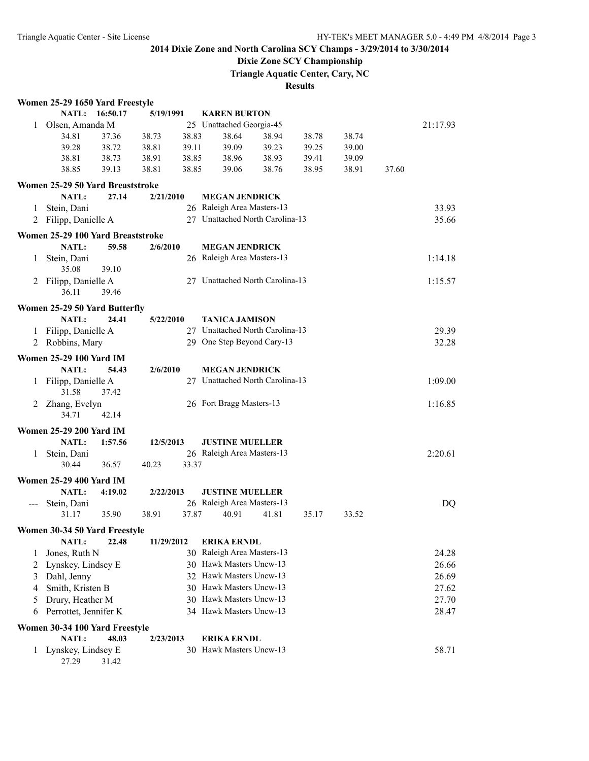## 2014 Dixie Zone and North Carolina SCY Champs - 3/29/2014 to 3/30/2014

### Dixie Zone SCY Championship

### Triangle Aquatic Center, Cary, NC

### Results

**Women 25-29 1650 Yard Freestyle**

NATL: 16:50.17 5/19/1991 KAREN BURTON

1 Olsen, Amanda M 25 Unattached Georgia-45 21:17.93

34.81 37.36 38.73 38.83 38.64 38.94 38.78 38.74
39.28 38.72 38.81 39.11 39.09 39.23 39.25 39.00
38.81 38.73 38.91 38.85 38.96 38.93 39.41 39.09
38.85 39.13 38.81 38.85 39.06 38.76 38.95 38.91 37.60

**Women 25-29 50 Yard Breaststroke**

NATL: 27.14 2/21/2010 MEGAN JENDRICK

1 Stein, Dani 26 Raleigh Area Masters-13 33.93
2 Filipp, Danielle A 27 Unattached North Carolina-13 35.66

**Women 25-29 100 Yard Breaststroke**

NATL: 59.58 2/6/2010 MEGAN JENDRICK

1 Stein, Dani 26 Raleigh Area Masters-13 1:14.18
35.08 39.10
2 Filipp, Danielle A 27 Unattached North Carolina-13 1:15.57
36.11 39.46

**Women 25-29 50 Yard Butterfly**

NATL: 24.41 5/22/2010 TANICA JAMISON

1 Filipp, Danielle A 27 Unattached North Carolina-13 29.39
2 Robbins, Mary 29 One Step Beyond Cary-13 32.28

**Women 25-29 100 Yard IM**

NATL: 54.43 2/6/2010 MEGAN JENDRICK

1 Filipp, Danielle A 27 Unattached North Carolina-13 1:09.00
31.58 37.42
2 Zhang, Evelyn 26 Fort Bragg Masters-13 1:16.85
34.71 42.14

**Women 25-29 200 Yard IM**

NATL: 1:57.56 12/5/2013 JUSTINE MUELLER

1 Stein, Dani 26 Raleigh Area Masters-13 2:20.61
30.44 36.57 40.23 33.37

**Women 25-29 400 Yard IM**

NATL: 4:19.02 2/22/2013 JUSTINE MUELLER

--- Stein, Dani 26 Raleigh Area Masters-13 DQ
31.17 35.90 38.91 37.87 40.91 41.81 35.17 33.52

**Women 30-34 50 Yard Freestyle**

NATL: 22.48 11/29/2012 ERIKA ERNDL

1 Jones, Ruth N 30 Raleigh Area Masters-13 24.28
2 Lynskey, Lindsey E 30 Hawk Masters Uncw-13 26.66
3 Dahl, Jenny 32 Hawk Masters Uncw-13 26.69
4 Smith, Kristen B 30 Hawk Masters Uncw-13 27.62
5 Drury, Heather M 30 Hawk Masters Uncw-13 27.70
6 Perrottet, Jennifer K 34 Hawk Masters Uncw-13 28.47

**Women 30-34 100 Yard Freestyle**

NATL: 48.03 2/23/2013 ERIKA ERNDL

1 Lynskey, Lindsey E 30 Hawk Masters Uncw-13 58.71
27.29 31.42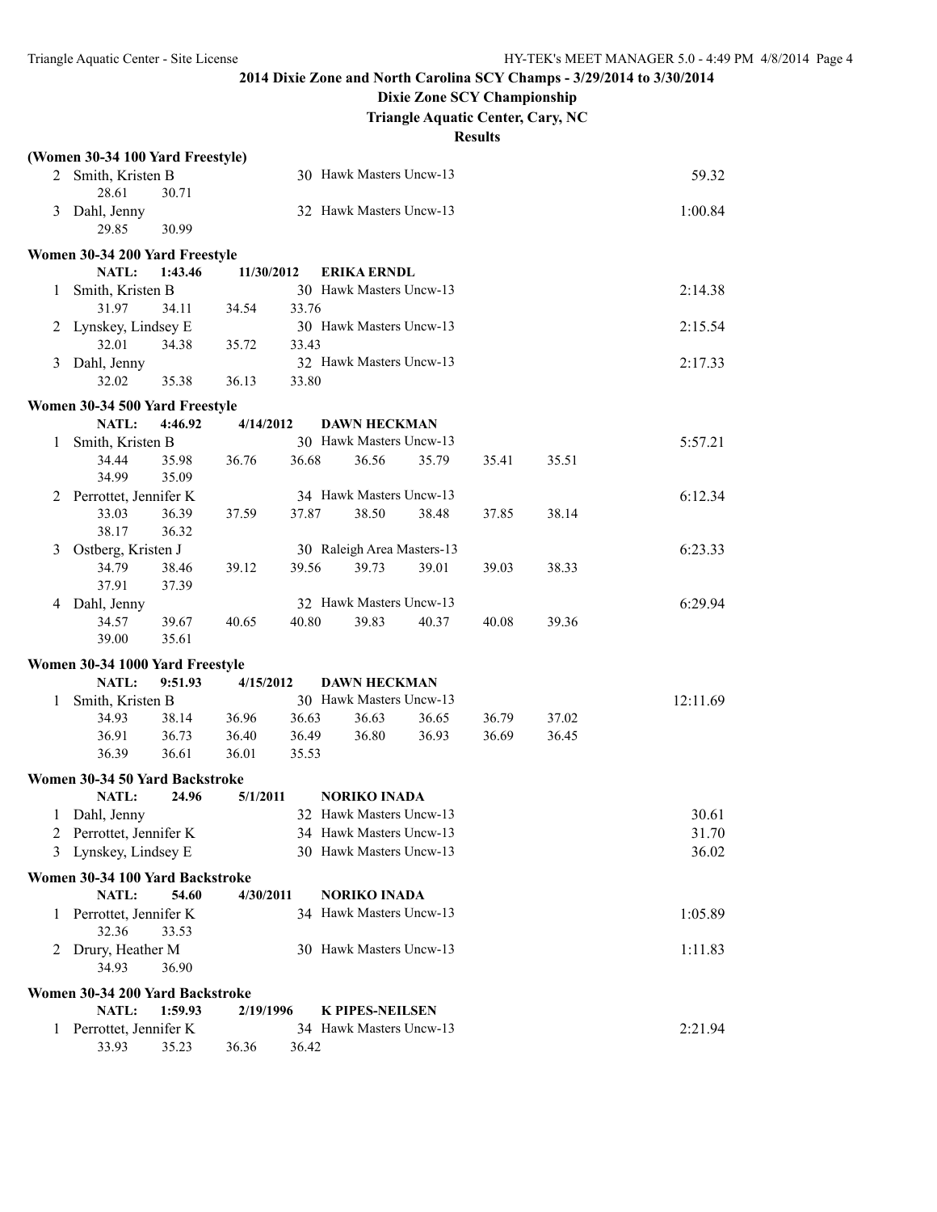## 2014 Dixie Zone and North Carolina SCY Champs - 3/29/2014 to 3/30/2014

### Dixie Zone SCY Championship

### Triangle Aquatic Center, Cary, NC

### Results

**(Women 30-34 100 Yard Freestyle)**

| | Name | Age | Team | Finals Time |
|---|---|---|---|---|
| 2 | Smith, Kristen B | 30 | Hawk Masters Uncw-13 | 59.32 |
| | 28.61 30.71 | | | |
| 3 | Dahl, Jenny | 32 | Hawk Masters Uncw-13 | 1:00.84 |
| | 29.85 30.99 | | | |

**Women 30-34 200 Yard Freestyle**

NATL: 1:43.46 11/30/2012 ERIKA ERNDL

| | Name | Age | Team | Finals Time |
|---|---|---|---|---|
| 1 | Smith, Kristen B | 30 | Hawk Masters Uncw-13 | 2:14.38 |
| | 31.97 34.11 34.54 33.76 | | | |
| 2 | Lynskey, Lindsey E | 30 | Hawk Masters Uncw-13 | 2:15.54 |
| | 32.01 34.38 35.72 33.43 | | | |
| 3 | Dahl, Jenny | 32 | Hawk Masters Uncw-13 | 2:17.33 |
| | 32.02 35.38 36.13 33.80 | | | |

**Women 30-34 500 Yard Freestyle**

NATL: 4:46.92 4/14/2012 DAWN HECKMAN

| | Name | Age | Team | Finals Time |
|---|---|---|---|---|
| 1 | Smith, Kristen B | 30 | Hawk Masters Uncw-13 | 5:57.21 |
| | 34.44 35.98 36.76 36.68 36.56 35.79 35.41 35.51 34.99 35.09 | | | |
| 2 | Perrottet, Jennifer K | 34 | Hawk Masters Uncw-13 | 6:12.34 |
| | 33.03 36.39 37.59 37.87 38.50 38.48 37.85 38.14 38.17 36.32 | | | |
| 3 | Ostberg, Kristen J | 30 | Raleigh Area Masters-13 | 6:23.33 |
| | 34.79 38.46 39.12 39.56 39.73 39.01 39.03 38.33 37.91 37.39 | | | |
| 4 | Dahl, Jenny | 32 | Hawk Masters Uncw-13 | 6:29.94 |
| | 34.57 39.67 40.65 40.80 39.83 40.37 40.08 39.36 39.00 35.61 | | | |

**Women 30-34 1000 Yard Freestyle**

NATL: 9:51.93 4/15/2012 DAWN HECKMAN

| | Name | Age | Team | Finals Time |
|---|---|---|---|---|
| 1 | Smith, Kristen B | 30 | Hawk Masters Uncw-13 | 12:11.69 |
| | 34.93 38.14 36.96 36.63 36.63 36.65 36.79 37.02 36.91 36.73 36.40 36.49 36.80 36.93 36.69 36.45 36.39 36.61 36.01 35.53 | | | |

**Women 30-34 50 Yard Backstroke**

NATL: 24.96 5/1/2011 NORIKO INADA

| | Name | Age | Team | Finals Time |
|---|---|---|---|---|
| 1 | Dahl, Jenny | 32 | Hawk Masters Uncw-13 | 30.61 |
| 2 | Perrottet, Jennifer K | 34 | Hawk Masters Uncw-13 | 31.70 |
| 3 | Lynskey, Lindsey E | 30 | Hawk Masters Uncw-13 | 36.02 |

**Women 30-34 100 Yard Backstroke**

NATL: 54.60 4/30/2011 NORIKO INADA

| | Name | Age | Team | Finals Time |
|---|---|---|---|---|
| 1 | Perrottet, Jennifer K | 34 | Hawk Masters Uncw-13 | 1:05.89 |
| | 32.36 33.53 | | | |
| 2 | Drury, Heather M | 30 | Hawk Masters Uncw-13 | 1:11.83 |
| | 34.93 36.90 | | | |

**Women 30-34 200 Yard Backstroke**

NATL: 1:59.93 2/19/1996 K PIPES-NEILSEN

| | Name | Age | Team | Finals Time |
|---|---|---|---|---|
| 1 | Perrottet, Jennifer K | 34 | Hawk Masters Uncw-13 | 2:21.94 |
| | 33.93 35.23 36.36 36.42 | | | |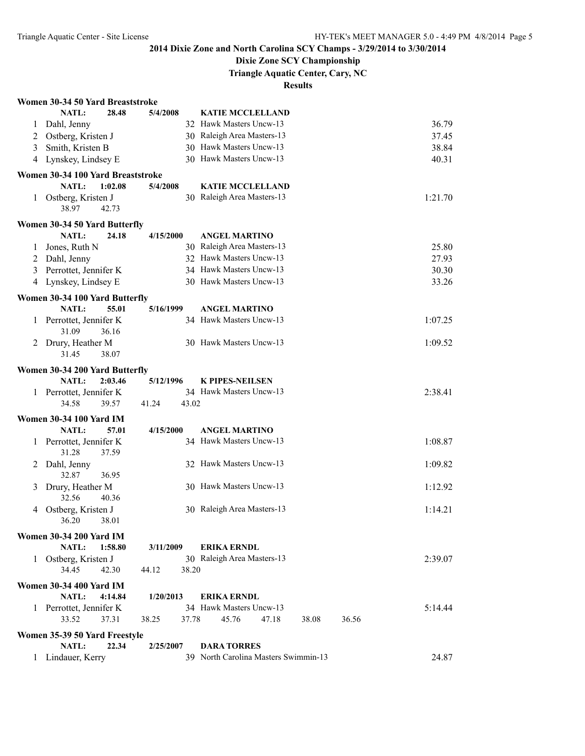# 2014 Dixie Zone and North Carolina SCY Champs - 3/29/2014 to 3/30/2014

## Dixie Zone SCY Championship

### Triangle Aquatic Center, Cary, NC

### Results

**Women 30-34 50 Yard Breaststroke**

NATL: 28.48 5/4/2008 KATIE MCCLELLAND

| Place | Name | Age | Team | Time |
|---|---|---|---|---|
| 1 | Dahl, Jenny | 32 | Hawk Masters Uncw-13 | 36.79 |
| 2 | Ostberg, Kristen J | 30 | Raleigh Area Masters-13 | 37.45 |
| 3 | Smith, Kristen B | 30 | Hawk Masters Uncw-13 | 38.84 |
| 4 | Lynskey, Lindsey E | 30 | Hawk Masters Uncw-13 | 40.31 |

**Women 30-34 100 Yard Breaststroke**

NATL: 1:02.08 5/4/2008 KATIE MCCLELLAND

| Place | Name | Age | Team | Time |
|---|---|---|---|---|
| 1 | Ostberg, Kristen J | 30 | Raleigh Area Masters-13 | 1:21.70 |
| | 38.97 42.73 | | | |

**Women 30-34 50 Yard Butterfly**

NATL: 24.18 4/15/2000 ANGEL MARTINO

| Place | Name | Age | Team | Time |
|---|---|---|---|---|
| 1 | Jones, Ruth N | 30 | Raleigh Area Masters-13 | 25.80 |
| 2 | Dahl, Jenny | 32 | Hawk Masters Uncw-13 | 27.93 |
| 3 | Perrottet, Jennifer K | 34 | Hawk Masters Uncw-13 | 30.30 |
| 4 | Lynskey, Lindsey E | 30 | Hawk Masters Uncw-13 | 33.26 |

**Women 30-34 100 Yard Butterfly**

NATL: 55.01 5/16/1999 ANGEL MARTINO

| Place | Name | Age | Team | Time |
|---|---|---|---|---|
| 1 | Perrottet, Jennifer K | 34 | Hawk Masters Uncw-13 | 1:07.25 |
| | 31.09 36.16 | | | |
| 2 | Drury, Heather M | 30 | Hawk Masters Uncw-13 | 1:09.52 |
| | 31.45 38.07 | | | |

**Women 30-34 200 Yard Butterfly**

NATL: 2:03.46 5/12/1996 K PIPES-NEILSEN

| Place | Name | Age | Team | Time |
|---|---|---|---|---|
| 1 | Perrottet, Jennifer K | 34 | Hawk Masters Uncw-13 | 2:38.41 |
| | 34.58 39.57 41.24 43.02 | | | |

**Women 30-34 100 Yard IM**

NATL: 57.01 4/15/2000 ANGEL MARTINO

| Place | Name | Age | Team | Time |
|---|---|---|---|---|
| 1 | Perrottet, Jennifer K | 34 | Hawk Masters Uncw-13 | 1:08.87 |
| | 31.28 37.59 | | | |
| 2 | Dahl, Jenny | 32 | Hawk Masters Uncw-13 | 1:09.82 |
| | 32.87 36.95 | | | |
| 3 | Drury, Heather M | 30 | Hawk Masters Uncw-13 | 1:12.92 |
| | 32.56 40.36 | | | |
| 4 | Ostberg, Kristen J | 30 | Raleigh Area Masters-13 | 1:14.21 |
| | 36.20 38.01 | | | |

**Women 30-34 200 Yard IM**

NATL: 1:58.80 3/11/2009 ERIKA ERNDL

| Place | Name | Age | Team | Time |
|---|---|---|---|---|
| 1 | Ostberg, Kristen J | 30 | Raleigh Area Masters-13 | 2:39.07 |
| | 34.45 42.30 44.12 38.20 | | | |

**Women 30-34 400 Yard IM**

NATL: 4:14.84 1/20/2013 ERIKA ERNDL

| Place | Name | Age | Team | Time |
|---|---|---|---|---|
| 1 | Perrottet, Jennifer K | 34 | Hawk Masters Uncw-13 | 5:14.44 |
| | 33.52 37.31 38.25 37.78 45.76 47.18 38.08 36.56 | | | |

**Women 35-39 50 Yard Freestyle**

NATL: 22.34 2/25/2007 DARA TORRES

| Place | Name | Age | Team | Time |
|---|---|---|---|---|
| 1 | Lindauer, Kerry | 39 | North Carolina Masters Swimmin-13 | 24.87 |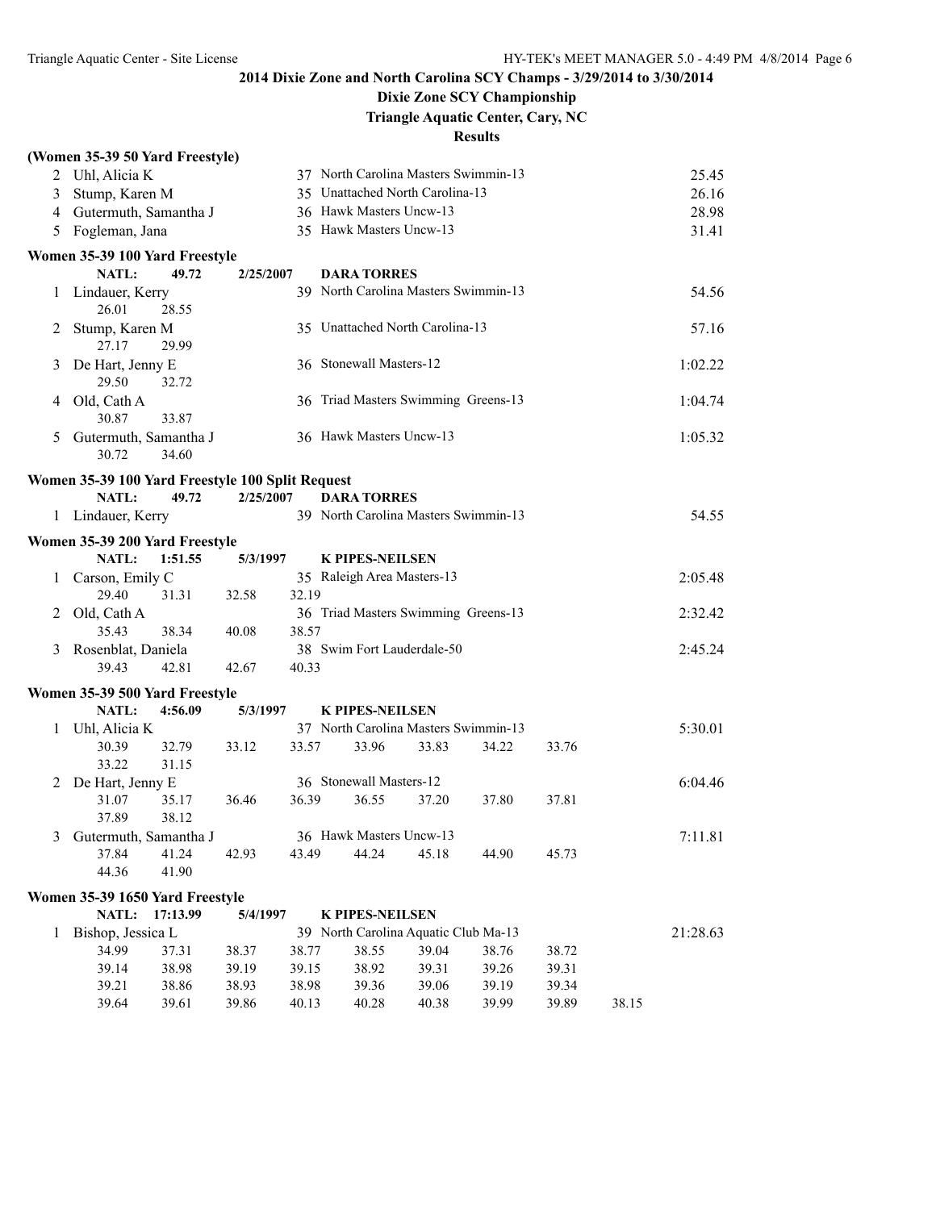## 2014 Dixie Zone and North Carolina SCY Champs - 3/29/2014 to 3/30/2014

### Dixie Zone SCY Championship

### Triangle Aquatic Center, Cary, NC

### Results

**(Women 35-39 50 Yard Freestyle)**

| Place | Name | Age | Team | Time |
|---|---|---|---|---|
| 2 | Uhl, Alicia K | 37 | North Carolina Masters Swimmin-13 | 25.45 |
| 3 | Stump, Karen M | 35 | Unattached North Carolina-13 | 26.16 |
| 4 | Gutermuth, Samantha J | 36 | Hawk Masters Uncw-13 | 28.98 |
| 5 | Fogleman, Jana | 35 | Hawk Masters Uncw-13 | 31.41 |

**Women 35-39 100 Yard Freestyle**

NATL: 49.72 2/25/2007 DARA TORRES

| Place | Name | Age | Team | Time |
|---|---|---|---|---|
| 1 | Lindauer, Kerry | 39 | North Carolina Masters Swimmin-13 | 54.56 |
| | 26.01 28.55 | | | |
| 2 | Stump, Karen M | 35 | Unattached North Carolina-13 | 57.16 |
| | 27.17 29.99 | | | |
| 3 | De Hart, Jenny E | 36 | Stonewall Masters-12 | 1:02.22 |
| | 29.50 32.72 | | | |
| 4 | Old, Cath A | 36 | Triad Masters Swimming Greens-13 | 1:04.74 |
| | 30.87 33.87 | | | |
| 5 | Gutermuth, Samantha J | 36 | Hawk Masters Uncw-13 | 1:05.32 |
| | 30.72 34.60 | | | |

**Women 35-39 100 Yard Freestyle 100 Split Request**

NATL: 49.72 2/25/2007 DARA TORRES

| Place | Name | Age | Team | Time |
|---|---|---|---|---|
| 1 | Lindauer, Kerry | 39 | North Carolina Masters Swimmin-13 | 54.55 |

**Women 35-39 200 Yard Freestyle**

NATL: 1:51.55 5/3/1997 K PIPES-NEILSEN

| Place | Name | Age | Team | Time |
|---|---|---|---|---|
| 1 | Carson, Emily C | 35 | Raleigh Area Masters-13 | 2:05.48 |
| | 29.40 31.31 32.58 32.19 | | | |
| 2 | Old, Cath A | 36 | Triad Masters Swimming Greens-13 | 2:32.42 |
| | 35.43 38.34 40.08 38.57 | | | |
| 3 | Rosenblat, Daniela | 38 | Swim Fort Lauderdale-50 | 2:45.24 |
| | 39.43 42.81 42.67 40.33 | | | |

**Women 35-39 500 Yard Freestyle**

NATL: 4:56.09 5/3/1997 K PIPES-NEILSEN

| Place | Name | Age | Team | Time |
|---|---|---|---|---|
| 1 | Uhl, Alicia K | 37 | North Carolina Masters Swimmin-13 | 5:30.01 |
| | 30.39 32.79 33.12 33.57 33.96 33.83 34.22 33.76 | | | |
| | 33.22 31.15 | | | |
| 2 | De Hart, Jenny E | 36 | Stonewall Masters-12 | 6:04.46 |
| | 31.07 35.17 36.46 36.39 36.55 37.20 37.80 37.81 | | | |
| | 37.89 38.12 | | | |
| 3 | Gutermuth, Samantha J | 36 | Hawk Masters Uncw-13 | 7:11.81 |
| | 37.84 41.24 42.93 43.49 44.24 45.18 44.90 45.73 | | | |
| | 44.36 41.90 | | | |

**Women 35-39 1650 Yard Freestyle**

NATL: 17:13.99 5/4/1997 K PIPES-NEILSEN

| Place | Name | Age | Team | Time |
|---|---|---|---|---|
| 1 | Bishop, Jessica L | 39 | North Carolina Aquatic Club Ma-13 | 21:28.63 |
| | 34.99 37.31 38.37 38.77 38.55 39.04 38.76 38.72 | | | |
| | 39.14 38.98 39.19 39.15 38.92 39.31 39.26 39.31 | | | |
| | 39.21 38.86 38.93 38.98 39.36 39.06 39.19 39.34 | | | |
| | 39.64 39.61 39.86 40.13 40.28 40.38 39.99 39.89 38.15 | | | |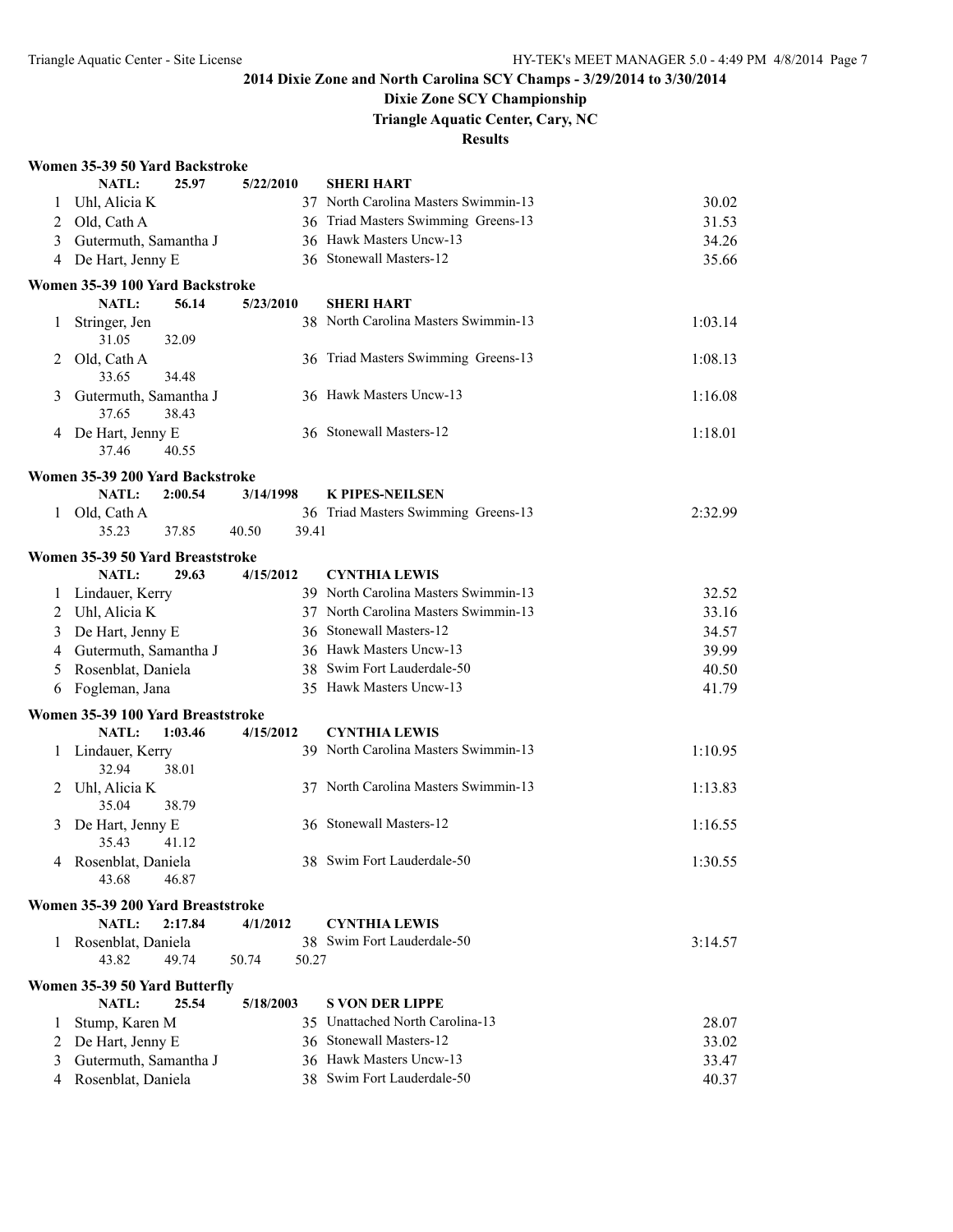## 2014 Dixie Zone and North Carolina SCY Champs - 3/29/2014 to 3/30/2014

## Dixie Zone SCY Championship

### Triangle Aquatic Center, Cary, NC

### Results

**Women 35-39 50 Yard Backstroke**

NATL: 25.97 5/22/2010 **SHERI HART**

| Place | Name | Age | Team | Time |
|---|---|---|---|---|
| 1 | Uhl, Alicia K | 37 | North Carolina Masters Swimmin-13 | 30.02 |
| 2 | Old, Cath A | 36 | Triad Masters Swimming Greens-13 | 31.53 |
| 3 | Gutermuth, Samantha J | 36 | Hawk Masters Uncw-13 | 34.26 |
| 4 | De Hart, Jenny E | 36 | Stonewall Masters-12 | 35.66 |

**Women 35-39 100 Yard Backstroke**

NATL: 56.14 5/23/2010 **SHERI HART**

| Place | Name | Age | Team | Time |
|---|---|---|---|---|
| 1 | Stringer, Jen | 38 | North Carolina Masters Swimmin-13 | 1:03.14 |
| | 31.05 32.09 | | | |
| 2 | Old, Cath A | 36 | Triad Masters Swimming Greens-13 | 1:08.13 |
| | 33.65 34.48 | | | |
| 3 | Gutermuth, Samantha J | 36 | Hawk Masters Uncw-13 | 1:16.08 |
| | 37.65 38.43 | | | |
| 4 | De Hart, Jenny E | 36 | Stonewall Masters-12 | 1:18.01 |
| | 37.46 40.55 | | | |

**Women 35-39 200 Yard Backstroke**

NATL: 2:00.54 3/14/1998 **K PIPES-NEILSEN**

| Place | Name | Age | Team | Time |
|---|---|---|---|---|
| 1 | Old, Cath A | 36 | Triad Masters Swimming Greens-13 | 2:32.99 |
| | 35.23 37.85 40.50 39.41 | | | |

**Women 35-39 50 Yard Breaststroke**

NATL: 29.63 4/15/2012 **CYNTHIA LEWIS**

| Place | Name | Age | Team | Time |
|---|---|---|---|---|
| 1 | Lindauer, Kerry | 39 | North Carolina Masters Swimmin-13 | 32.52 |
| 2 | Uhl, Alicia K | 37 | North Carolina Masters Swimmin-13 | 33.16 |
| 3 | De Hart, Jenny E | 36 | Stonewall Masters-12 | 34.57 |
| 4 | Gutermuth, Samantha J | 36 | Hawk Masters Uncw-13 | 39.99 |
| 5 | Rosenblat, Daniela | 38 | Swim Fort Lauderdale-50 | 40.50 |
| 6 | Fogleman, Jana | 35 | Hawk Masters Uncw-13 | 41.79 |

**Women 35-39 100 Yard Breaststroke**

NATL: 1:03.46 4/15/2012 **CYNTHIA LEWIS**

| Place | Name | Age | Team | Time |
|---|---|---|---|---|
| 1 | Lindauer, Kerry | 39 | North Carolina Masters Swimmin-13 | 1:10.95 |
| | 32.94 38.01 | | | |
| 2 | Uhl, Alicia K | 37 | North Carolina Masters Swimmin-13 | 1:13.83 |
| | 35.04 38.79 | | | |
| 3 | De Hart, Jenny E | 36 | Stonewall Masters-12 | 1:16.55 |
| | 35.43 41.12 | | | |
| 4 | Rosenblat, Daniela | 38 | Swim Fort Lauderdale-50 | 1:30.55 |
| | 43.68 46.87 | | | |

**Women 35-39 200 Yard Breaststroke**

NATL: 2:17.84 4/1/2012 **CYNTHIA LEWIS**

| Place | Name | Age | Team | Time |
|---|---|---|---|---|
| 1 | Rosenblat, Daniela | 38 | Swim Fort Lauderdale-50 | 3:14.57 |
| | 43.82 49.74 50.74 50.27 | | | |

**Women 35-39 50 Yard Butterfly**

NATL: 25.54 5/18/2003 **S VON DER LIPPE**

| Place | Name | Age | Team | Time |
|---|---|---|---|---|
| 1 | Stump, Karen M | 35 | Unattached North Carolina-13 | 28.07 |
| 2 | De Hart, Jenny E | 36 | Stonewall Masters-12 | 33.02 |
| 3 | Gutermuth, Samantha J | 36 | Hawk Masters Uncw-13 | 33.47 |
| 4 | Rosenblat, Daniela | 38 | Swim Fort Lauderdale-50 | 40.37 |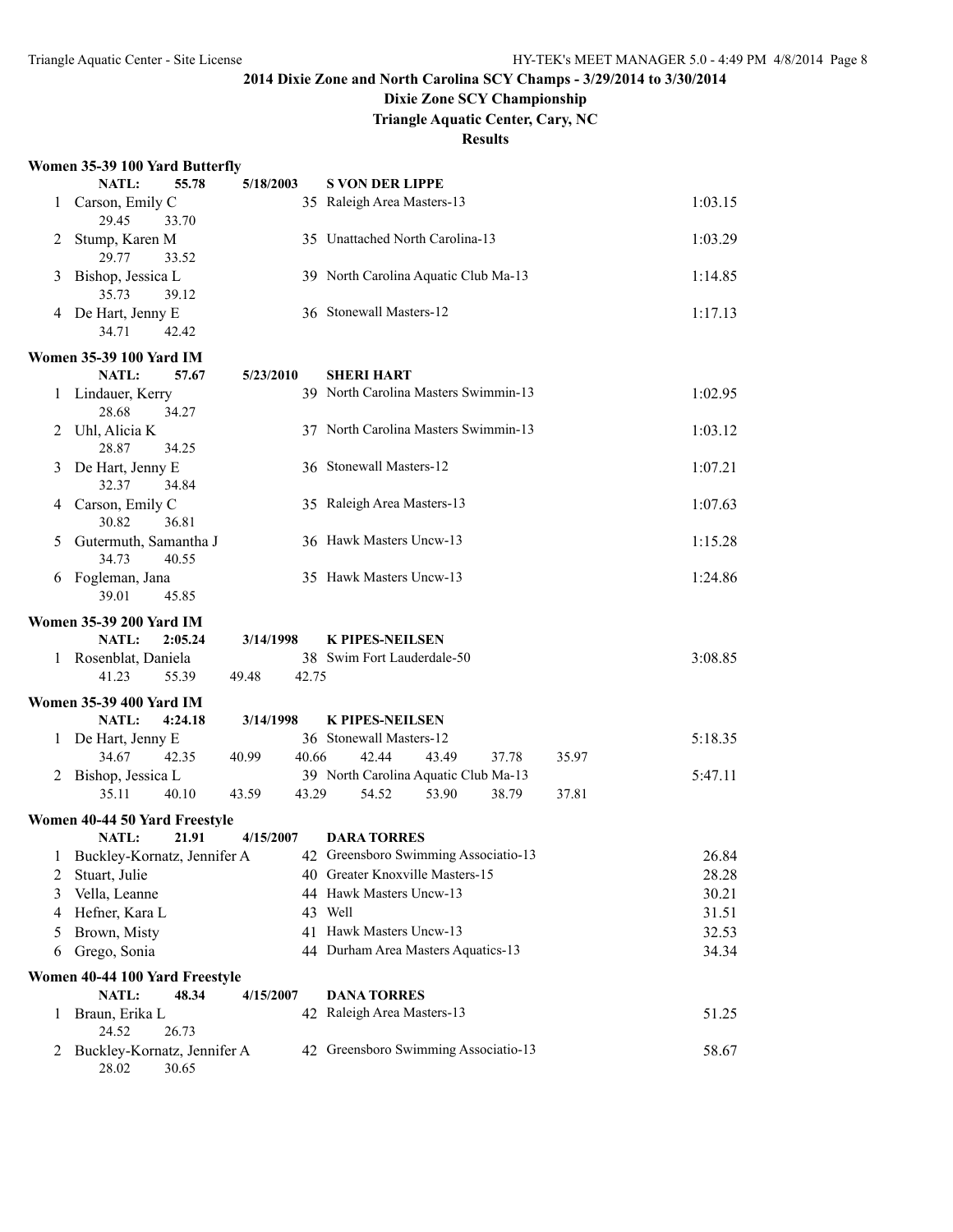# 2014 Dixie Zone and North Carolina SCY Champs - 3/29/2014 to 3/30/2014

## Dixie Zone SCY Championship

### Triangle Aquatic Center, Cary, NC

### Results

**Women 35-39 100 Yard Butterfly**

NATL: 55.78 5/18/2003 S VON DER LIPPE

| Place | Name | Age | Team | Time |
|---|---|---|---|---|
| 1 | Carson, Emily C | 35 | Raleigh Area Masters-13 | 1:03.15 |
| | 29.45 33.70 | | | |
| 2 | Stump, Karen M | 35 | Unattached North Carolina-13 | 1:03.29 |
| | 29.77 33.52 | | | |
| 3 | Bishop, Jessica L | 39 | North Carolina Aquatic Club Ma-13 | 1:14.85 |
| | 35.73 39.12 | | | |
| 4 | De Hart, Jenny E | 36 | Stonewall Masters-12 | 1:17.13 |
| | 34.71 42.42 | | | |

**Women 35-39 100 Yard IM**

NATL: 57.67 5/23/2010 SHERI HART

| Place | Name | Age | Team | Time |
|---|---|---|---|---|
| 1 | Lindauer, Kerry | 39 | North Carolina Masters Swimmin-13 | 1:02.95 |
| | 28.68 34.27 | | | |
| 2 | Uhl, Alicia K | 37 | North Carolina Masters Swimmin-13 | 1:03.12 |
| | 28.87 34.25 | | | |
| 3 | De Hart, Jenny E | 36 | Stonewall Masters-12 | 1:07.21 |
| | 32.37 34.84 | | | |
| 4 | Carson, Emily C | 35 | Raleigh Area Masters-13 | 1:07.63 |
| | 30.82 36.81 | | | |
| 5 | Gutermuth, Samantha J | 36 | Hawk Masters Uncw-13 | 1:15.28 |
| | 34.73 40.55 | | | |
| 6 | Fogleman, Jana | 35 | Hawk Masters Uncw-13 | 1:24.86 |
| | 39.01 45.85 | | | |

**Women 35-39 200 Yard IM**

NATL: 2:05.24 3/14/1998 K PIPES-NEILSEN

| Place | Name | Age | Team | Time |
|---|---|---|---|---|
| 1 | Rosenblat, Daniela | 38 | Swim Fort Lauderdale-50 | 3:08.85 |
| | 41.23 55.39 49.48 42.75 | | | |

**Women 35-39 400 Yard IM**

NATL: 4:24.18 3/14/1998 K PIPES-NEILSEN

| Place | Name | Age | Team | Time |
|---|---|---|---|---|
| 1 | De Hart, Jenny E | 36 | Stonewall Masters-12 | 5:18.35 |
| | 34.67 42.35 40.99 40.66 42.44 43.49 37.78 35.97 | | | |
| 2 | Bishop, Jessica L | 39 | North Carolina Aquatic Club Ma-13 | 5:47.11 |
| | 35.11 40.10 43.59 43.29 54.52 53.90 38.79 37.81 | | | |

**Women 40-44 50 Yard Freestyle**

NATL: 21.91 4/15/2007 DARA TORRES

| Place | Name | Age | Team | Time |
|---|---|---|---|---|
| 1 | Buckley-Kornatz, Jennifer A | 42 | Greensboro Swimming Associatio-13 | 26.84 |
| 2 | Stuart, Julie | 40 | Greater Knoxville Masters-15 | 28.28 |
| 3 | Vella, Leanne | 44 | Hawk Masters Uncw-13 | 30.21 |
| 4 | Hefner, Kara L | 43 | Well | 31.51 |
| 5 | Brown, Misty | 41 | Hawk Masters Uncw-13 | 32.53 |
| 6 | Grego, Sonia | 44 | Durham Area Masters Aquatics-13 | 34.34 |

**Women 40-44 100 Yard Freestyle**

NATL: 48.34 4/15/2007 DANA TORRES

| Place | Name | Age | Team | Time |
|---|---|---|---|---|
| 1 | Braun, Erika L | 42 | Raleigh Area Masters-13 | 51.25 |
| | 24.52 26.73 | | | |
| 2 | Buckley-Kornatz, Jennifer A | 42 | Greensboro Swimming Associatio-13 | 58.67 |
| | 28.02 30.65 | | | |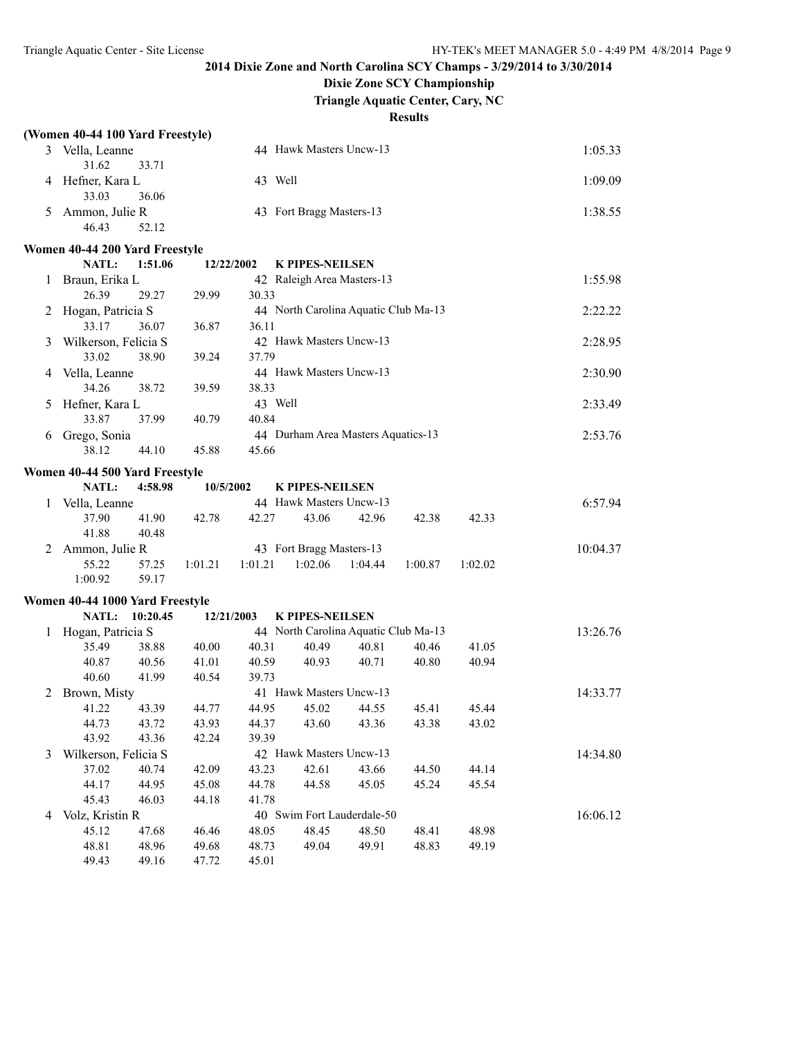## 2014 Dixie Zone and North Carolina SCY Champs - 3/29/2014 to 3/30/2014

### Dixie Zone SCY Championship

### Triangle Aquatic Center, Cary, NC

### Results

**(Women 40-44 100 Yard Freestyle)**

| Place | Name | Age | Team | Time |
|---|---|---|---|---|
| 3 | Vella, Leanne | 44 | Hawk Masters Uncw-13 | 1:05.33 |
| | 31.62 33.71 | | | |
| 4 | Hefner, Kara L | 43 | Well | 1:09.09 |
| | 33.03 36.06 | | | |
| 5 | Ammon, Julie R | 43 | Fort Bragg Masters-13 | 1:38.55 |
| | 46.43 52.12 | | | |

**Women 40-44 200 Yard Freestyle**

NATL: 1:51.06 12/22/2002 K PIPES-NEILSEN

| Place | Name | Age | Team | Time |
|---|---|---|---|---|
| 1 | Braun, Erika L | 42 | Raleigh Area Masters-13 | 1:55.98 |
| | 26.39 29.27 29.99 30.33 | | | |
| 2 | Hogan, Patricia S | 44 | North Carolina Aquatic Club Ma-13 | 2:22.22 |
| | 33.17 36.07 36.87 36.11 | | | |
| 3 | Wilkerson, Felicia S | 42 | Hawk Masters Uncw-13 | 2:28.95 |
| | 33.02 38.90 39.24 37.79 | | | |
| 4 | Vella, Leanne | 44 | Hawk Masters Uncw-13 | 2:30.90 |
| | 34.26 38.72 39.59 38.33 | | | |
| 5 | Hefner, Kara L | 43 | Well | 2:33.49 |
| | 33.87 37.99 40.79 40.84 | | | |
| 6 | Grego, Sonia | 44 | Durham Area Masters Aquatics-13 | 2:53.76 |
| | 38.12 44.10 45.88 45.66 | | | |

**Women 40-44 500 Yard Freestyle**

NATL: 4:58.98 10/5/2002 K PIPES-NEILSEN

| Place | Name | Age | Team | Time |
|---|---|---|---|---|
| 1 | Vella, Leanne | 44 | Hawk Masters Uncw-13 | 6:57.94 |
| | 37.90 41.90 42.78 42.27 43.06 42.96 42.38 42.33 | | | |
| | 41.88 40.48 | | | |
| 2 | Ammon, Julie R | 43 | Fort Bragg Masters-13 | 10:04.37 |
| | 55.22 57.25 1:01.21 1:01.21 1:02.06 1:04.44 1:00.87 1:02.02 | | | |
| | 1:00.92 59.17 | | | |

**Women 40-44 1000 Yard Freestyle**

NATL: 10:20.45 12/21/2003 K PIPES-NEILSEN

| Place | Name | Age | Team | Time |
|---|---|---|---|---|
| 1 | Hogan, Patricia S | 44 | North Carolina Aquatic Club Ma-13 | 13:26.76 |
| | 35.49 38.88 40.00 40.31 40.49 40.81 40.46 41.05 | | | |
| | 40.87 40.56 41.01 40.59 40.93 40.71 40.80 40.94 | | | |
| | 40.60 41.99 40.54 39.73 | | | |
| 2 | Brown, Misty | 41 | Hawk Masters Uncw-13 | 14:33.77 |
| | 41.22 43.39 44.77 44.95 45.02 44.55 45.41 45.44 | | | |
| | 44.73 43.72 43.93 44.37 43.60 43.36 43.38 43.02 | | | |
| | 43.92 43.36 42.24 39.39 | | | |
| 3 | Wilkerson, Felicia S | 42 | Hawk Masters Uncw-13 | 14:34.80 |
| | 37.02 40.74 42.09 43.23 42.61 43.66 44.50 44.14 | | | |
| | 44.17 44.95 45.08 44.78 44.58 45.05 45.24 45.54 | | | |
| | 45.43 46.03 44.18 41.78 | | | |
| 4 | Volz, Kristin R | 40 | Swim Fort Lauderdale-50 | 16:06.12 |
| | 45.12 47.68 46.46 48.05 48.45 48.50 48.41 48.98 | | | |
| | 48.81 48.96 49.68 48.73 49.04 49.91 48.83 49.19 | | | |
| | 49.43 49.16 47.72 45.01 | | | |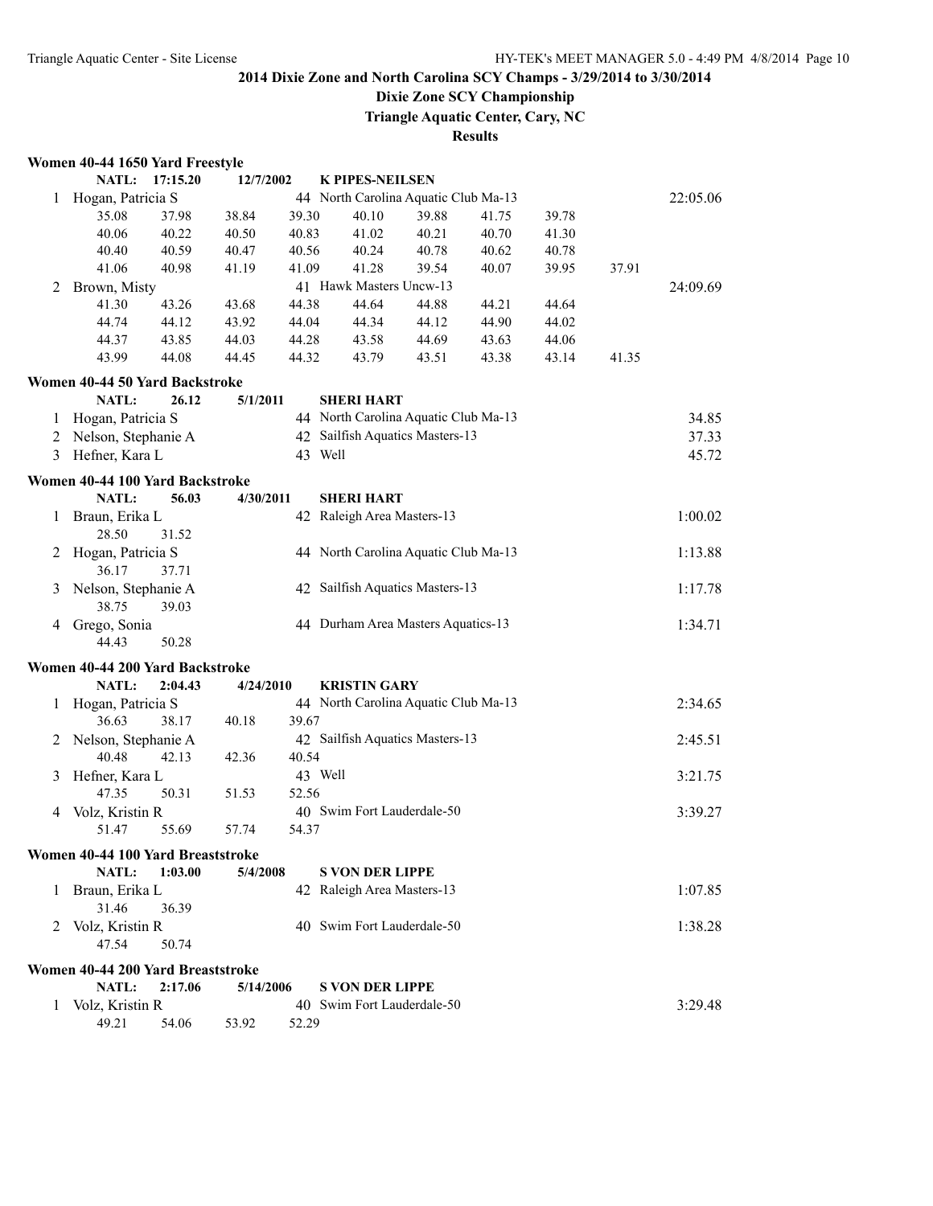## 2014 Dixie Zone and North Carolina SCY Champs - 3/29/2014 to 3/30/2014

### Dixie Zone SCY Championship

**Triangle Aquatic Center, Cary, NC**

**Results**

### Women 40-44 1650 Yard Freestyle

NATL: 17:15.20 12/7/2002 K PIPES-NEILSEN

1 Hogan, Patricia S — 44 North Carolina Aquatic Club Ma-13 — 22:05.06

| | | | | | | | | |
|---|---|---|---|---|---|---|---|---|
| 35.08 | 37.98 | 38.84 | 39.30 | 40.10 | 39.88 | 41.75 | 39.78 | |
| 40.06 | 40.22 | 40.50 | 40.83 | 41.02 | 40.21 | 40.70 | 41.30 | |
| 40.40 | 40.59 | 40.47 | 40.56 | 40.24 | 40.78 | 40.62 | 40.78 | |
| 41.06 | 40.98 | 41.19 | 41.09 | 41.28 | 39.54 | 40.07 | 39.95 | 37.91 |

2 Brown, Misty — 41 Hawk Masters Uncw-13 — 24:09.69

| | | | | | | | | |
|---|---|---|---|---|---|---|---|---|
| 41.30 | 43.26 | 43.68 | 44.38 | 44.64 | 44.88 | 44.21 | 44.64 | |
| 44.74 | 44.12 | 43.92 | 44.04 | 44.34 | 44.12 | 44.90 | 44.02 | |
| 44.37 | 43.85 | 44.03 | 44.28 | 43.58 | 44.69 | 43.63 | 44.06 | |
| 43.99 | 44.08 | 44.45 | 44.32 | 43.79 | 43.51 | 43.38 | 43.14 | 41.35 |

### Women 40-44 50 Yard Backstroke

NATL: 26.12 5/1/2011 SHERI HART

| Place | Name | Age | Team | Time |
|---|---|---|---|---|
| 1 | Hogan, Patricia S | 44 | North Carolina Aquatic Club Ma-13 | 34.85 |
| 2 | Nelson, Stephanie A | 42 | Sailfish Aquatics Masters-13 | 37.33 |
| 3 | Hefner, Kara L | 43 | Well | 45.72 |

### Women 40-44 100 Yard Backstroke

NATL: 56.03 4/30/2011 SHERI HART

| Place | Name | Age | Team | Time |
|---|---|---|---|---|
| 1 | Braun, Erika L | 42 | Raleigh Area Masters-13 | 1:00.02 |
| | 28.50 31.52 | | | |
| 2 | Hogan, Patricia S | 44 | North Carolina Aquatic Club Ma-13 | 1:13.88 |
| | 36.17 37.71 | | | |
| 3 | Nelson, Stephanie A | 42 | Sailfish Aquatics Masters-13 | 1:17.78 |
| | 38.75 39.03 | | | |
| 4 | Grego, Sonia | 44 | Durham Area Masters Aquatics-13 | 1:34.71 |
| | 44.43 50.28 | | | |

### Women 40-44 200 Yard Backstroke

NATL: 2:04.43 4/24/2010 KRISTIN GARY

| Place | Name | Age | Team | Time |
|---|---|---|---|---|
| 1 | Hogan, Patricia S | 44 | North Carolina Aquatic Club Ma-13 | 2:34.65 |
| | 36.63 38.17 40.18 39.67 | | | |
| 2 | Nelson, Stephanie A | 42 | Sailfish Aquatics Masters-13 | 2:45.51 |
| | 40.48 42.13 42.36 40.54 | | | |
| 3 | Hefner, Kara L | 43 | Well | 3:21.75 |
| | 47.35 50.31 51.53 52.56 | | | |
| 4 | Volz, Kristin R | 40 | Swim Fort Lauderdale-50 | 3:39.27 |
| | 51.47 55.69 57.74 54.37 | | | |

### Women 40-44 100 Yard Breaststroke

NATL: 1:03.00 5/4/2008 S VON DER LIPPE

| Place | Name | Age | Team | Time |
|---|---|---|---|---|
| 1 | Braun, Erika L | 42 | Raleigh Area Masters-13 | 1:07.85 |
| | 31.46 36.39 | | | |
| 2 | Volz, Kristin R | 40 | Swim Fort Lauderdale-50 | 1:38.28 |
| | 47.54 50.74 | | | |

### Women 40-44 200 Yard Breaststroke

NATL: 2:17.06 5/14/2006 S VON DER LIPPE

| Place | Name | Age | Team | Time |
|---|---|---|---|---|
| 1 | Volz, Kristin R | 40 | Swim Fort Lauderdale-50 | 3:29.48 |
| | 49.21 54.06 53.92 52.29 | | | |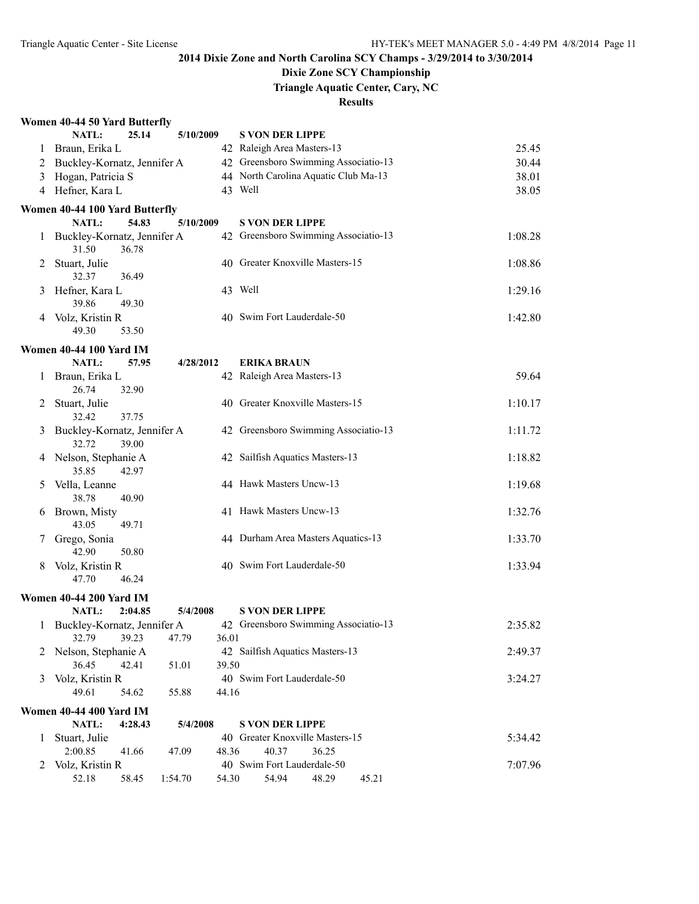## 2014 Dixie Zone and North Carolina SCY Champs - 3/29/2014 to 3/30/2014

### Dixie Zone SCY Championship

### Triangle Aquatic Center, Cary, NC

### Results

#### Women 40-44 50 Yard Butterfly

NATL: 25.14 5/10/2009 S VON DER LIPPE

| Place | Name | Age | Team | Time |
|---|---|---|---|---|
| 1 | Braun, Erika L | 42 | Raleigh Area Masters-13 | 25.45 |
| 2 | Buckley-Kornatz, Jennifer A | 42 | Greensboro Swimming Associatio-13 | 30.44 |
| 3 | Hogan, Patricia S | 44 | North Carolina Aquatic Club Ma-13 | 38.01 |
| 4 | Hefner, Kara L | 43 | Well | 38.05 |

#### Women 40-44 100 Yard Butterfly

NATL: 54.83 5/10/2009 S VON DER LIPPE

| Place | Name | Age | Team | Time |
|---|---|---|---|---|
| 1 | Buckley-Kornatz, Jennifer A | 42 | Greensboro Swimming Associatio-13 | 1:08.28 |
| | 31.50 36.78 | | | |
| 2 | Stuart, Julie | 40 | Greater Knoxville Masters-15 | 1:08.86 |
| | 32.37 36.49 | | | |
| 3 | Hefner, Kara L | 43 | Well | 1:29.16 |
| | 39.86 49.30 | | | |
| 4 | Volz, Kristin R | 40 | Swim Fort Lauderdale-50 | 1:42.80 |
| | 49.30 53.50 | | | |

#### Women 40-44 100 Yard IM

NATL: 57.95 4/28/2012 ERIKA BRAUN

| Place | Name | Age | Team | Time |
|---|---|---|---|---|
| 1 | Braun, Erika L | 42 | Raleigh Area Masters-13 | 59.64 |
| | 26.74 32.90 | | | |
| 2 | Stuart, Julie | 40 | Greater Knoxville Masters-15 | 1:10.17 |
| | 32.42 37.75 | | | |
| 3 | Buckley-Kornatz, Jennifer A | 42 | Greensboro Swimming Associatio-13 | 1:11.72 |
| | 32.72 39.00 | | | |
| 4 | Nelson, Stephanie A | 42 | Sailfish Aquatics Masters-13 | 1:18.82 |
| | 35.85 42.97 | | | |
| 5 | Vella, Leanne | 44 | Hawk Masters Uncw-13 | 1:19.68 |
| | 38.78 40.90 | | | |
| 6 | Brown, Misty | 41 | Hawk Masters Uncw-13 | 1:32.76 |
| | 43.05 49.71 | | | |
| 7 | Grego, Sonia | 44 | Durham Area Masters Aquatics-13 | 1:33.70 |
| | 42.90 50.80 | | | |
| 8 | Volz, Kristin R | 40 | Swim Fort Lauderdale-50 | 1:33.94 |
| | 47.70 46.24 | | | |

#### Women 40-44 200 Yard IM

NATL: 2:04.85 5/4/2008 S VON DER LIPPE

| Place | Name | Age | Team | Time |
|---|---|---|---|---|
| 1 | Buckley-Kornatz, Jennifer A | 42 | Greensboro Swimming Associatio-13 | 2:35.82 |
| | 32.79 39.23 47.79 36.01 | | | |
| 2 | Nelson, Stephanie A | 42 | Sailfish Aquatics Masters-13 | 2:49.37 |
| | 36.45 42.41 51.01 39.50 | | | |
| 3 | Volz, Kristin R | 40 | Swim Fort Lauderdale-50 | 3:24.27 |
| | 49.61 54.62 55.88 44.16 | | | |

#### Women 40-44 400 Yard IM

NATL: 4:28.43 5/4/2008 S VON DER LIPPE

| Place | Name | Age | Team | Time |
|---|---|---|---|---|
| 1 | Stuart, Julie | 40 | Greater Knoxville Masters-15 | 5:34.42 |
| | 2:00.85 41.66 47.09 48.36 40.37 36.25 | | | |
| 2 | Volz, Kristin R | 40 | Swim Fort Lauderdale-50 | 7:07.96 |
| | 52.18 58.45 1:54.70 54.30 54.94 48.29 45.21 | | | |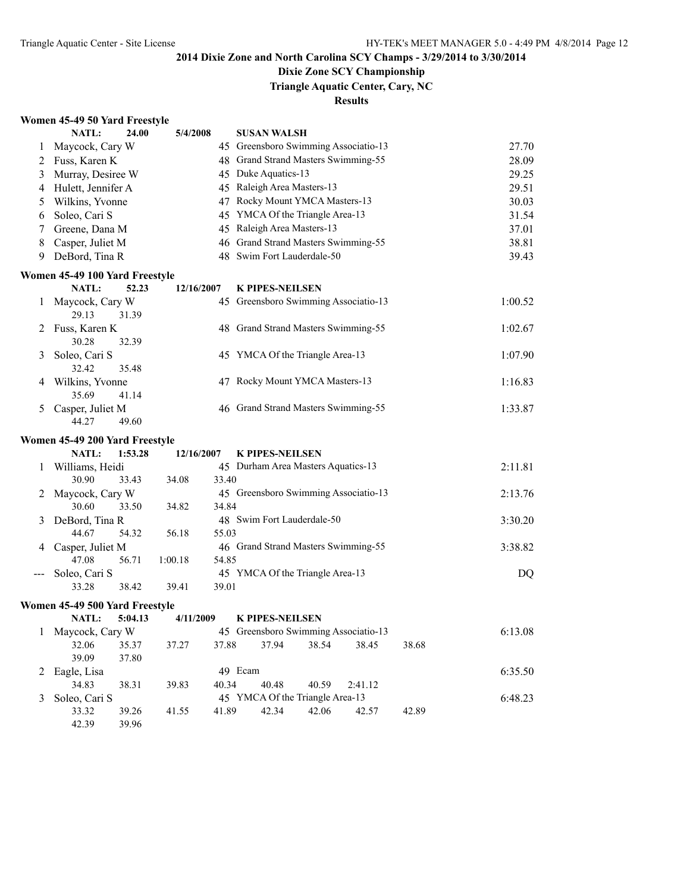# 2014 Dixie Zone and North Carolina SCY Champs - 3/29/2014 to 3/30/2014

## Dixie Zone SCY Championship

### Triangle Aquatic Center, Cary, NC

### Results

#### Women 45-49 50 Yard Freestyle

NATL: 24.00 5/4/2008 SUSAN WALSH

| Place | Name | Age | Team | Time |
|---|---|---|---|---|
| 1 | Maycock, Cary W | 45 | Greensboro Swimming Associatio-13 | 27.70 |
| 2 | Fuss, Karen K | 48 | Grand Strand Masters Swimming-55 | 28.09 |
| 3 | Murray, Desiree W | 45 | Duke Aquatics-13 | 29.25 |
| 4 | Hulett, Jennifer A | 45 | Raleigh Area Masters-13 | 29.51 |
| 5 | Wilkins, Yvonne | 47 | Rocky Mount YMCA Masters-13 | 30.03 |
| 6 | Soleo, Cari S | 45 | YMCA Of the Triangle Area-13 | 31.54 |
| 7 | Greene, Dana M | 45 | Raleigh Area Masters-13 | 37.01 |
| 8 | Casper, Juliet M | 46 | Grand Strand Masters Swimming-55 | 38.81 |
| 9 | DeBord, Tina R | 48 | Swim Fort Lauderdale-50 | 39.43 |

#### Women 45-49 100 Yard Freestyle

NATL: 52.23 12/16/2007 K PIPES-NEILSEN

| Place | Name | Age | Team | Time |
|---|---|---|---|---|
| 1 | Maycock, Cary W | 45 | Greensboro Swimming Associatio-13 | 1:00.52 |
| | 29.13 31.39 | | | |
| 2 | Fuss, Karen K | 48 | Grand Strand Masters Swimming-55 | 1:02.67 |
| | 30.28 32.39 | | | |
| 3 | Soleo, Cari S | 45 | YMCA Of the Triangle Area-13 | 1:07.90 |
| | 32.42 35.48 | | | |
| 4 | Wilkins, Yvonne | 47 | Rocky Mount YMCA Masters-13 | 1:16.83 |
| | 35.69 41.14 | | | |
| 5 | Casper, Juliet M | 46 | Grand Strand Masters Swimming-55 | 1:33.87 |
| | 44.27 49.60 | | | |

#### Women 45-49 200 Yard Freestyle

NATL: 1:53.28 12/16/2007 K PIPES-NEILSEN

| Place | Name | Age | Team | Time |
|---|---|---|---|---|
| 1 | Williams, Heidi | 45 | Durham Area Masters Aquatics-13 | 2:11.81 |
| | 30.90 33.43 34.08 33.40 | | | |
| 2 | Maycock, Cary W | 45 | Greensboro Swimming Associatio-13 | 2:13.76 |
| | 30.60 33.50 34.82 34.84 | | | |
| 3 | DeBord, Tina R | 48 | Swim Fort Lauderdale-50 | 3:30.20 |
| | 44.67 54.32 56.18 55.03 | | | |
| 4 | Casper, Juliet M | 46 | Grand Strand Masters Swimming-55 | 3:38.82 |
| | 47.08 56.71 1:00.18 54.85 | | | |
| --- | Soleo, Cari S | 45 | YMCA Of the Triangle Area-13 | DQ |
| | 33.28 38.42 39.41 39.01 | | | |

#### Women 45-49 500 Yard Freestyle

NATL: 5:04.13 4/11/2009 K PIPES-NEILSEN

| Place | Name | Age | Team | Time |
|---|---|---|---|---|
| 1 | Maycock, Cary W | 45 | Greensboro Swimming Associatio-13 | 6:13.08 |
| | 32.06 35.37 37.27 37.88 37.94 38.54 38.45 38.68 | | | |
| | 39.09 37.80 | | | |
| 2 | Eagle, Lisa | 49 | Ecam | 6:35.50 |
| | 34.83 38.31 39.83 40.34 40.48 40.59 2:41.12 | | | |
| 3 | Soleo, Cari S | 45 | YMCA Of the Triangle Area-13 | 6:48.23 |
| | 33.32 39.26 41.55 41.89 42.34 42.06 42.57 42.89 | | | |
| | 42.39 39.96 | | | |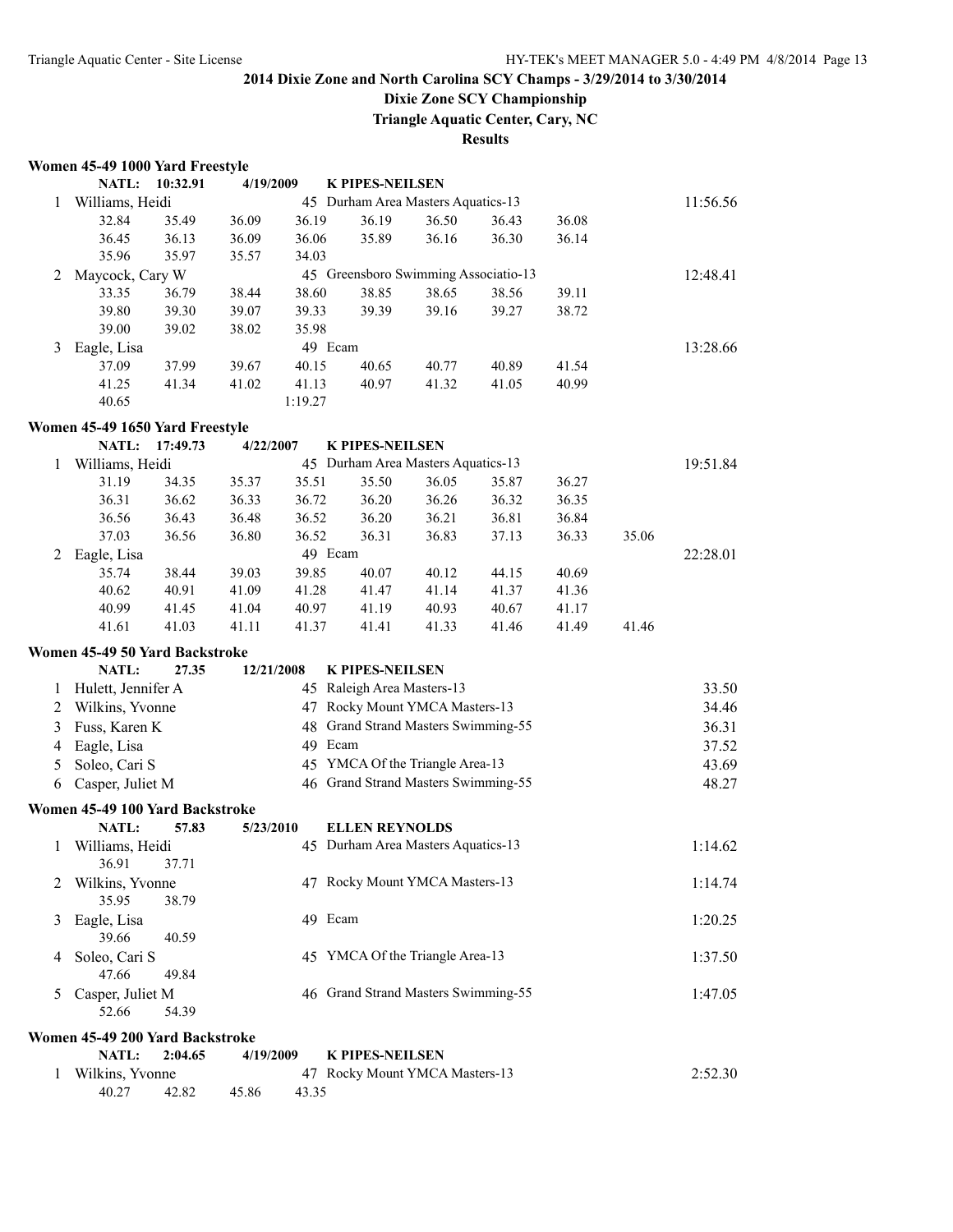# 2014 Dixie Zone and North Carolina SCY Champs - 3/29/2014 to 3/30/2014

## Dixie Zone SCY Championship

### Triangle Aquatic Center, Cary, NC

### Results

**Women 45-49 1000 Yard Freestyle**

NATL: 10:32.91 4/19/2009 K PIPES-NEILSEN

| Place | Name | Age | Team | Time |
|---|---|---|---|---|
| 1 | Williams, Heidi | 45 | Durham Area Masters Aquatics-13 | 11:56.56 |
| | 32.84, 35.49, 36.09, 36.19, 36.19, 36.50, 36.43, 36.08, 36.45, 36.13, 36.09, 36.06, 35.89, 36.16, 36.30, 36.14, 35.96, 35.97, 35.57, 34.03 | | | |
| 2 | Maycock, Cary W | 45 | Greensboro Swimming Associatio-13 | 12:48.41 |
| | 33.35, 36.79, 38.44, 38.60, 38.85, 38.65, 38.56, 39.11, 39.80, 39.30, 39.07, 39.33, 39.39, 39.16, 39.27, 38.72, 39.00, 39.02, 38.02, 35.98 | | | |
| 3 | Eagle, Lisa | 49 | Ecam | 13:28.66 |
| | 37.09, 37.99, 39.67, 40.15, 40.65, 40.77, 40.89, 41.54, 41.25, 41.34, 41.02, 41.13, 40.97, 41.32, 41.05, 40.99, 40.65, 1:19.27 | | | |

**Women 45-49 1650 Yard Freestyle**

NATL: 17:49.73 4/22/2007 K PIPES-NEILSEN

| Place | Name | Age | Team | Time |
|---|---|---|---|---|
| 1 | Williams, Heidi | 45 | Durham Area Masters Aquatics-13 | 19:51.84 |
| | 31.19, 34.35, 35.37, 35.51, 35.50, 36.05, 35.87, 36.27, 36.31, 36.62, 36.33, 36.72, 36.20, 36.26, 36.32, 36.35, 36.56, 36.43, 36.48, 36.52, 36.20, 36.21, 36.81, 36.84, 37.03, 36.56, 36.80, 36.52, 36.31, 36.83, 37.13, 36.33, 35.06 | | | |
| 2 | Eagle, Lisa | 49 | Ecam | 22:28.01 |
| | 35.74, 38.44, 39.03, 39.85, 40.07, 40.12, 44.15, 40.69, 40.62, 40.91, 41.09, 41.28, 41.47, 41.14, 41.37, 41.36, 40.99, 41.45, 41.04, 40.97, 41.19, 40.93, 40.67, 41.17, 41.61, 41.03, 41.11, 41.37, 41.41, 41.33, 41.46, 41.49, 41.46 | | | |

**Women 45-49 50 Yard Backstroke**

NATL: 27.35 12/21/2008 K PIPES-NEILSEN

| Place | Name | Age | Team | Time |
|---|---|---|---|---|
| 1 | Hulett, Jennifer A | 45 | Raleigh Area Masters-13 | 33.50 |
| 2 | Wilkins, Yvonne | 47 | Rocky Mount YMCA Masters-13 | 34.46 |
| 3 | Fuss, Karen K | 48 | Grand Strand Masters Swimming-55 | 36.31 |
| 4 | Eagle, Lisa | 49 | Ecam | 37.52 |
| 5 | Soleo, Cari S | 45 | YMCA Of the Triangle Area-13 | 43.69 |
| 6 | Casper, Juliet M | 46 | Grand Strand Masters Swimming-55 | 48.27 |

**Women 45-49 100 Yard Backstroke**

NATL: 57.83 5/23/2010 ELLEN REYNOLDS

| Place | Name | Age | Team | Time |
|---|---|---|---|---|
| 1 | Williams, Heidi | 45 | Durham Area Masters Aquatics-13 | 1:14.62 |
| | 36.91, 37.71 | | | |
| 2 | Wilkins, Yvonne | 47 | Rocky Mount YMCA Masters-13 | 1:14.74 |
| | 35.95, 38.79 | | | |
| 3 | Eagle, Lisa | 49 | Ecam | 1:20.25 |
| | 39.66, 40.59 | | | |
| 4 | Soleo, Cari S | 45 | YMCA Of the Triangle Area-13 | 1:37.50 |
| | 47.66, 49.84 | | | |
| 5 | Casper, Juliet M | 46 | Grand Strand Masters Swimming-55 | 1:47.05 |
| | 52.66, 54.39 | | | |

**Women 45-49 200 Yard Backstroke**

NATL: 2:04.65 4/19/2009 K PIPES-NEILSEN

| Place | Name | Age | Team | Time |
|---|---|---|---|---|
| 1 | Wilkins, Yvonne | 47 | Rocky Mount YMCA Masters-13 | 2:52.30 |
| | 40.27, 42.82, 45.86, 43.35 | | | |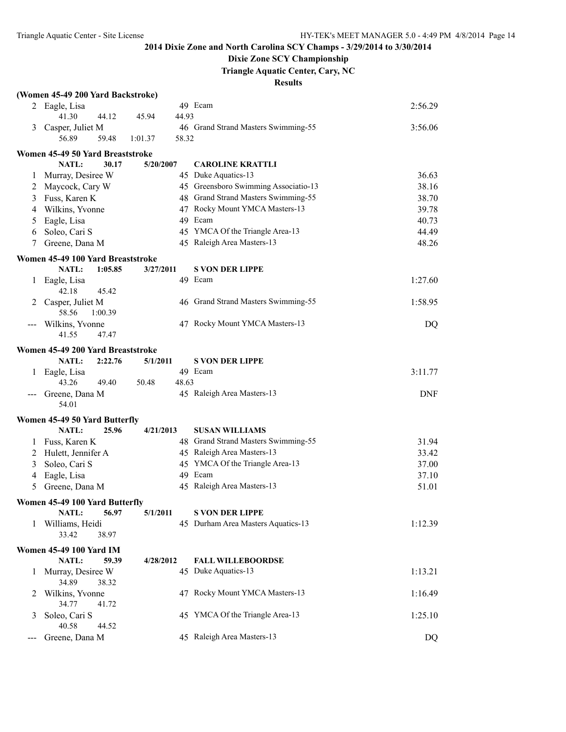## 2014 Dixie Zone and North Carolina SCY Champs - 3/29/2014 to 3/30/2014

### Dixie Zone SCY Championship

### Triangle Aquatic Center, Cary, NC

### Results

**(Women 45-49 200 Yard Backstroke)**

| | Name | Age | Team | Finals Time |
|---|---|---|---|---|
| 2 | Eagle, Lisa | 49 | Ecam | 2:56.29 |
| | 41.30  44.12  45.94  44.93 | | | |
| 3 | Casper, Juliet M | 46 | Grand Strand Masters Swimming-55 | 3:56.06 |
| | 56.89  59.48  1:01.37  58.32 | | | |

**Women 45-49 50 Yard Breaststroke**

NATL: 30.17 5/20/2007 CAROLINE KRATTLI

| | Name | Age | Team | Finals Time |
|---|---|---|---|---|
| 1 | Murray, Desiree W | 45 | Duke Aquatics-13 | 36.63 |
| 2 | Maycock, Cary W | 45 | Greensboro Swimming Associatio-13 | 38.16 |
| 3 | Fuss, Karen K | 48 | Grand Strand Masters Swimming-55 | 38.70 |
| 4 | Wilkins, Yvonne | 47 | Rocky Mount YMCA Masters-13 | 39.78 |
| 5 | Eagle, Lisa | 49 | Ecam | 40.73 |
| 6 | Soleo, Cari S | 45 | YMCA Of the Triangle Area-13 | 44.49 |
| 7 | Greene, Dana M | 45 | Raleigh Area Masters-13 | 48.26 |

**Women 45-49 100 Yard Breaststroke**

NATL: 1:05.85 3/27/2011 S VON DER LIPPE

| | Name | Age | Team | Finals Time |
|---|---|---|---|---|
| 1 | Eagle, Lisa | 49 | Ecam | 1:27.60 |
| | 42.18  45.42 | | | |
| 2 | Casper, Juliet M | 46 | Grand Strand Masters Swimming-55 | 1:58.95 |
| | 58.56  1:00.39 | | | |
| --- | Wilkins, Yvonne | 47 | Rocky Mount YMCA Masters-13 | DQ |
| | 41.55  47.47 | | | |

**Women 45-49 200 Yard Breaststroke**

NATL: 2:22.76 5/1/2011 S VON DER LIPPE

| | Name | Age | Team | Finals Time |
|---|---|---|---|---|
| 1 | Eagle, Lisa | 49 | Ecam | 3:11.77 |
| | 43.26  49.40  50.48  48.63 | | | |
| --- | Greene, Dana M | 45 | Raleigh Area Masters-13 | DNF |
| | 54.01 | | | |

**Women 45-49 50 Yard Butterfly**

NATL: 25.96 4/21/2013 SUSAN WILLIAMS

| | Name | Age | Team | Finals Time |
|---|---|---|---|---|
| 1 | Fuss, Karen K | 48 | Grand Strand Masters Swimming-55 | 31.94 |
| 2 | Hulett, Jennifer A | 45 | Raleigh Area Masters-13 | 33.42 |
| 3 | Soleo, Cari S | 45 | YMCA Of the Triangle Area-13 | 37.00 |
| 4 | Eagle, Lisa | 49 | Ecam | 37.10 |
| 5 | Greene, Dana M | 45 | Raleigh Area Masters-13 | 51.01 |

**Women 45-49 100 Yard Butterfly**

NATL: 56.97 5/1/2011 S VON DER LIPPE

| | Name | Age | Team | Finals Time |
|---|---|---|---|---|
| 1 | Williams, Heidi | 45 | Durham Area Masters Aquatics-13 | 1:12.39 |
| | 33.42  38.97 | | | |

**Women 45-49 100 Yard IM**

NATL: 59.39 4/28/2012 FALL WILLEBOORDSE

| | Name | Age | Team | Finals Time |
|---|---|---|---|---|
| 1 | Murray, Desiree W | 45 | Duke Aquatics-13 | 1:13.21 |
| | 34.89  38.32 | | | |
| 2 | Wilkins, Yvonne | 47 | Rocky Mount YMCA Masters-13 | 1:16.49 |
| | 34.77  41.72 | | | |
| 3 | Soleo, Cari S | 45 | YMCA Of the Triangle Area-13 | 1:25.10 |
| | 40.58  44.52 | | | |
| --- | Greene, Dana M | 45 | Raleigh Area Masters-13 | DQ |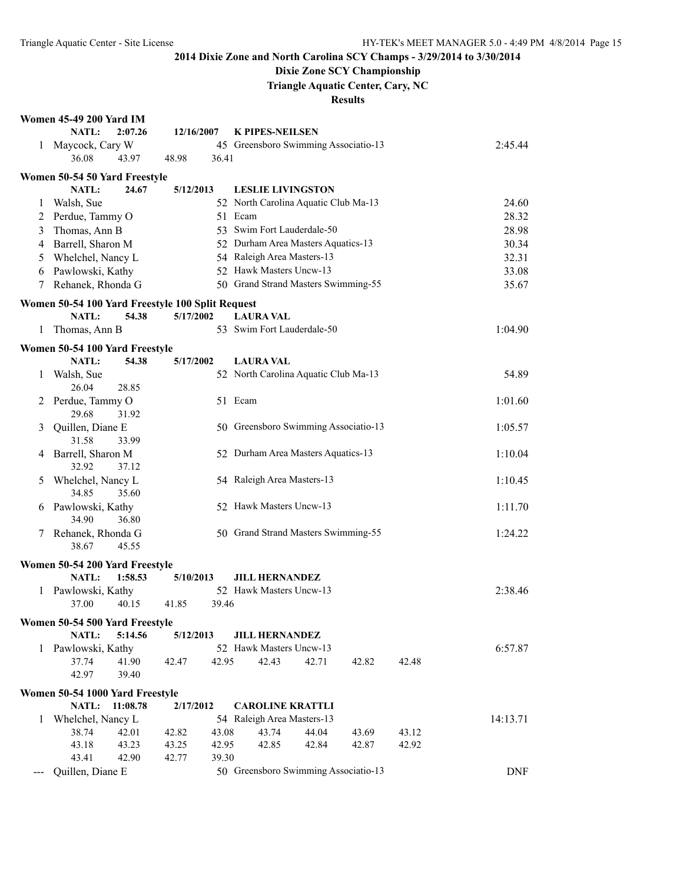# 2014 Dixie Zone and North Carolina SCY Champs - 3/29/2014 to 3/30/2014

## Dixie Zone SCY Championship

### Triangle Aquatic Center, Cary, NC

### Results

**Women 45-49 200 Yard IM**

NATL: 2:07.26 12/16/2007 K PIPES-NEILSEN

| Place | Name | Age | Team | Time |
|---|---|---|---|---|
| 1 | Maycock, Cary W | 45 | Greensboro Swimming Associatio-13 | 2:45.44 |
| | 36.08 43.97 48.98 36.41 | | | |

**Women 50-54 50 Yard Freestyle**

NATL: 24.67 5/12/2013 LESLIE LIVINGSTON

| Place | Name | Age | Team | Time |
|---|---|---|---|---|
| 1 | Walsh, Sue | 52 | North Carolina Aquatic Club Ma-13 | 24.60 |
| 2 | Perdue, Tammy O | 51 | Ecam | 28.32 |
| 3 | Thomas, Ann B | 53 | Swim Fort Lauderdale-50 | 28.98 |
| 4 | Barrell, Sharon M | 52 | Durham Area Masters Aquatics-13 | 30.34 |
| 5 | Whelchel, Nancy L | 54 | Raleigh Area Masters-13 | 32.31 |
| 6 | Pawlowski, Kathy | 52 | Hawk Masters Uncw-13 | 33.08 |
| 7 | Rehanek, Rhonda G | 50 | Grand Strand Masters Swimming-55 | 35.67 |

**Women 50-54 100 Yard Freestyle 100 Split Request**

NATL: 54.38 5/17/2002 LAURA VAL

| Place | Name | Age | Team | Time |
|---|---|---|---|---|
| 1 | Thomas, Ann B | 53 | Swim Fort Lauderdale-50 | 1:04.90 |

**Women 50-54 100 Yard Freestyle**

NATL: 54.38 5/17/2002 LAURA VAL

| Place | Name | Age | Team | Time |
|---|---|---|---|---|
| 1 | Walsh, Sue | 52 | North Carolina Aquatic Club Ma-13 | 54.89 |
| | 26.04 28.85 | | | |
| 2 | Perdue, Tammy O | 51 | Ecam | 1:01.60 |
| | 29.68 31.92 | | | |
| 3 | Quillen, Diane E | 50 | Greensboro Swimming Associatio-13 | 1:05.57 |
| | 31.58 33.99 | | | |
| 4 | Barrell, Sharon M | 52 | Durham Area Masters Aquatics-13 | 1:10.04 |
| | 32.92 37.12 | | | |
| 5 | Whelchel, Nancy L | 54 | Raleigh Area Masters-13 | 1:10.45 |
| | 34.85 35.60 | | | |
| 6 | Pawlowski, Kathy | 52 | Hawk Masters Uncw-13 | 1:11.70 |
| | 34.90 36.80 | | | |
| 7 | Rehanek, Rhonda G | 50 | Grand Strand Masters Swimming-55 | 1:24.22 |
| | 38.67 45.55 | | | |

**Women 50-54 200 Yard Freestyle**

NATL: 1:58.53 5/10/2013 JILL HERNANDEZ

| Place | Name | Age | Team | Time |
|---|---|---|---|---|
| 1 | Pawlowski, Kathy | 52 | Hawk Masters Uncw-13 | 2:38.46 |
| | 37.00 40.15 41.85 39.46 | | | |

**Women 50-54 500 Yard Freestyle**

NATL: 5:14.56 5/12/2013 JILL HERNANDEZ

| Place | Name | Age | Team | Time |
|---|---|---|---|---|
| 1 | Pawlowski, Kathy | 52 | Hawk Masters Uncw-13 | 6:57.87 |
| | 37.74 41.90 42.47 42.95 42.43 42.71 42.82 42.48 | | | |
| | 42.97 39.40 | | | |

**Women 50-54 1000 Yard Freestyle**

NATL: 11:08.78 2/17/2012 CAROLINE KRATTLI

| Place | Name | Age | Team | Time |
|---|---|---|---|---|
| 1 | Whelchel, Nancy L | 54 | Raleigh Area Masters-13 | 14:13.71 |
| | 38.74 42.01 42.82 43.08 43.74 44.04 43.69 43.12 | | | |
| | 43.18 43.23 43.25 42.95 42.85 42.84 42.87 42.92 | | | |
| | 43.41 42.90 42.77 39.30 | | | |
| --- | Quillen, Diane E | 50 | Greensboro Swimming Associatio-13 | DNF |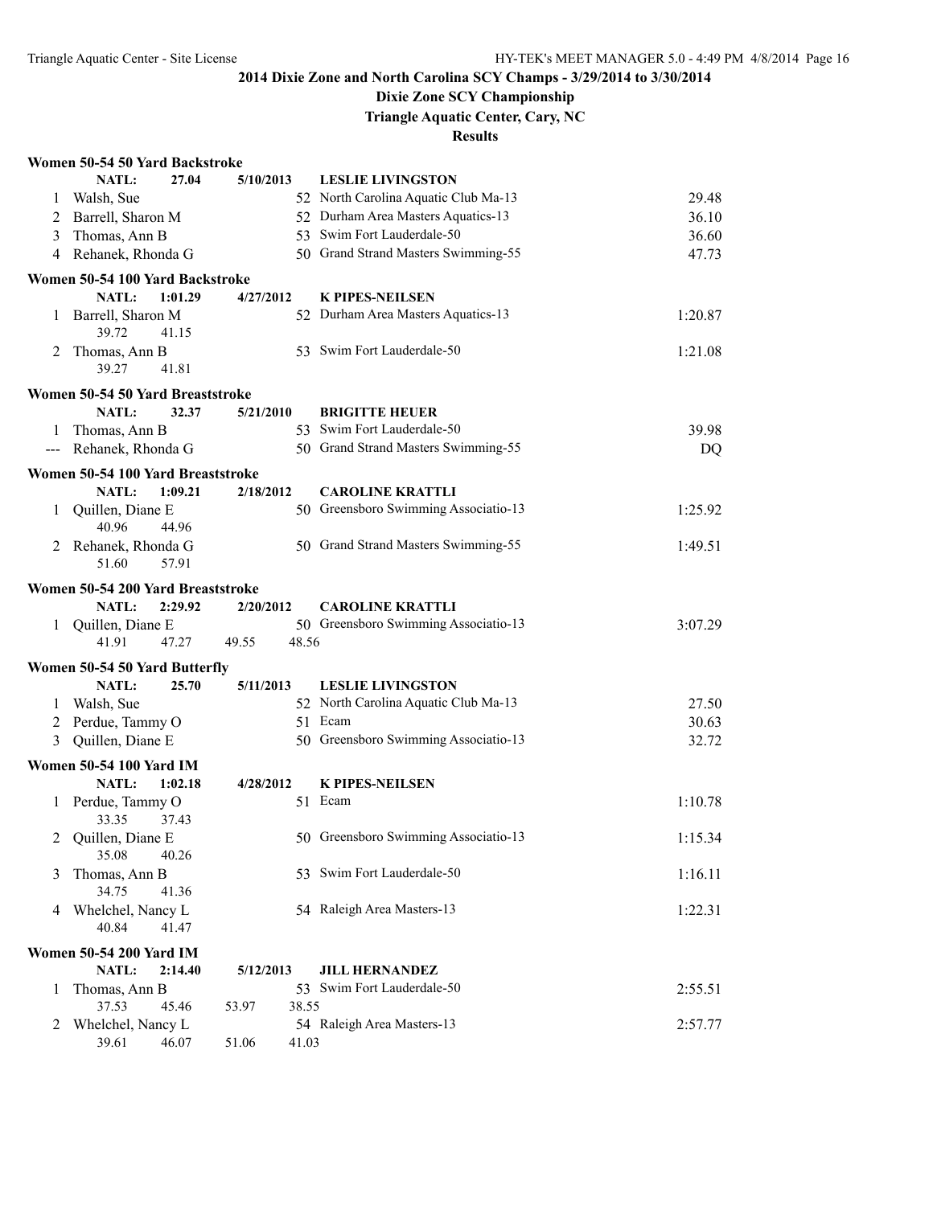## 2014 Dixie Zone and North Carolina SCY Champs - 3/29/2014 to 3/30/2014

### Dixie Zone SCY Championship

### Triangle Aquatic Center, Cary, NC

### Results

**Women 50-54 50 Yard Backstroke**

| | | | | |
|---|---|---|---|---|
| | NATL: 27.04 5/10/2013 | | LESLIE LIVINGSTON | |
| 1 | Walsh, Sue | 52 | North Carolina Aquatic Club Ma-13 | 29.48 |
| 2 | Barrell, Sharon M | 52 | Durham Area Masters Aquatics-13 | 36.10 |
| 3 | Thomas, Ann B | 53 | Swim Fort Lauderdale-50 | 36.60 |
| 4 | Rehanek, Rhonda G | 50 | Grand Strand Masters Swimming-55 | 47.73 |

**Women 50-54 100 Yard Backstroke**

| | | | | |
|---|---|---|---|---|
| | NATL: 1:01.29 4/27/2012 | | K PIPES-NEILSEN | |
| 1 | Barrell, Sharon M | 52 | Durham Area Masters Aquatics-13 | 1:20.87 |
| | 39.72 41.15 | | | |
| 2 | Thomas, Ann B | 53 | Swim Fort Lauderdale-50 | 1:21.08 |
| | 39.27 41.81 | | | |

**Women 50-54 50 Yard Breaststroke**

| | | | | |
|---|---|---|---|---|
| | NATL: 32.37 5/21/2010 | | BRIGITTE HEUER | |
| 1 | Thomas, Ann B | 53 | Swim Fort Lauderdale-50 | 39.98 |
| --- | Rehanek, Rhonda G | 50 | Grand Strand Masters Swimming-55 | DQ |

**Women 50-54 100 Yard Breaststroke**

| | | | | |
|---|---|---|---|---|
| | NATL: 1:09.21 2/18/2012 | | CAROLINE KRATTLI | |
| 1 | Quillen, Diane E | 50 | Greensboro Swimming Associatio-13 | 1:25.92 |
| | 40.96 44.96 | | | |
| 2 | Rehanek, Rhonda G | 50 | Grand Strand Masters Swimming-55 | 1:49.51 |
| | 51.60 57.91 | | | |

**Women 50-54 200 Yard Breaststroke**

| | | | | |
|---|---|---|---|---|
| | NATL: 2:29.92 2/20/2012 | | CAROLINE KRATTLI | |
| 1 | Quillen, Diane E | 50 | Greensboro Swimming Associatio-13 | 3:07.29 |
| | 41.91 47.27 49.55 48.56 | | | |

**Women 50-54 50 Yard Butterfly**

| | | | | |
|---|---|---|---|---|
| | NATL: 25.70 5/11/2013 | | LESLIE LIVINGSTON | |
| 1 | Walsh, Sue | 52 | North Carolina Aquatic Club Ma-13 | 27.50 |
| 2 | Perdue, Tammy O | 51 | Ecam | 30.63 |
| 3 | Quillen, Diane E | 50 | Greensboro Swimming Associatio-13 | 32.72 |

**Women 50-54 100 Yard IM**

| | | | | |
|---|---|---|---|---|
| | NATL: 1:02.18 4/28/2012 | | K PIPES-NEILSEN | |
| 1 | Perdue, Tammy O | 51 | Ecam | 1:10.78 |
| | 33.35 37.43 | | | |
| 2 | Quillen, Diane E | 50 | Greensboro Swimming Associatio-13 | 1:15.34 |
| | 35.08 40.26 | | | |
| 3 | Thomas, Ann B | 53 | Swim Fort Lauderdale-50 | 1:16.11 |
| | 34.75 41.36 | | | |
| 4 | Whelchel, Nancy L | 54 | Raleigh Area Masters-13 | 1:22.31 |
| | 40.84 41.47 | | | |

**Women 50-54 200 Yard IM**

| | | | | |
|---|---|---|---|---|
| | NATL: 2:14.40 5/12/2013 | | JILL HERNANDEZ | |
| 1 | Thomas, Ann B | 53 | Swim Fort Lauderdale-50 | 2:55.51 |
| | 37.53 45.46 53.97 38.55 | | | |
| 2 | Whelchel, Nancy L | 54 | Raleigh Area Masters-13 | 2:57.77 |
| | 39.61 46.07 51.06 41.03 | | | |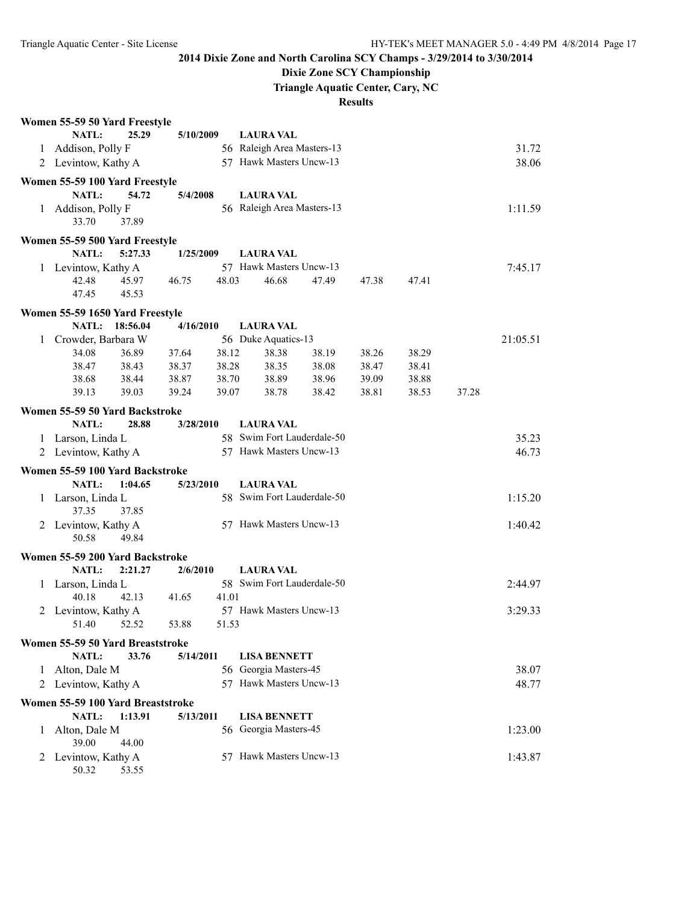## 2014 Dixie Zone and North Carolina SCY Champs - 3/29/2014 to 3/30/2014

**Dixie Zone SCY Championship**

**Triangle Aquatic Center, Cary, NC**

**Results**

### Women 55-59 50 Yard Freestyle

NATL: 25.29 5/10/2009 LAURA VAL

1 Addison, Polly F 56 Raleigh Area Masters-13 31.72

2 Levintow, Kathy A 57 Hawk Masters Uncw-13 38.06

### Women 55-59 100 Yard Freestyle

NATL: 54.72 5/4/2008 LAURA VAL

1 Addison, Polly F 56 Raleigh Area Masters-13 1:11.59

33.70 37.89

### Women 55-59 500 Yard Freestyle

NATL: 5:27.33 1/25/2009 LAURA VAL

1 Levintow, Kathy A 57 Hawk Masters Uncw-13 7:45.17

42.48 45.97 46.75 48.03 46.68 47.49 47.38 47.41

47.45 45.53

### Women 55-59 1650 Yard Freestyle

NATL: 18:56.04 4/16/2010 LAURA VAL

1 Crowder, Barbara W 56 Duke Aquatics-13 21:05.51

34.08 36.89 37.64 38.12 38.38 38.19 38.26 38.29

38.47 38.43 38.37 38.28 38.35 38.08 38.47 38.41

38.68 38.44 38.87 38.70 38.89 38.96 39.09 38.88

39.13 39.03 39.24 39.07 38.78 38.42 38.81 38.53 37.28

### Women 55-59 50 Yard Backstroke

NATL: 28.88 3/28/2010 LAURA VAL

1 Larson, Linda L 58 Swim Fort Lauderdale-50 35.23

2 Levintow, Kathy A 57 Hawk Masters Uncw-13 46.73

### Women 55-59 100 Yard Backstroke

NATL: 1:04.65 5/23/2010 LAURA VAL

1 Larson, Linda L 58 Swim Fort Lauderdale-50 1:15.20

37.35 37.85

2 Levintow, Kathy A 57 Hawk Masters Uncw-13 1:40.42

50.58 49.84

### Women 55-59 200 Yard Backstroke

NATL: 2:21.27 2/6/2010 LAURA VAL

1 Larson, Linda L 58 Swim Fort Lauderdale-50 2:44.97

40.18 42.13 41.65 41.01

2 Levintow, Kathy A 57 Hawk Masters Uncw-13 3:29.33

51.40 52.52 53.88 51.53

### Women 55-59 50 Yard Breaststroke

NATL: 33.76 5/14/2011 LISA BENNETT

1 Alton, Dale M 56 Georgia Masters-45 38.07

2 Levintow, Kathy A 57 Hawk Masters Uncw-13 48.77

### Women 55-59 100 Yard Breaststroke

NATL: 1:13.91 5/13/2011 LISA BENNETT

1 Alton, Dale M 56 Georgia Masters-45 1:23.00

39.00 44.00

2 Levintow, Kathy A 57 Hawk Masters Uncw-13 1:43.87

50.32 53.55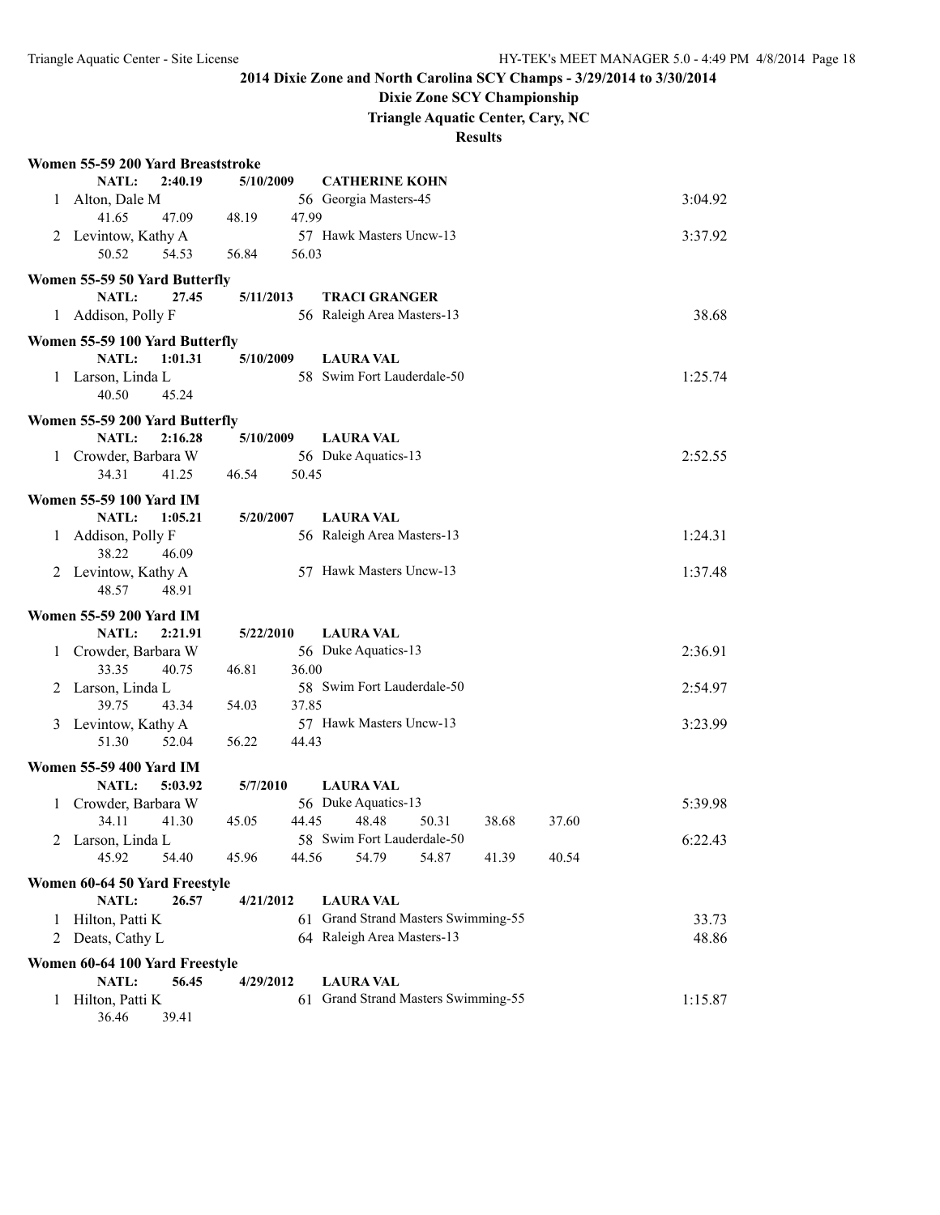## 2014 Dixie Zone and North Carolina SCY Champs - 3/29/2014 to 3/30/2014

### Dixie Zone SCY Championship

### Triangle Aquatic Center, Cary, NC

### Results

**Women 55-59 200 Yard Breaststroke**

| | Name | Age | Team | Time |
|---|---|---|---|---|
| | **NATL: 2:40.19** | **5/10/2009** | **CATHERINE KOHN** | |
| 1 | Alton, Dale M | 56 | Georgia Masters-45 | 3:04.92 |
| | 41.65 47.09 48.19 47.99 | | | |
| 2 | Levintow, Kathy A | 57 | Hawk Masters Uncw-13 | 3:37.92 |
| | 50.52 54.53 56.84 56.03 | | | |

**Women 55-59 50 Yard Butterfly**

| | Name | Age | Team | Time |
|---|---|---|---|---|
| | **NATL: 27.45** | **5/11/2013** | **TRACI GRANGER** | |
| 1 | Addison, Polly F | 56 | Raleigh Area Masters-13 | 38.68 |

**Women 55-59 100 Yard Butterfly**

| | Name | Age | Team | Time |
|---|---|---|---|---|
| | **NATL: 1:01.31** | **5/10/2009** | **LAURA VAL** | |
| 1 | Larson, Linda L | 58 | Swim Fort Lauderdale-50 | 1:25.74 |
| | 40.50 45.24 | | | |

**Women 55-59 200 Yard Butterfly**

| | Name | Age | Team | Time |
|---|---|---|---|---|
| | **NATL: 2:16.28** | **5/10/2009** | **LAURA VAL** | |
| 1 | Crowder, Barbara W | 56 | Duke Aquatics-13 | 2:52.55 |
| | 34.31 41.25 46.54 50.45 | | | |

**Women 55-59 100 Yard IM**

| | Name | Age | Team | Time |
|---|---|---|---|---|
| | **NATL: 1:05.21** | **5/20/2007** | **LAURA VAL** | |
| 1 | Addison, Polly F | 56 | Raleigh Area Masters-13 | 1:24.31 |
| | 38.22 46.09 | | | |
| 2 | Levintow, Kathy A | 57 | Hawk Masters Uncw-13 | 1:37.48 |
| | 48.57 48.91 | | | |

**Women 55-59 200 Yard IM**

| | Name | Age | Team | Time |
|---|---|---|---|---|
| | **NATL: 2:21.91** | **5/22/2010** | **LAURA VAL** | |
| 1 | Crowder, Barbara W | 56 | Duke Aquatics-13 | 2:36.91 |
| | 33.35 40.75 46.81 36.00 | | | |
| 2 | Larson, Linda L | 58 | Swim Fort Lauderdale-50 | 2:54.97 |
| | 39.75 43.34 54.03 37.85 | | | |
| 3 | Levintow, Kathy A | 57 | Hawk Masters Uncw-13 | 3:23.99 |
| | 51.30 52.04 56.22 44.43 | | | |

**Women 55-59 400 Yard IM**

| | Name | Age | Team | Time |
|---|---|---|---|---|
| | **NATL: 5:03.92** | **5/7/2010** | **LAURA VAL** | |
| 1 | Crowder, Barbara W | 56 | Duke Aquatics-13 | 5:39.98 |
| | 34.11 41.30 45.05 44.45 48.48 50.31 38.68 37.60 | | | |
| 2 | Larson, Linda L | 58 | Swim Fort Lauderdale-50 | 6:22.43 |
| | 45.92 54.40 45.96 44.56 54.79 54.87 41.39 40.54 | | | |

**Women 60-64 50 Yard Freestyle**

| | Name | Age | Team | Time |
|---|---|---|---|---|
| | **NATL: 26.57** | **4/21/2012** | **LAURA VAL** | |
| 1 | Hilton, Patti K | 61 | Grand Strand Masters Swimming-55 | 33.73 |
| 2 | Deats, Cathy L | 64 | Raleigh Area Masters-13 | 48.86 |

**Women 60-64 100 Yard Freestyle**

| | Name | Age | Team | Time |
|---|---|---|---|---|
| | **NATL: 56.45** | **4/29/2012** | **LAURA VAL** | |
| 1 | Hilton, Patti K | 61 | Grand Strand Masters Swimming-55 | 1:15.87 |
| | 36.46 39.41 | | | |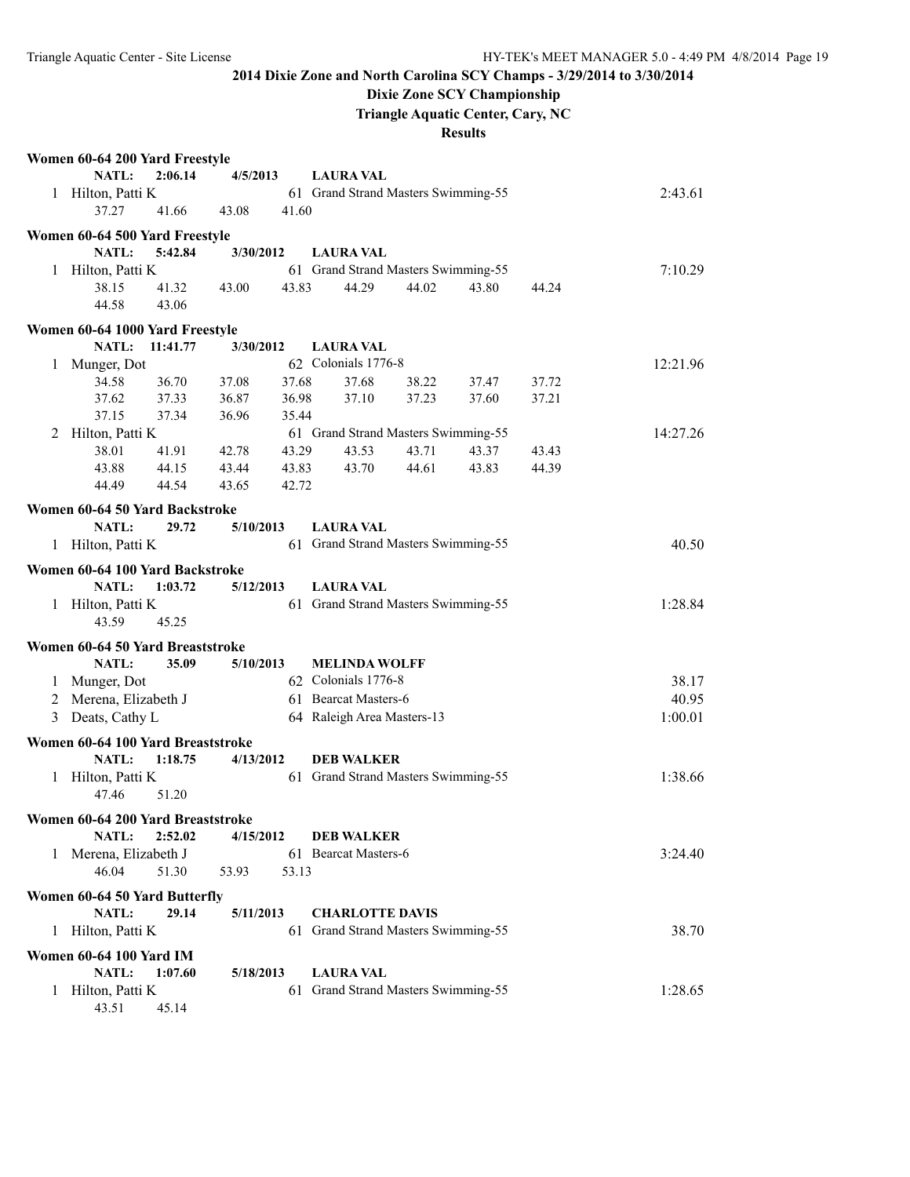**2014 Dixie Zone and North Carolina SCY Champs - 3/29/2014 to 3/30/2014**

**Dixie Zone SCY Championship**

**Triangle Aquatic Center, Cary, NC**

**Results**

**Women 60-64 200 Yard Freestyle**

NATL: 2:06.14 4/5/2013 LAURA VAL

1 Hilton, Patti K 61 Grand Strand Masters Swimming-55 2:43.61
37.27 41.66 43.08 41.60

**Women 60-64 500 Yard Freestyle**

NATL: 5:42.84 3/30/2012 LAURA VAL

1 Hilton, Patti K 61 Grand Strand Masters Swimming-55 7:10.29
38.15 41.32 43.00 43.83 44.29 44.02 43.80 44.24
44.58 43.06

**Women 60-64 1000 Yard Freestyle**

NATL: 11:41.77 3/30/2012 LAURA VAL

1 Munger, Dot 62 Colonials 1776-8 12:21.96
34.58 36.70 37.08 37.68 37.68 38.22 37.47 37.72
37.62 37.33 36.87 36.98 37.10 37.23 37.60 37.21
37.15 37.34 36.96 35.44

2 Hilton, Patti K 61 Grand Strand Masters Swimming-55 14:27.26
38.01 41.91 42.78 43.29 43.53 43.71 43.37 43.43
43.88 44.15 43.44 43.83 43.70 44.61 43.83 44.39
44.49 44.54 43.65 42.72

**Women 60-64 50 Yard Backstroke**

NATL: 29.72 5/10/2013 LAURA VAL

1 Hilton, Patti K 61 Grand Strand Masters Swimming-55 40.50

**Women 60-64 100 Yard Backstroke**

NATL: 1:03.72 5/12/2013 LAURA VAL

1 Hilton, Patti K 61 Grand Strand Masters Swimming-55 1:28.84
43.59 45.25

**Women 60-64 50 Yard Breaststroke**

NATL: 35.09 5/10/2013 MELINDA WOLFF

1 Munger, Dot 62 Colonials 1776-8 38.17
2 Merena, Elizabeth J 61 Bearcat Masters-6 40.95
3 Deats, Cathy L 64 Raleigh Area Masters-13 1:00.01

**Women 60-64 100 Yard Breaststroke**

NATL: 1:18.75 4/13/2012 DEB WALKER

1 Hilton, Patti K 61 Grand Strand Masters Swimming-55 1:38.66
47.46 51.20

**Women 60-64 200 Yard Breaststroke**

NATL: 2:52.02 4/15/2012 DEB WALKER

1 Merena, Elizabeth J 61 Bearcat Masters-6 3:24.40
46.04 51.30 53.93 53.13

**Women 60-64 50 Yard Butterfly**

NATL: 29.14 5/11/2013 CHARLOTTE DAVIS

1 Hilton, Patti K 61 Grand Strand Masters Swimming-55 38.70

**Women 60-64 100 Yard IM**

NATL: 1:07.60 5/18/2013 LAURA VAL

1 Hilton, Patti K 61 Grand Strand Masters Swimming-55 1:28.65
43.51 45.14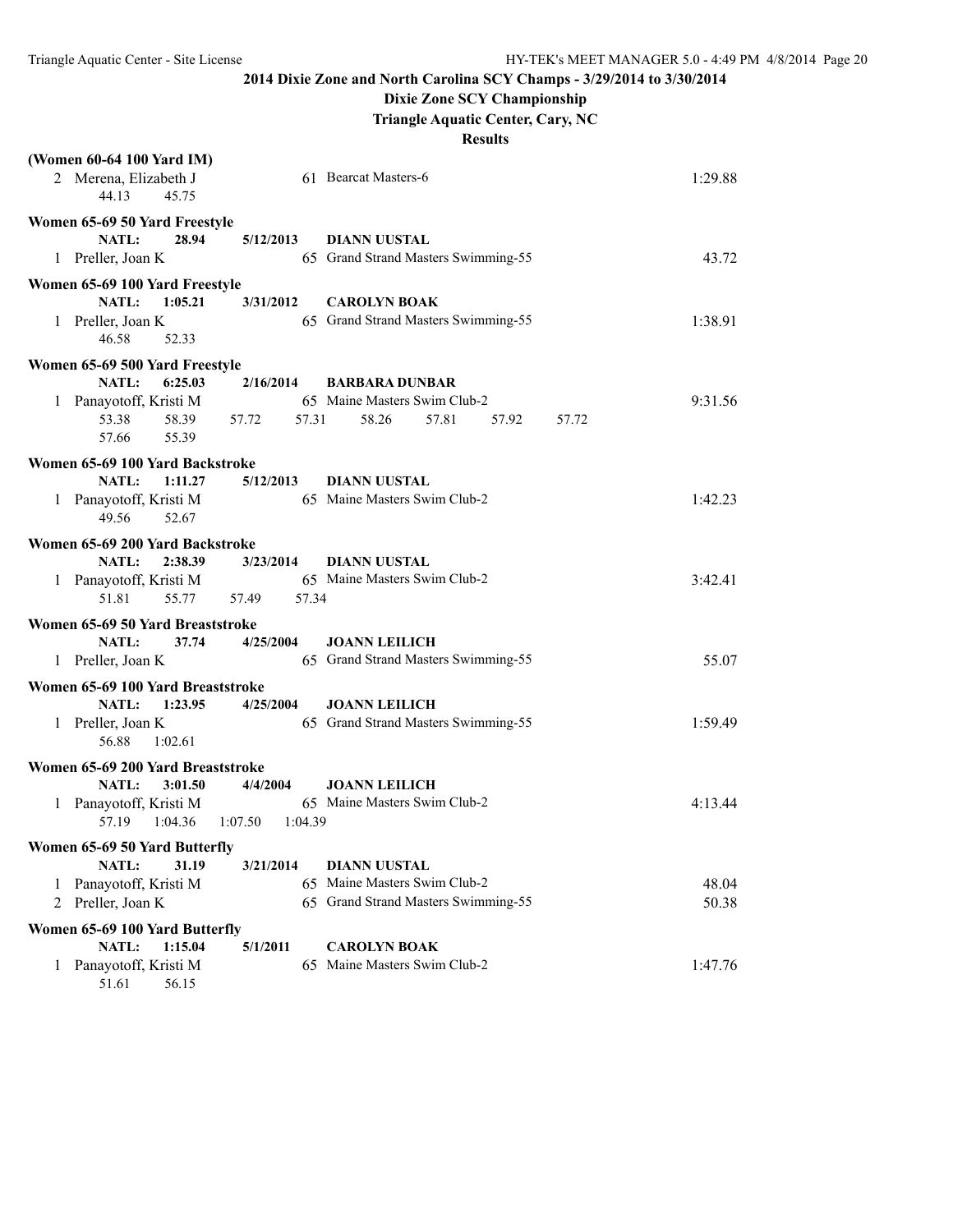## 2014 Dixie Zone and North Carolina SCY Champs - 3/29/2014 to 3/30/2014

### Dixie Zone SCY Championship

### Triangle Aquatic Center, Cary, NC

### Results

**(Women 60-64 100 Yard IM)**

2 Merena, Elizabeth J — 61 Bearcat Masters-6 — 1:29.88
44.13 45.75

**Women 65-69 50 Yard Freestyle**

**NATL: 28.94 5/12/2013 DIANN UUSTAL**

1 Preller, Joan K — 65 Grand Strand Masters Swimming-55 — 43.72

**Women 65-69 100 Yard Freestyle**

**NATL: 1:05.21 3/31/2012 CAROLYN BOAK**

1 Preller, Joan K — 65 Grand Strand Masters Swimming-55 — 1:38.91
46.58 52.33

**Women 65-69 500 Yard Freestyle**

**NATL: 6:25.03 2/16/2014 BARBARA DUNBAR**

1 Panayotoff, Kristi M — 65 Maine Masters Swim Club-2 — 9:31.56
53.38 58.39 57.72 57.31 58.26 57.81 57.92 57.72
57.66 55.39

**Women 65-69 100 Yard Backstroke**

**NATL: 1:11.27 5/12/2013 DIANN UUSTAL**

1 Panayotoff, Kristi M — 65 Maine Masters Swim Club-2 — 1:42.23
49.56 52.67

**Women 65-69 200 Yard Backstroke**

**NATL: 2:38.39 3/23/2014 DIANN UUSTAL**

1 Panayotoff, Kristi M — 65 Maine Masters Swim Club-2 — 3:42.41
51.81 55.77 57.49 57.34

**Women 65-69 50 Yard Breaststroke**

**NATL: 37.74 4/25/2004 JOANN LEILICH**

1 Preller, Joan K — 65 Grand Strand Masters Swimming-55 — 55.07

**Women 65-69 100 Yard Breaststroke**

**NATL: 1:23.95 4/25/2004 JOANN LEILICH**

1 Preller, Joan K — 65 Grand Strand Masters Swimming-55 — 1:59.49
56.88 1:02.61

**Women 65-69 200 Yard Breaststroke**

**NATL: 3:01.50 4/4/2004 JOANN LEILICH**

1 Panayotoff, Kristi M — 65 Maine Masters Swim Club-2 — 4:13.44
57.19 1:04.36 1:07.50 1:04.39

**Women 65-69 50 Yard Butterfly**

**NATL: 31.19 3/21/2014 DIANN UUSTAL**

1 Panayotoff, Kristi M — 65 Maine Masters Swim Club-2 — 48.04
2 Preller, Joan K — 65 Grand Strand Masters Swimming-55 — 50.38

**Women 65-69 100 Yard Butterfly**

**NATL: 1:15.04 5/1/2011 CAROLYN BOAK**

1 Panayotoff, Kristi M — 65 Maine Masters Swim Club-2 — 1:47.76
51.61 56.15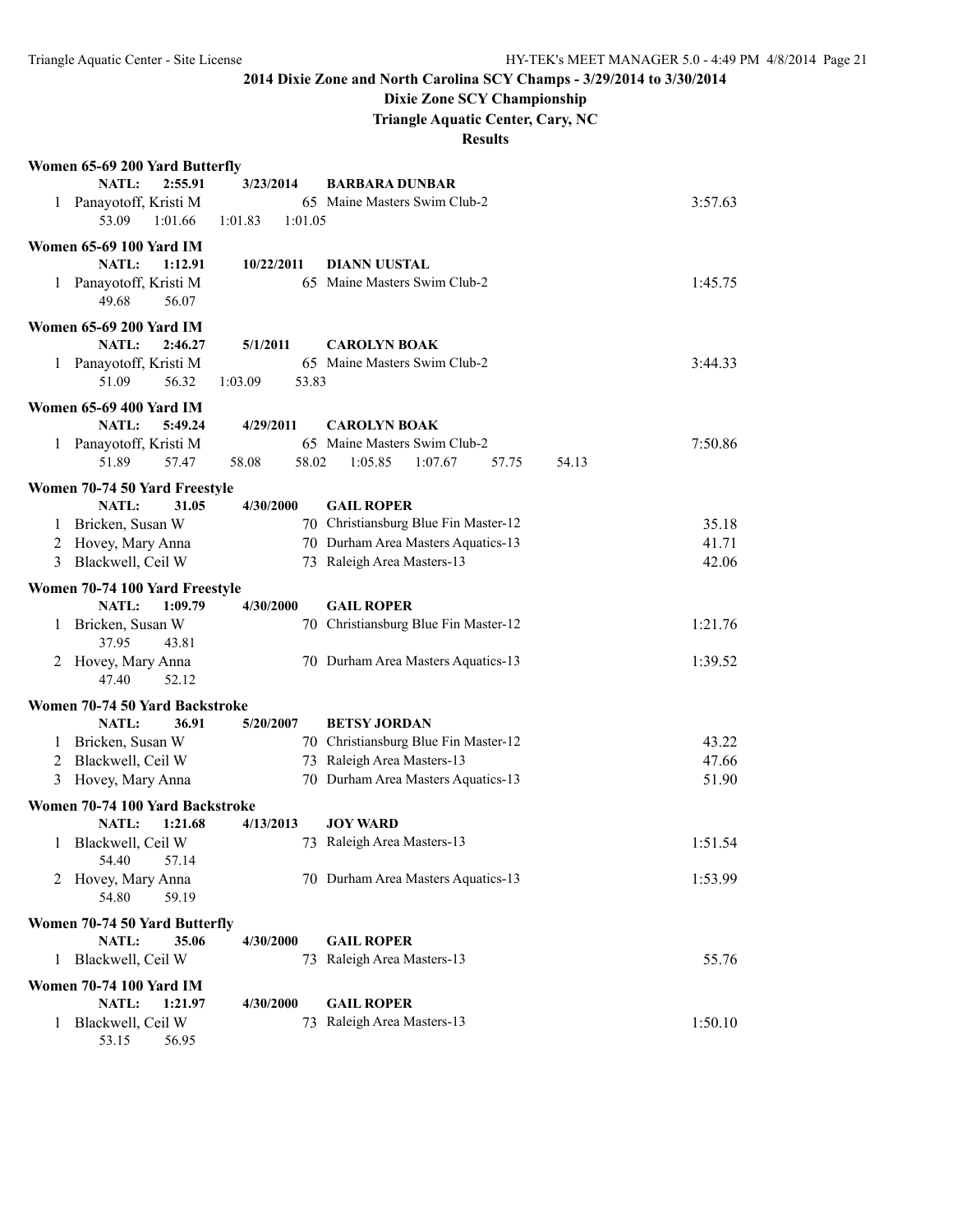**2014 Dixie Zone and North Carolina SCY Champs - 3/29/2014 to 3/30/2014**

**Dixie Zone SCY Championship**

**Triangle Aquatic Center, Cary, NC**

**Results**

### Women 65-69 200 Yard Butterfly

NATL: 2:55.91 3/23/2014 BARBARA DUNBAR

| Place | Name | Age | Team | Time |
|---|---|---|---|---|
| 1 | Panayotoff, Kristi M | 65 | Maine Masters Swim Club-2 | 3:57.63 |
| | 53.09 1:01.66 1:01.83 1:01.05 | | | |

### Women 65-69 100 Yard IM

NATL: 1:12.91 10/22/2011 DIANN UUSTAL

| Place | Name | Age | Team | Time |
|---|---|---|---|---|
| 1 | Panayotoff, Kristi M | 65 | Maine Masters Swim Club-2 | 1:45.75 |
| | 49.68 56.07 | | | |

### Women 65-69 200 Yard IM

NATL: 2:46.27 5/1/2011 CAROLYN BOAK

| Place | Name | Age | Team | Time |
|---|---|---|---|---|
| 1 | Panayotoff, Kristi M | 65 | Maine Masters Swim Club-2 | 3:44.33 |
| | 51.09 56.32 1:03.09 53.83 | | | |

### Women 65-69 400 Yard IM

NATL: 5:49.24 4/29/2011 CAROLYN BOAK

| Place | Name | Age | Team | Time |
|---|---|---|---|---|
| 1 | Panayotoff, Kristi M | 65 | Maine Masters Swim Club-2 | 7:50.86 |
| | 51.89 57.47 58.08 58.02 1:05.85 1:07.67 57.75 54.13 | | | |

### Women 70-74 50 Yard Freestyle

NATL: 31.05 4/30/2000 GAIL ROPER

| Place | Name | Age | Team | Time |
|---|---|---|---|---|
| 1 | Bricken, Susan W | 70 | Christiansburg Blue Fin Master-12 | 35.18 |
| 2 | Hovey, Mary Anna | 70 | Durham Area Masters Aquatics-13 | 41.71 |
| 3 | Blackwell, Ceil W | 73 | Raleigh Area Masters-13 | 42.06 |

### Women 70-74 100 Yard Freestyle

NATL: 1:09.79 4/30/2000 GAIL ROPER

| Place | Name | Age | Team | Time |
|---|---|---|---|---|
| 1 | Bricken, Susan W | 70 | Christiansburg Blue Fin Master-12 | 1:21.76 |
| | 37.95 43.81 | | | |
| 2 | Hovey, Mary Anna | 70 | Durham Area Masters Aquatics-13 | 1:39.52 |
| | 47.40 52.12 | | | |

### Women 70-74 50 Yard Backstroke

NATL: 36.91 5/20/2007 BETSY JORDAN

| Place | Name | Age | Team | Time |
|---|---|---|---|---|
| 1 | Bricken, Susan W | 70 | Christiansburg Blue Fin Master-12 | 43.22 |
| 2 | Blackwell, Ceil W | 73 | Raleigh Area Masters-13 | 47.66 |
| 3 | Hovey, Mary Anna | 70 | Durham Area Masters Aquatics-13 | 51.90 |

### Women 70-74 100 Yard Backstroke

NATL: 1:21.68 4/13/2013 JOY WARD

| Place | Name | Age | Team | Time |
|---|---|---|---|---|
| 1 | Blackwell, Ceil W | 73 | Raleigh Area Masters-13 | 1:51.54 |
| | 54.40 57.14 | | | |
| 2 | Hovey, Mary Anna | 70 | Durham Area Masters Aquatics-13 | 1:53.99 |
| | 54.80 59.19 | | | |

### Women 70-74 50 Yard Butterfly

NATL: 35.06 4/30/2000 GAIL ROPER

| Place | Name | Age | Team | Time |
|---|---|---|---|---|
| 1 | Blackwell, Ceil W | 73 | Raleigh Area Masters-13 | 55.76 |

### Women 70-74 100 Yard IM

NATL: 1:21.97 4/30/2000 GAIL ROPER

| Place | Name | Age | Team | Time |
|---|---|---|---|---|
| 1 | Blackwell, Ceil W | 73 | Raleigh Area Masters-13 | 1:50.10 |
| | 53.15 56.95 | | | |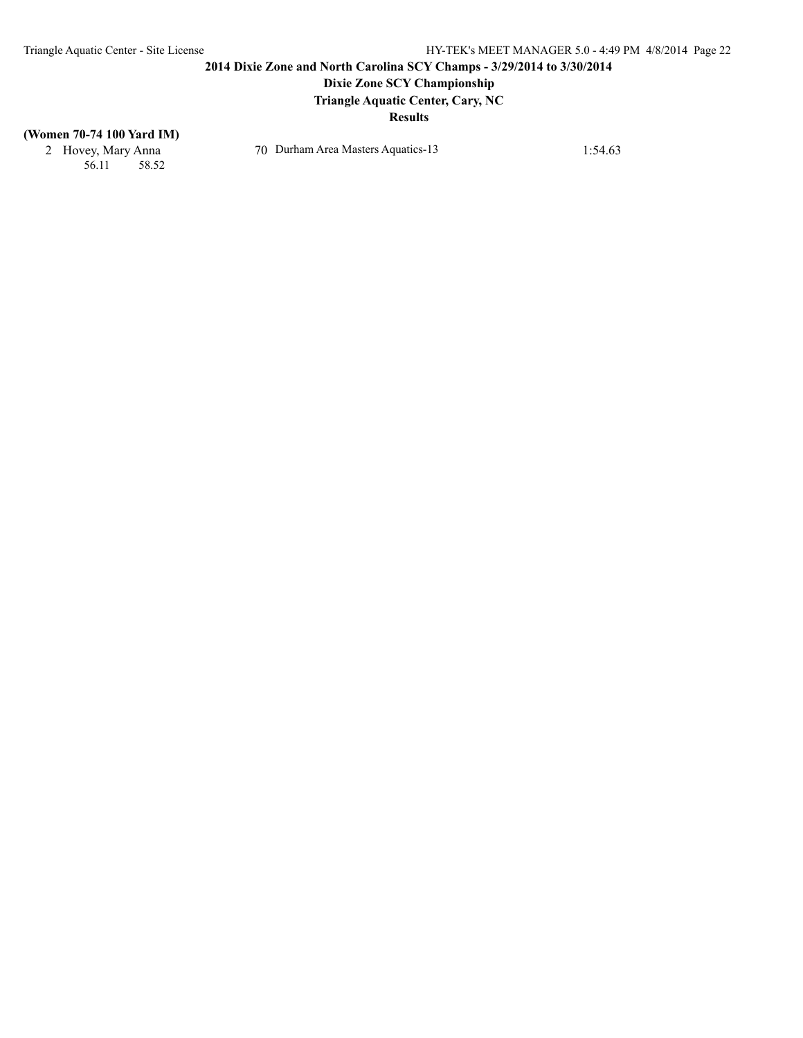**2014 Dixie Zone and North Carolina SCY Champs - 3/29/2014 to 3/30/2014**

**Dixie Zone SCY Championship**

**Triangle Aquatic Center, Cary, NC**

**Results**

**(Women 70-74 100 Yard IM)**

| | Name | Age | Team | Time |
|---|---|---|---|---|
| 2 | Hovey, Mary Anna | 70 | Durham Area Masters Aquatics-13 | 1:54.63 |
| | 56.11 58.52 | | | |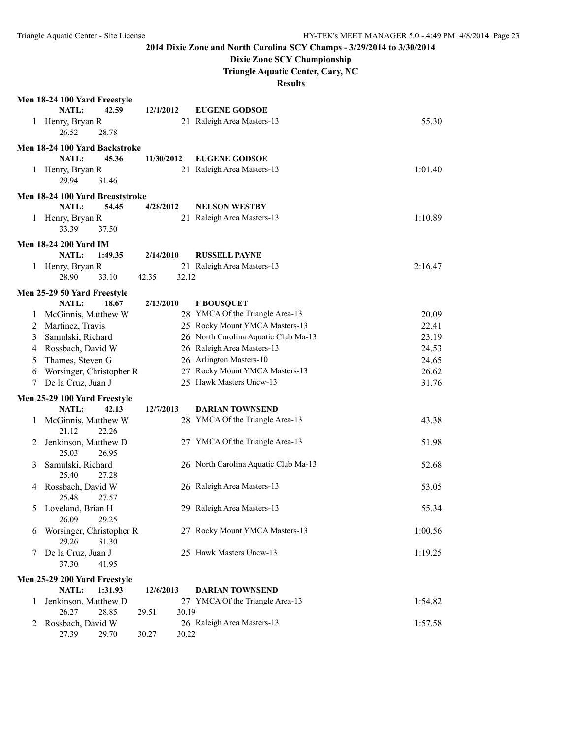## 2014 Dixie Zone and North Carolina SCY Champs - 3/29/2014 to 3/30/2014

### Dixie Zone SCY Championship

### Triangle Aquatic Center, Cary, NC

### Results

**Men 18-24 100 Yard Freestyle**

NATL: 42.59 12/1/2012 EUGENE GODSOE

| Place | Name | Age | Team | Time |
|---|---|---|---|---|
| 1 | Henry, Bryan R | 21 | Raleigh Area Masters-13 | 55.30 |
| | 26.52 28.78 | | | |

**Men 18-24 100 Yard Backstroke**

NATL: 45.36 11/30/2012 EUGENE GODSOE

| Place | Name | Age | Team | Time |
|---|---|---|---|---|
| 1 | Henry, Bryan R | 21 | Raleigh Area Masters-13 | 1:01.40 |
| | 29.94 31.46 | | | |

**Men 18-24 100 Yard Breaststroke**

NATL: 54.45 4/28/2012 NELSON WESTBY

| Place | Name | Age | Team | Time |
|---|---|---|---|---|
| 1 | Henry, Bryan R | 21 | Raleigh Area Masters-13 | 1:10.89 |
| | 33.39 37.50 | | | |

**Men 18-24 200 Yard IM**

NATL: 1:49.35 2/14/2010 RUSSELL PAYNE

| Place | Name | Age | Team | Time |
|---|---|---|---|---|
| 1 | Henry, Bryan R | 21 | Raleigh Area Masters-13 | 2:16.47 |
| | 28.90 33.10 42.35 32.12 | | | |

**Men 25-29 50 Yard Freestyle**

NATL: 18.67 2/13/2010 F BOUSQUET

| Place | Name | Age | Team | Time |
|---|---|---|---|---|
| 1 | McGinnis, Matthew W | 28 | YMCA Of the Triangle Area-13 | 20.09 |
| 2 | Martinez, Travis | 25 | Rocky Mount YMCA Masters-13 | 22.41 |
| 3 | Samulski, Richard | 26 | North Carolina Aquatic Club Ma-13 | 23.19 |
| 4 | Rossbach, David W | 26 | Raleigh Area Masters-13 | 24.53 |
| 5 | Thames, Steven G | 26 | Arlington Masters-10 | 24.65 |
| 6 | Worsinger, Christopher R | 27 | Rocky Mount YMCA Masters-13 | 26.62 |
| 7 | De la Cruz, Juan J | 25 | Hawk Masters Uncw-13 | 31.76 |

**Men 25-29 100 Yard Freestyle**

NATL: 42.13 12/7/2013 DARIAN TOWNSEND

| Place | Name | Age | Team | Time |
|---|---|---|---|---|
| 1 | McGinnis, Matthew W | 28 | YMCA Of the Triangle Area-13 | 43.38 |
| | 21.12 22.26 | | | |
| 2 | Jenkinson, Matthew D | 27 | YMCA Of the Triangle Area-13 | 51.98 |
| | 25.03 26.95 | | | |
| 3 | Samulski, Richard | 26 | North Carolina Aquatic Club Ma-13 | 52.68 |
| | 25.40 27.28 | | | |
| 4 | Rossbach, David W | 26 | Raleigh Area Masters-13 | 53.05 |
| | 25.48 27.57 | | | |
| 5 | Loveland, Brian H | 29 | Raleigh Area Masters-13 | 55.34 |
| | 26.09 29.25 | | | |
| 6 | Worsinger, Christopher R | 27 | Rocky Mount YMCA Masters-13 | 1:00.56 |
| | 29.26 31.30 | | | |
| 7 | De la Cruz, Juan J | 25 | Hawk Masters Uncw-13 | 1:19.25 |
| | 37.30 41.95 | | | |

**Men 25-29 200 Yard Freestyle**

NATL: 1:31.93 12/6/2013 DARIAN TOWNSEND

| Place | Name | Age | Team | Time |
|---|---|---|---|---|
| 1 | Jenkinson, Matthew D | 27 | YMCA Of the Triangle Area-13 | 1:54.82 |
| | 26.27 28.85 29.51 30.19 | | | |
| 2 | Rossbach, David W | 26 | Raleigh Area Masters-13 | 1:57.58 |
| | 27.39 29.70 30.27 30.22 | | | |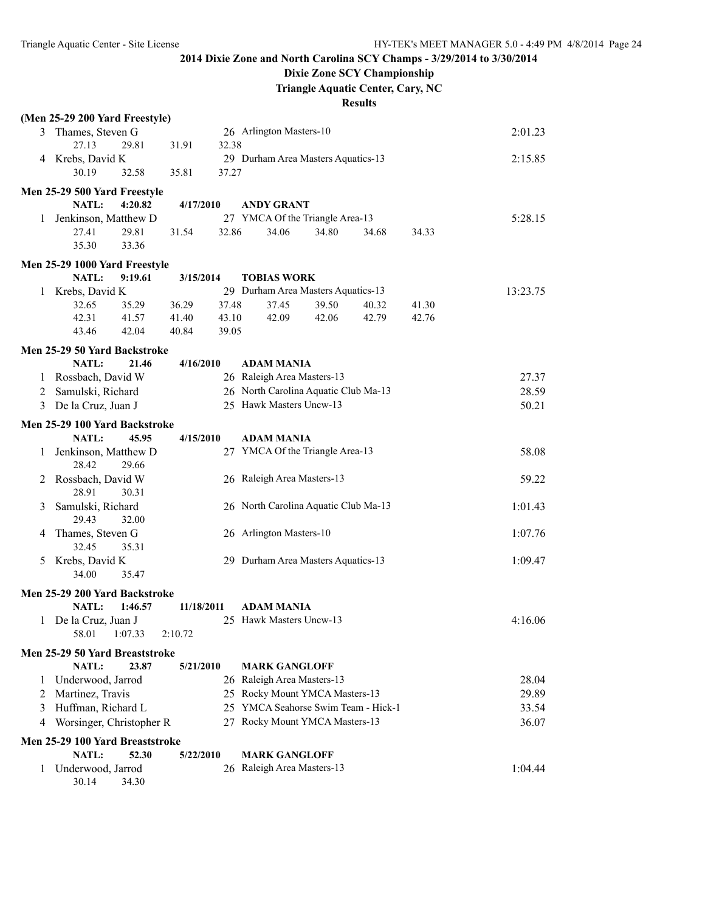## 2014 Dixie Zone and North Carolina SCY Champs - 3/29/2014 to 3/30/2014

### Dixie Zone SCY Championship

### Triangle Aquatic Center, Cary, NC

### Results

**(Men 25-29 200 Yard Freestyle)**

```
  3  Thames, Steven G                   26  Arlington Masters-10                  2:01.23
       27.13     29.81     31.91     32.38
  4  Krebs, David K                     29  Durham Area Masters Aquatics-13       2:15.85
       30.19     32.58     35.81     37.27
```

**Men 25-29 500 Yard Freestyle**

```
       NATL:   4:20.82   4/17/2010       ANDY GRANT
  1  Jenkinson, Matthew D               27  YMCA Of the Triangle Area-13          5:28.15
       27.41     29.81     31.54     32.86     34.06     34.80     34.68     34.33
       35.30     33.36
```

**Men 25-29 1000 Yard Freestyle**

```
       NATL:   9:19.61   3/15/2014       TOBIAS WORK
  1  Krebs, David K                     29  Durham Area Masters Aquatics-13      13:23.75
       32.65     35.29     36.29     37.48     37.45     39.50     40.32     41.30
       42.31     41.57     41.40     43.10     42.09     42.06     42.79     42.76
       43.46     42.04     40.84     39.05
```

**Men 25-29 50 Yard Backstroke**

```
       NATL:     21.46   4/16/2010       ADAM MANIA
  1  Rossbach, David W                  26  Raleigh Area Masters-13                 27.37
  2  Samulski, Richard                  26  North Carolina Aquatic Club Ma-13       28.59
  3  De la Cruz, Juan J                 25  Hawk Masters Uncw-13                    50.21
```

**Men 25-29 100 Yard Backstroke**

```
       NATL:     45.95   4/15/2010       ADAM MANIA
  1  Jenkinson, Matthew D               27  YMCA Of the Triangle Area-13            58.08
       28.42     29.66
  2  Rossbach, David W                  26  Raleigh Area Masters-13                 59.22
       28.91     30.31
  3  Samulski, Richard                  26  North Carolina Aquatic Club Ma-13     1:01.43
       29.43     32.00
  4  Thames, Steven G                   26  Arlington Masters-10                  1:07.76
       32.45     35.31
  5  Krebs, David K                     29  Durham Area Masters Aquatics-13       1:09.47
       34.00     35.47
```

**Men 25-29 200 Yard Backstroke**

```
       NATL:   1:46.57   11/18/2011      ADAM MANIA
  1  De la Cruz, Juan J                 25  Hawk Masters Uncw-13                  4:16.06
       58.01   1:07.33   2:10.72
```

**Men 25-29 50 Yard Breaststroke**

```
       NATL:     23.87   5/21/2010       MARK GANGLOFF
  1  Underwood, Jarrod                  26  Raleigh Area Masters-13                 28.04
  2  Martinez, Travis                   25  Rocky Mount YMCA Masters-13             29.89
  3  Huffman, Richard L                 25  YMCA Seahorse Swim Team - Hick-1        33.54
  4  Worsinger, Christopher R           27  Rocky Mount YMCA Masters-13             36.07
```

**Men 25-29 100 Yard Breaststroke**

```
       NATL:     52.30   5/22/2010       MARK GANGLOFF
  1  Underwood, Jarrod                  26  Raleigh Area Masters-13               1:04.44
       30.14     34.30
```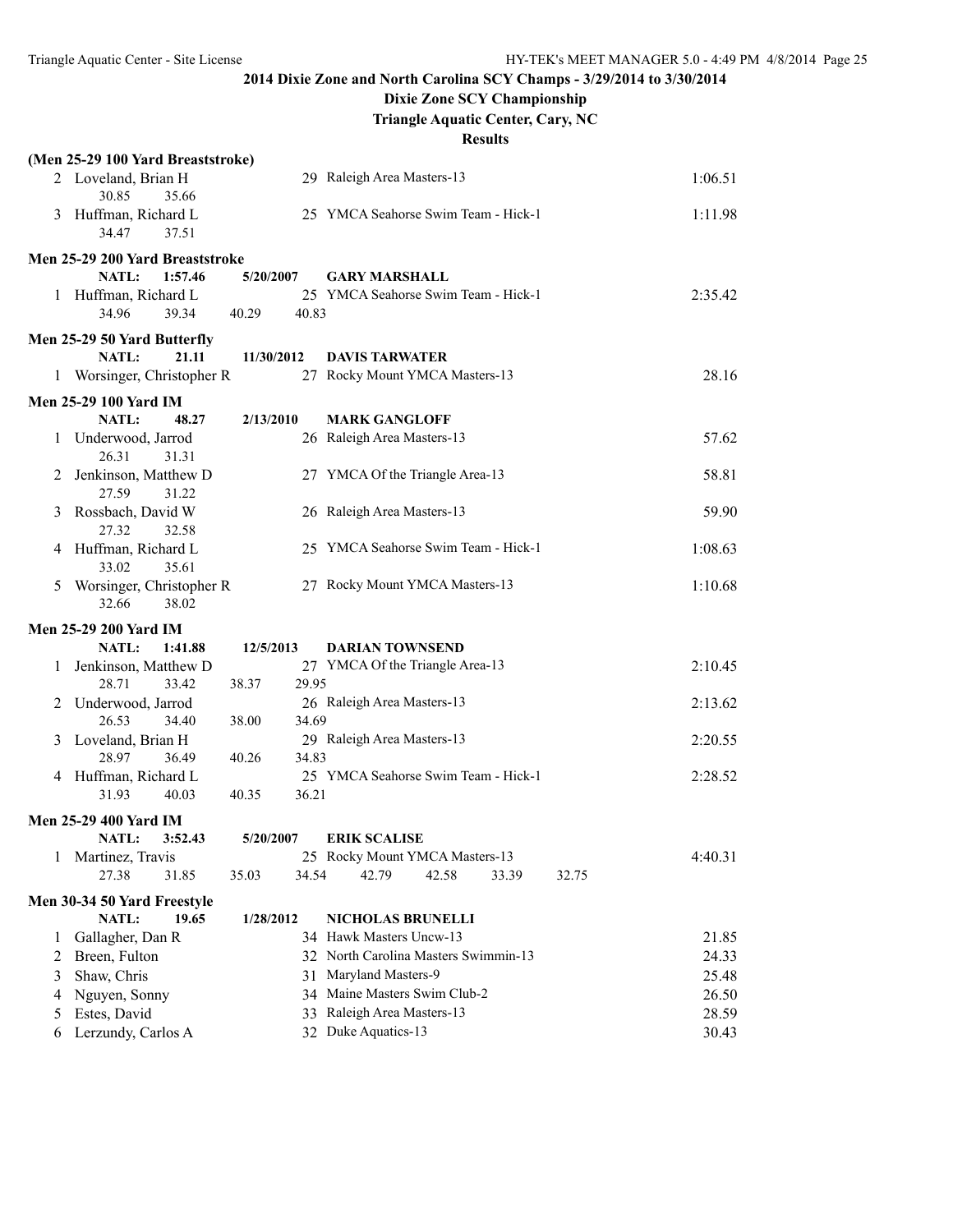**2014 Dixie Zone and North Carolina SCY Champs - 3/29/2014 to 3/30/2014**

**Dixie Zone SCY Championship**

**Triangle Aquatic Center, Cary, NC**

**Results**

### (Men 25-29 100 Yard Breaststroke)

| Place | Name | Age | Team | Time |
|---|---|---|---|---|
| 2 | Loveland, Brian H | 29 | Raleigh Area Masters-13 | 1:06.51 |
| | 30.85 35.66 | | | |
| 3 | Huffman, Richard L | 25 | YMCA Seahorse Swim Team - Hick-1 | 1:11.98 |
| | 34.47 37.51 | | | |

### Men 25-29 200 Yard Breaststroke

NATL: 1:57.46 5/20/2007 **GARY MARSHALL**

| Place | Name | Age | Team | Time |
|---|---|---|---|---|
| 1 | Huffman, Richard L | 25 | YMCA Seahorse Swim Team - Hick-1 | 2:35.42 |
| | 34.96 39.34 40.29 40.83 | | | |

### Men 25-29 50 Yard Butterfly

NATL: 21.11 11/30/2012 **DAVIS TARWATER**

| Place | Name | Age | Team | Time |
|---|---|---|---|---|
| 1 | Worsinger, Christopher R | 27 | Rocky Mount YMCA Masters-13 | 28.16 |

### Men 25-29 100 Yard IM

NATL: 48.27 2/13/2010 **MARK GANGLOFF**

| Place | Name | Age | Team | Time |
|---|---|---|---|---|
| 1 | Underwood, Jarrod | 26 | Raleigh Area Masters-13 | 57.62 |
| | 26.31 31.31 | | | |
| 2 | Jenkinson, Matthew D | 27 | YMCA Of the Triangle Area-13 | 58.81 |
| | 27.59 31.22 | | | |
| 3 | Rossbach, David W | 26 | Raleigh Area Masters-13 | 59.90 |
| | 27.32 32.58 | | | |
| 4 | Huffman, Richard L | 25 | YMCA Seahorse Swim Team - Hick-1 | 1:08.63 |
| | 33.02 35.61 | | | |
| 5 | Worsinger, Christopher R | 27 | Rocky Mount YMCA Masters-13 | 1:10.68 |
| | 32.66 38.02 | | | |

### Men 25-29 200 Yard IM

NATL: 1:41.88 12/5/2013 **DARIAN TOWNSEND**

| Place | Name | Age | Team | Time |
|---|---|---|---|---|
| 1 | Jenkinson, Matthew D | 27 | YMCA Of the Triangle Area-13 | 2:10.45 |
| | 28.71 33.42 38.37 29.95 | | | |
| 2 | Underwood, Jarrod | 26 | Raleigh Area Masters-13 | 2:13.62 |
| | 26.53 34.40 38.00 34.69 | | | |
| 3 | Loveland, Brian H | 29 | Raleigh Area Masters-13 | 2:20.55 |
| | 28.97 36.49 40.26 34.83 | | | |
| 4 | Huffman, Richard L | 25 | YMCA Seahorse Swim Team - Hick-1 | 2:28.52 |
| | 31.93 40.03 40.35 36.21 | | | |

### Men 25-29 400 Yard IM

NATL: 3:52.43 5/20/2007 **ERIK SCALISE**

| Place | Name | Age | Team | Time |
|---|---|---|---|---|
| 1 | Martinez, Travis | 25 | Rocky Mount YMCA Masters-13 | 4:40.31 |
| | 27.38 31.85 35.03 34.54 42.79 42.58 33.39 32.75 | | | |

### Men 30-34 50 Yard Freestyle

NATL: 19.65 1/28/2012 **NICHOLAS BRUNELLI**

| Place | Name | Age | Team | Time |
|---|---|---|---|---|
| 1 | Gallagher, Dan R | 34 | Hawk Masters Uncw-13 | 21.85 |
| 2 | Breen, Fulton | 32 | North Carolina Masters Swimmin-13 | 24.33 |
| 3 | Shaw, Chris | 31 | Maryland Masters-9 | 25.48 |
| 4 | Nguyen, Sonny | 34 | Maine Masters Swim Club-2 | 26.50 |
| 5 | Estes, David | 33 | Raleigh Area Masters-13 | 28.59 |
| 6 | Lerzundy, Carlos A | 32 | Duke Aquatics-13 | 30.43 |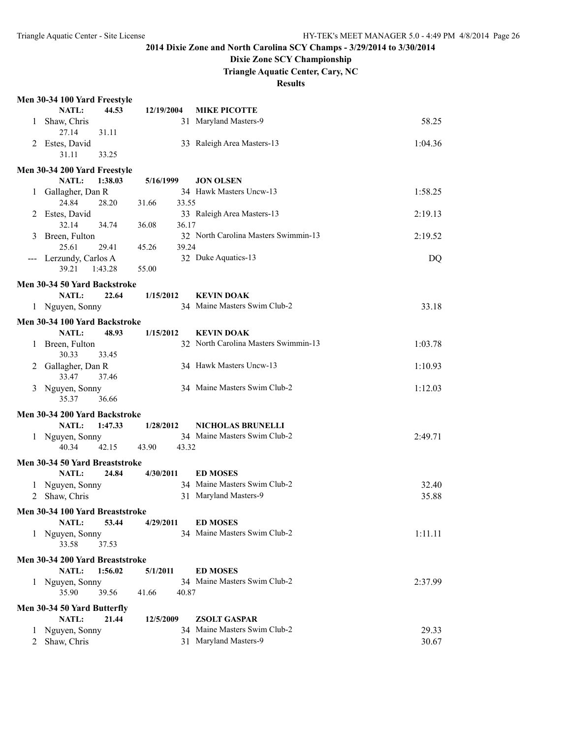# 2014 Dixie Zone and North Carolina SCY Champs - 3/29/2014 to 3/30/2014

## Dixie Zone SCY Championship

### Triangle Aquatic Center, Cary, NC

### Results

**Men 30-34 100 Yard Freestyle**

NATL: 44.53 12/19/2004 MIKE PICOTTE

| Place | Name | Age | Team | Time |
|---|---|---|---|---|
| 1 | Shaw, Chris | 31 | Maryland Masters-9 | 58.25 |
| | 27.14 31.11 | | | |
| 2 | Estes, David | 33 | Raleigh Area Masters-13 | 1:04.36 |
| | 31.11 33.25 | | | |

**Men 30-34 200 Yard Freestyle**

NATL: 1:38.03 5/16/1999 JON OLSEN

| Place | Name | Age | Team | Time |
|---|---|---|---|---|
| 1 | Gallagher, Dan R | 34 | Hawk Masters Uncw-13 | 1:58.25 |
| | 24.84 28.20 31.66 33.55 | | | |
| 2 | Estes, David | 33 | Raleigh Area Masters-13 | 2:19.13 |
| | 32.14 34.74 36.08 36.17 | | | |
| 3 | Breen, Fulton | 32 | North Carolina Masters Swimmin-13 | 2:19.52 |
| | 25.61 29.41 45.26 39.24 | | | |
| --- | Lerzundy, Carlos A | 32 | Duke Aquatics-13 | DQ |
| | 39.21 1:43.28 55.00 | | | |

**Men 30-34 50 Yard Backstroke**

NATL: 22.64 1/15/2012 KEVIN DOAK

| Place | Name | Age | Team | Time |
|---|---|---|---|---|
| 1 | Nguyen, Sonny | 34 | Maine Masters Swim Club-2 | 33.18 |

**Men 30-34 100 Yard Backstroke**

NATL: 48.93 1/15/2012 KEVIN DOAK

| Place | Name | Age | Team | Time |
|---|---|---|---|---|
| 1 | Breen, Fulton | 32 | North Carolina Masters Swimmin-13 | 1:03.78 |
| | 30.33 33.45 | | | |
| 2 | Gallagher, Dan R | 34 | Hawk Masters Uncw-13 | 1:10.93 |
| | 33.47 37.46 | | | |
| 3 | Nguyen, Sonny | 34 | Maine Masters Swim Club-2 | 1:12.03 |
| | 35.37 36.66 | | | |

**Men 30-34 200 Yard Backstroke**

NATL: 1:47.33 1/28/2012 NICHOLAS BRUNELLI

| Place | Name | Age | Team | Time |
|---|---|---|---|---|
| 1 | Nguyen, Sonny | 34 | Maine Masters Swim Club-2 | 2:49.71 |
| | 40.34 42.15 43.90 43.32 | | | |

**Men 30-34 50 Yard Breaststroke**

NATL: 24.84 4/30/2011 ED MOSES

| Place | Name | Age | Team | Time |
|---|---|---|---|---|
| 1 | Nguyen, Sonny | 34 | Maine Masters Swim Club-2 | 32.40 |
| 2 | Shaw, Chris | 31 | Maryland Masters-9 | 35.88 |

**Men 30-34 100 Yard Breaststroke**

NATL: 53.44 4/29/2011 ED MOSES

| Place | Name | Age | Team | Time |
|---|---|---|---|---|
| 1 | Nguyen, Sonny | 34 | Maine Masters Swim Club-2 | 1:11.11 |
| | 33.58 37.53 | | | |

**Men 30-34 200 Yard Breaststroke**

NATL: 1:56.02 5/1/2011 ED MOSES

| Place | Name | Age | Team | Time |
|---|---|---|---|---|
| 1 | Nguyen, Sonny | 34 | Maine Masters Swim Club-2 | 2:37.99 |
| | 35.90 39.56 41.66 40.87 | | | |

**Men 30-34 50 Yard Butterfly**

NATL: 21.44 12/5/2009 ZSOLT GASPAR

| Place | Name | Age | Team | Time |
|---|---|---|---|---|
| 1 | Nguyen, Sonny | 34 | Maine Masters Swim Club-2 | 29.33 |
| 2 | Shaw, Chris | 31 | Maryland Masters-9 | 30.67 |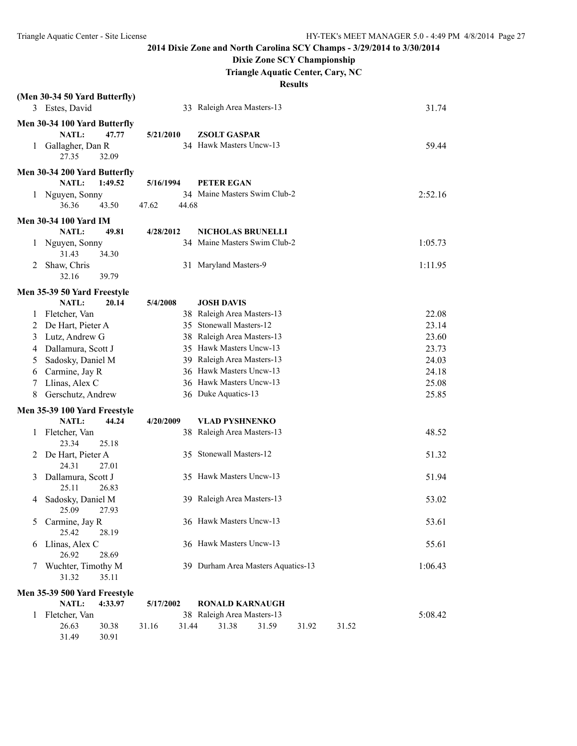**2014 Dixie Zone and North Carolina SCY Champs - 3/29/2014 to 3/30/2014**

**Dixie Zone SCY Championship**

**Triangle Aquatic Center, Cary, NC**

**Results**

**(Men 30-34 50 Yard Butterfly)**

| | Name | Age | Team | Time |
|---|---|---|---|---|
| 3 | Estes, David | 33 | Raleigh Area Masters-13 | 31.74 |

**Men 30-34 100 Yard Butterfly**

NATL: 47.77 5/21/2010 ZSOLT GASPAR

| | Name | Age | Team | Time |
|---|---|---|---|---|
| 1 | Gallagher, Dan R | 34 | Hawk Masters Uncw-13 | 59.44 |
| | 27.35 32.09 | | | |

**Men 30-34 200 Yard Butterfly**

NATL: 1:49.52 5/16/1994 PETER EGAN

| | Name | Age | Team | Time |
|---|---|---|---|---|
| 1 | Nguyen, Sonny | 34 | Maine Masters Swim Club-2 | 2:52.16 |
| | 36.36 43.50 47.62 44.68 | | | |

**Men 30-34 100 Yard IM**

NATL: 49.81 4/28/2012 NICHOLAS BRUNELLI

| | Name | Age | Team | Time |
|---|---|---|---|---|
| 1 | Nguyen, Sonny | 34 | Maine Masters Swim Club-2 | 1:05.73 |
| | 31.43 34.30 | | | |
| 2 | Shaw, Chris | 31 | Maryland Masters-9 | 1:11.95 |
| | 32.16 39.79 | | | |

**Men 35-39 50 Yard Freestyle**

NATL: 20.14 5/4/2008 JOSH DAVIS

| | Name | Age | Team | Time |
|---|---|---|---|---|
| 1 | Fletcher, Van | 38 | Raleigh Area Masters-13 | 22.08 |
| 2 | De Hart, Pieter A | 35 | Stonewall Masters-12 | 23.14 |
| 3 | Lutz, Andrew G | 38 | Raleigh Area Masters-13 | 23.60 |
| 4 | Dallamura, Scott J | 35 | Hawk Masters Uncw-13 | 23.73 |
| 5 | Sadosky, Daniel M | 39 | Raleigh Area Masters-13 | 24.03 |
| 6 | Carmine, Jay R | 36 | Hawk Masters Uncw-13 | 24.18 |
| 7 | Llinas, Alex C | 36 | Hawk Masters Uncw-13 | 25.08 |
| 8 | Gerschutz, Andrew | 36 | Duke Aquatics-13 | 25.85 |

**Men 35-39 100 Yard Freestyle**

NATL: 44.24 4/20/2009 VLAD PYSHNENKO

| | Name | Age | Team | Time |
|---|---|---|---|---|
| 1 | Fletcher, Van | 38 | Raleigh Area Masters-13 | 48.52 |
| | 23.34 25.18 | | | |
| 2 | De Hart, Pieter A | 35 | Stonewall Masters-12 | 51.32 |
| | 24.31 27.01 | | | |
| 3 | Dallamura, Scott J | 35 | Hawk Masters Uncw-13 | 51.94 |
| | 25.11 26.83 | | | |
| 4 | Sadosky, Daniel M | 39 | Raleigh Area Masters-13 | 53.02 |
| | 25.09 27.93 | | | |
| 5 | Carmine, Jay R | 36 | Hawk Masters Uncw-13 | 53.61 |
| | 25.42 28.19 | | | |
| 6 | Llinas, Alex C | 36 | Hawk Masters Uncw-13 | 55.61 |
| | 26.92 28.69 | | | |
| 7 | Wuchter, Timothy M | 39 | Durham Area Masters Aquatics-13 | 1:06.43 |
| | 31.32 35.11 | | | |

**Men 35-39 500 Yard Freestyle**

NATL: 4:33.97 5/17/2002 RONALD KARNAUGH

| | Name | Age | Team | Time |
|---|---|---|---|---|
| 1 | Fletcher, Van | 38 | Raleigh Area Masters-13 | 5:08.42 |
| | 26.63 30.38 31.16 31.44 31.38 31.59 31.92 31.52 | | | |
| | 31.49 30.91 | | | |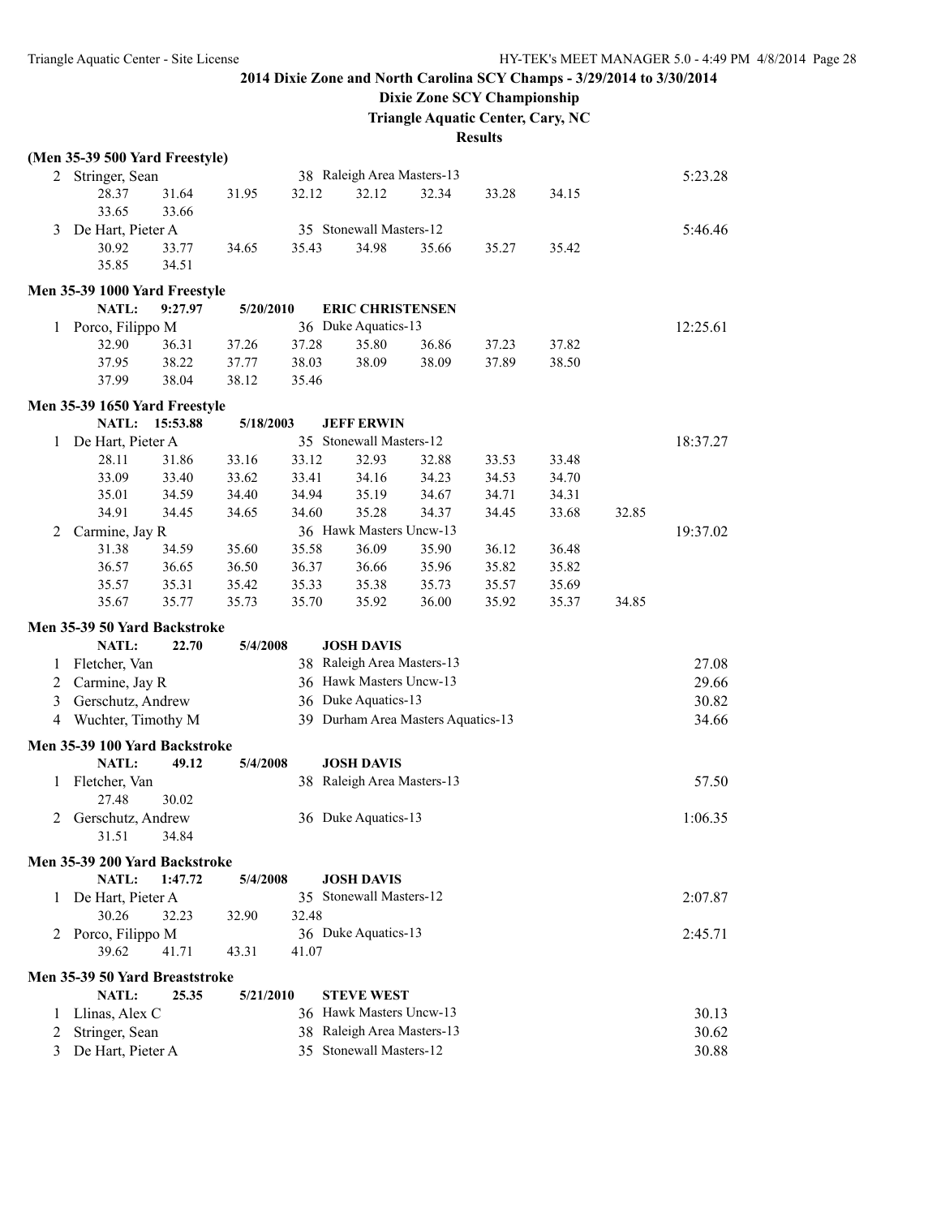**2014 Dixie Zone and North Carolina SCY Champs - 3/29/2014 to 3/30/2014**

**Dixie Zone SCY Championship**

**Triangle Aquatic Center, Cary, NC**

**Results**

### (Men 35-39 500 Yard Freestyle)

2 Stringer, Sean — 38 Raleigh Area Masters-13 — 5:23.28
28.37 31.64 31.95 32.12 32.12 32.34 33.28 34.15
33.65 33.66

3 De Hart, Pieter A — 35 Stonewall Masters-12 — 5:46.46
30.92 33.77 34.65 35.43 34.98 35.66 35.27 35.42
35.85 34.51

### Men 35-39 1000 Yard Freestyle

NATL: 9:27.97 5/20/2010 ERIC CHRISTENSEN

1 Porco, Filippo M — 36 Duke Aquatics-13 — 12:25.61
32.90 36.31 37.26 37.28 35.80 36.86 37.23 37.82
37.95 38.22 37.77 38.03 38.09 38.09 37.89 38.50
37.99 38.04 38.12 35.46

### Men 35-39 1650 Yard Freestyle

NATL: 15:53.88 5/18/2003 JEFF ERWIN

1 De Hart, Pieter A — 35 Stonewall Masters-12 — 18:37.27
28.11 31.86 33.16 33.12 32.93 32.88 33.53 33.48
33.09 33.40 33.62 33.41 34.16 34.23 34.53 34.70
35.01 34.59 34.40 34.94 35.19 34.67 34.71 34.31
34.91 34.45 34.65 34.60 35.28 34.37 34.45 33.68 32.85

2 Carmine, Jay R — 36 Hawk Masters Uncw-13 — 19:37.02
31.38 34.59 35.60 35.58 36.09 35.90 36.12 36.48
36.57 36.65 36.50 36.37 36.66 35.96 35.82 35.82
35.57 35.31 35.42 35.33 35.38 35.73 35.57 35.69
35.67 35.77 35.73 35.70 35.92 36.00 35.92 35.37 34.85

### Men 35-39 50 Yard Backstroke

NATL: 22.70 5/4/2008 JOSH DAVIS

| Place | Name | Age | Team | Time |
|---|---|---|---|---|
| 1 | Fletcher, Van | 38 | Raleigh Area Masters-13 | 27.08 |
| 2 | Carmine, Jay R | 36 | Hawk Masters Uncw-13 | 29.66 |
| 3 | Gerschutz, Andrew | 36 | Duke Aquatics-13 | 30.82 |
| 4 | Wuchter, Timothy M | 39 | Durham Area Masters Aquatics-13 | 34.66 |

### Men 35-39 100 Yard Backstroke

NATL: 49.12 5/4/2008 JOSH DAVIS

1 Fletcher, Van — 38 Raleigh Area Masters-13 — 57.50
27.48 30.02

2 Gerschutz, Andrew — 36 Duke Aquatics-13 — 1:06.35
31.51 34.84

### Men 35-39 200 Yard Backstroke

NATL: 1:47.72 5/4/2008 JOSH DAVIS

1 De Hart, Pieter A — 35 Stonewall Masters-12 — 2:07.87
30.26 32.23 32.90 32.48

2 Porco, Filippo M — 36 Duke Aquatics-13 — 2:45.71
39.62 41.71 43.31 41.07

### Men 35-39 50 Yard Breaststroke

NATL: 25.35 5/21/2010 STEVE WEST

| Place | Name | Age | Team | Time |
|---|---|---|---|---|
| 1 | Llinas, Alex C | 36 | Hawk Masters Uncw-13 | 30.13 |
| 2 | Stringer, Sean | 38 | Raleigh Area Masters-13 | 30.62 |
| 3 | De Hart, Pieter A | 35 | Stonewall Masters-12 | 30.88 |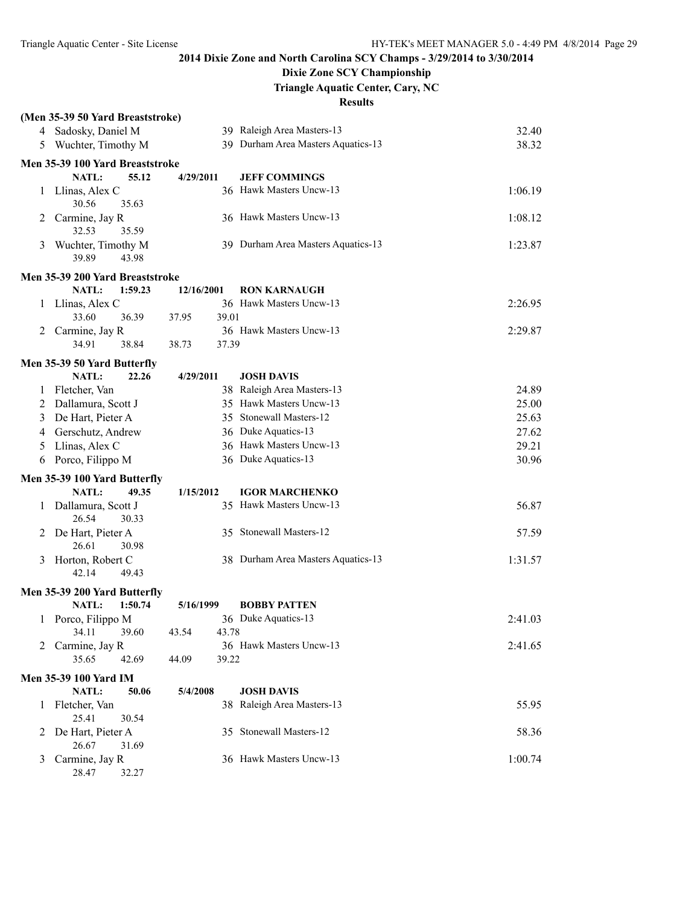**2014 Dixie Zone and North Carolina SCY Champs - 3/29/2014 to 3/30/2014**

**Dixie Zone SCY Championship**

**Triangle Aquatic Center, Cary, NC**

**Results**

### (Men 35-39 50 Yard Breaststroke)

| Place | Name | Age | Team | Time |
|---|---|---|---|---|
| 4 | Sadosky, Daniel M | 39 | Raleigh Area Masters-13 | 32.40 |
| 5 | Wuchter, Timothy M | 39 | Durham Area Masters Aquatics-13 | 38.32 |

### Men 35-39 100 Yard Breaststroke

NATL: 55.12 4/29/2011 JEFF COMMINGS

| Place | Name | Age | Team | Time |
|---|---|---|---|---|
| 1 | Llinas, Alex C | 36 | Hawk Masters Uncw-13 | 1:06.19 |
| | 30.56 35.63 | | | |
| 2 | Carmine, Jay R | 36 | Hawk Masters Uncw-13 | 1:08.12 |
| | 32.53 35.59 | | | |
| 3 | Wuchter, Timothy M | 39 | Durham Area Masters Aquatics-13 | 1:23.87 |
| | 39.89 43.98 | | | |

### Men 35-39 200 Yard Breaststroke

NATL: 1:59.23 12/16/2001 RON KARNAUGH

| Place | Name | Age | Team | Time |
|---|---|---|---|---|
| 1 | Llinas, Alex C | 36 | Hawk Masters Uncw-13 | 2:26.95 |
| | 33.60 36.39 37.95 39.01 | | | |
| 2 | Carmine, Jay R | 36 | Hawk Masters Uncw-13 | 2:29.87 |
| | 34.91 38.84 38.73 37.39 | | | |

### Men 35-39 50 Yard Butterfly

NATL: 22.26 4/29/2011 JOSH DAVIS

| Place | Name | Age | Team | Time |
|---|---|---|---|---|
| 1 | Fletcher, Van | 38 | Raleigh Area Masters-13 | 24.89 |
| 2 | Dallamura, Scott J | 35 | Hawk Masters Uncw-13 | 25.00 |
| 3 | De Hart, Pieter A | 35 | Stonewall Masters-12 | 25.63 |
| 4 | Gerschutz, Andrew | 36 | Duke Aquatics-13 | 27.62 |
| 5 | Llinas, Alex C | 36 | Hawk Masters Uncw-13 | 29.21 |
| 6 | Porco, Filippo M | 36 | Duke Aquatics-13 | 30.96 |

### Men 35-39 100 Yard Butterfly

NATL: 49.35 1/15/2012 IGOR MARCHENKO

| Place | Name | Age | Team | Time |
|---|---|---|---|---|
| 1 | Dallamura, Scott J | 35 | Hawk Masters Uncw-13 | 56.87 |
| | 26.54 30.33 | | | |
| 2 | De Hart, Pieter A | 35 | Stonewall Masters-12 | 57.59 |
| | 26.61 30.98 | | | |
| 3 | Horton, Robert C | 38 | Durham Area Masters Aquatics-13 | 1:31.57 |
| | 42.14 49.43 | | | |

### Men 35-39 200 Yard Butterfly

NATL: 1:50.74 5/16/1999 BOBBY PATTEN

| Place | Name | Age | Team | Time |
|---|---|---|---|---|
| 1 | Porco, Filippo M | 36 | Duke Aquatics-13 | 2:41.03 |
| | 34.11 39.60 43.54 43.78 | | | |
| 2 | Carmine, Jay R | 36 | Hawk Masters Uncw-13 | 2:41.65 |
| | 35.65 42.69 44.09 39.22 | | | |

### Men 35-39 100 Yard IM

NATL: 50.06 5/4/2008 JOSH DAVIS

| Place | Name | Age | Team | Time |
|---|---|---|---|---|
| 1 | Fletcher, Van | 38 | Raleigh Area Masters-13 | 55.95 |
| | 25.41 30.54 | | | |
| 2 | De Hart, Pieter A | 35 | Stonewall Masters-12 | 58.36 |
| | 26.67 31.69 | | | |
| 3 | Carmine, Jay R | 36 | Hawk Masters Uncw-13 | 1:00.74 |
| | 28.47 32.27 | | | |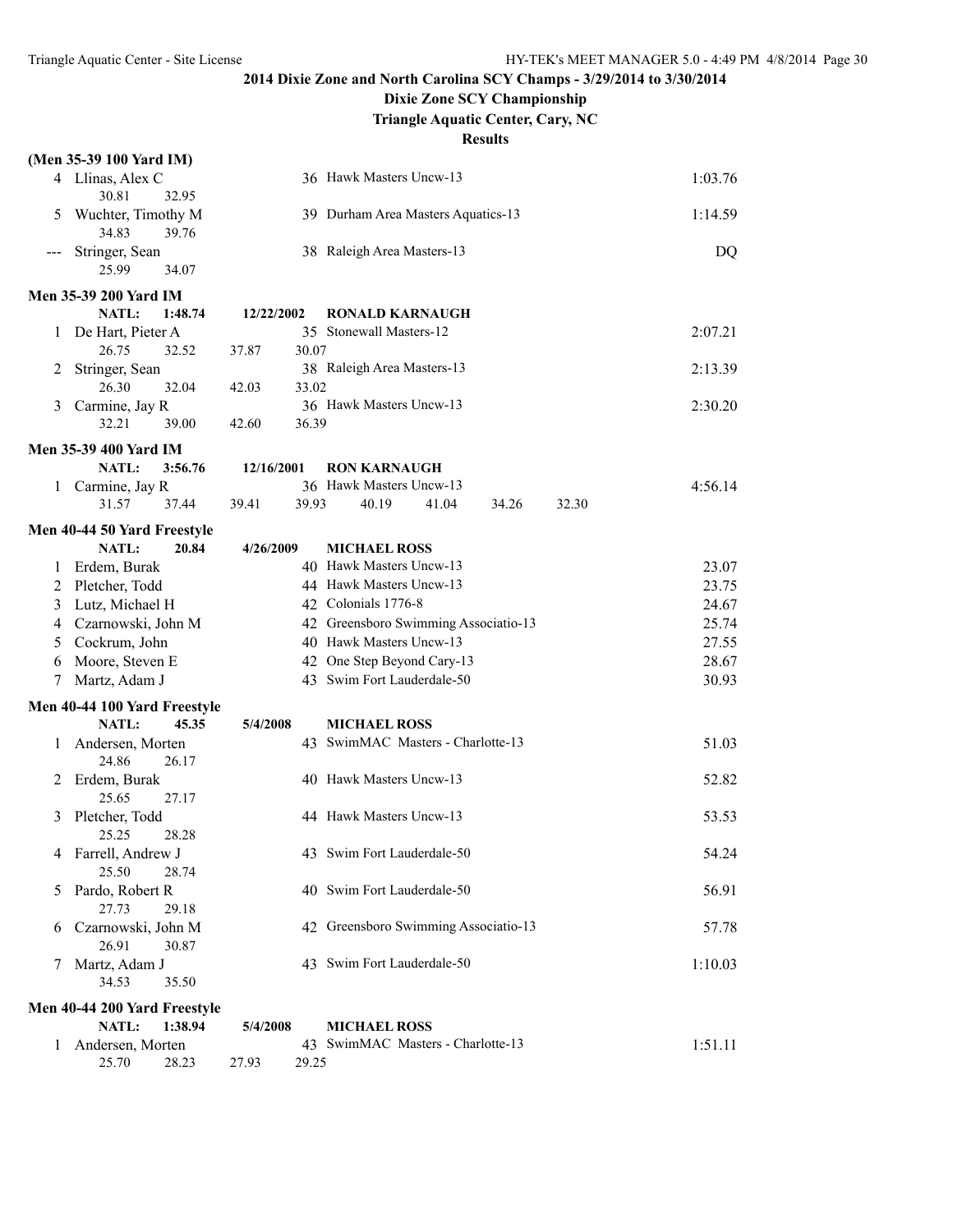## 2014 Dixie Zone and North Carolina SCY Champs - 3/29/2014 to 3/30/2014

### Dixie Zone SCY Championship

### Triangle Aquatic Center, Cary, NC

### Results

**(Men 35-39 100 Yard IM)**

| | Name | Age | Team | Time |
|---|---|---|---|---|
| 4 | Llinas, Alex C | 36 | Hawk Masters Uncw-13 | 1:03.76 |
| | 30.81 32.95 | | | |
| 5 | Wuchter, Timothy M | 39 | Durham Area Masters Aquatics-13 | 1:14.59 |
| | 34.83 39.76 | | | |
| --- | Stringer, Sean | 38 | Raleigh Area Masters-13 | DQ |
| | 25.99 34.07 | | | |

**Men 35-39 200 Yard IM**

NATL: 1:48.74 12/22/2002 RONALD KARNAUGH

| | Name | Age | Team | Time |
|---|---|---|---|---|
| 1 | De Hart, Pieter A | 35 | Stonewall Masters-12 | 2:07.21 |
| | 26.75 32.52 37.87 30.07 | | | |
| 2 | Stringer, Sean | 38 | Raleigh Area Masters-13 | 2:13.39 |
| | 26.30 32.04 42.03 33.02 | | | |
| 3 | Carmine, Jay R | 36 | Hawk Masters Uncw-13 | 2:30.20 |
| | 32.21 39.00 42.60 36.39 | | | |

**Men 35-39 400 Yard IM**

NATL: 3:56.76 12/16/2001 RON KARNAUGH

| | Name | Age | Team | Time |
|---|---|---|---|---|
| 1 | Carmine, Jay R | 36 | Hawk Masters Uncw-13 | 4:56.14 |
| | 31.57 37.44 39.41 39.93 40.19 41.04 34.26 32.30 | | | |

**Men 40-44 50 Yard Freestyle**

NATL: 20.84 4/26/2009 MICHAEL ROSS

| | Name | Age | Team | Time |
|---|---|---|---|---|
| 1 | Erdem, Burak | 40 | Hawk Masters Uncw-13 | 23.07 |
| 2 | Pletcher, Todd | 44 | Hawk Masters Uncw-13 | 23.75 |
| 3 | Lutz, Michael H | 42 | Colonials 1776-8 | 24.67 |
| 4 | Czarnowski, John M | 42 | Greensboro Swimming Associatio-13 | 25.74 |
| 5 | Cockrum, John | 40 | Hawk Masters Uncw-13 | 27.55 |
| 6 | Moore, Steven E | 42 | One Step Beyond Cary-13 | 28.67 |
| 7 | Martz, Adam J | 43 | Swim Fort Lauderdale-50 | 30.93 |

**Men 40-44 100 Yard Freestyle**

NATL: 45.35 5/4/2008 MICHAEL ROSS

| | Name | Age | Team | Time |
|---|---|---|---|---|
| 1 | Andersen, Morten | 43 | SwimMAC Masters - Charlotte-13 | 51.03 |
| | 24.86 26.17 | | | |
| 2 | Erdem, Burak | 40 | Hawk Masters Uncw-13 | 52.82 |
| | 25.65 27.17 | | | |
| 3 | Pletcher, Todd | 44 | Hawk Masters Uncw-13 | 53.53 |
| | 25.25 28.28 | | | |
| 4 | Farrell, Andrew J | 43 | Swim Fort Lauderdale-50 | 54.24 |
| | 25.50 28.74 | | | |
| 5 | Pardo, Robert R | 40 | Swim Fort Lauderdale-50 | 56.91 |
| | 27.73 29.18 | | | |
| 6 | Czarnowski, John M | 42 | Greensboro Swimming Associatio-13 | 57.78 |
| | 26.91 30.87 | | | |
| 7 | Martz, Adam J | 43 | Swim Fort Lauderdale-50 | 1:10.03 |
| | 34.53 35.50 | | | |

**Men 40-44 200 Yard Freestyle**

NATL: 1:38.94 5/4/2008 MICHAEL ROSS

| | Name | Age | Team | Time |
|---|---|---|---|---|
| 1 | Andersen, Morten | 43 | SwimMAC Masters - Charlotte-13 | 1:51.11 |
| | 25.70 28.23 27.93 29.25 | | | |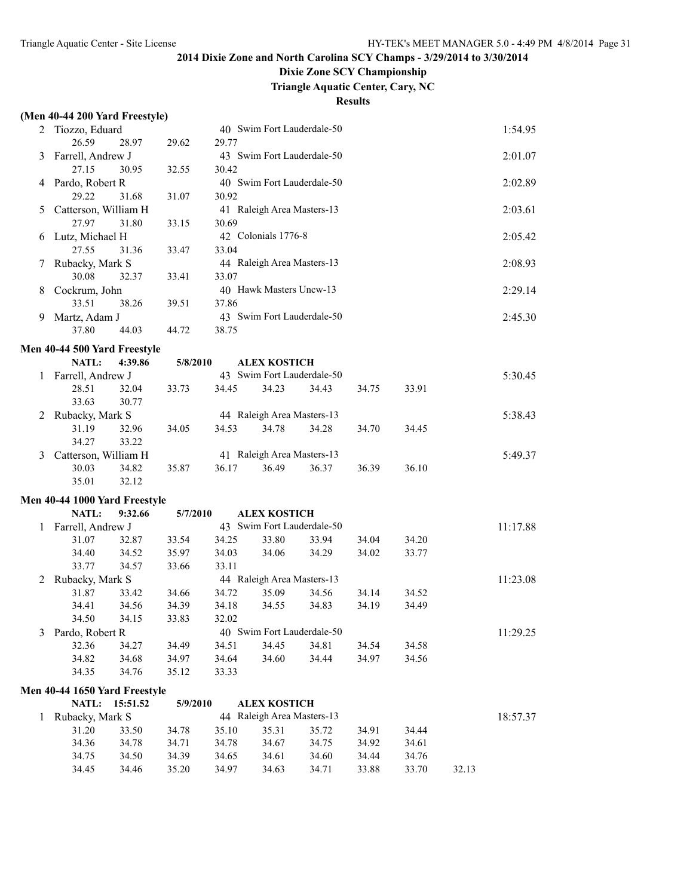**2014 Dixie Zone and North Carolina SCY Champs - 3/29/2014 to 3/30/2014**

**Dixie Zone SCY Championship**

**Triangle Aquatic Center, Cary, NC**

**Results**

### (Men 40-44 200 Yard Freestyle)

| Place | Name | Age | Team | Finals Time |
|---|---|---|---|---|
| 2 | Tiozzo, Eduard | 40 | Swim Fort Lauderdale-50 | 1:54.95 |
| | 26.59 28.97 29.62 29.77 | | | |
| 3 | Farrell, Andrew J | 43 | Swim Fort Lauderdale-50 | 2:01.07 |
| | 27.15 30.95 32.55 30.42 | | | |
| 4 | Pardo, Robert R | 40 | Swim Fort Lauderdale-50 | 2:02.89 |
| | 29.22 31.68 31.07 30.92 | | | |
| 5 | Catterson, William H | 41 | Raleigh Area Masters-13 | 2:03.61 |
| | 27.97 31.80 33.15 30.69 | | | |
| 6 | Lutz, Michael H | 42 | Colonials 1776-8 | 2:05.42 |
| | 27.55 31.36 33.47 33.04 | | | |
| 7 | Rubacky, Mark S | 44 | Raleigh Area Masters-13 | 2:08.93 |
| | 30.08 32.37 33.41 33.07 | | | |
| 8 | Cockrum, John | 40 | Hawk Masters Uncw-13 | 2:29.14 |
| | 33.51 38.26 39.51 37.86 | | | |
| 9 | Martz, Adam J | 43 | Swim Fort Lauderdale-50 | 2:45.30 |
| | 37.80 44.03 44.72 38.75 | | | |

### Men 40-44 500 Yard Freestyle

NATL: 4:39.86 5/8/2010 ALEX KOSTICH

| Place | Name | Age | Team | Finals Time |
|---|---|---|---|---|
| 1 | Farrell, Andrew J | 43 | Swim Fort Lauderdale-50 | 5:30.45 |
| | 28.51 32.04 33.73 34.45 34.23 34.43 34.75 33.91 33.63 30.77 | | | |
| 2 | Rubacky, Mark S | 44 | Raleigh Area Masters-13 | 5:38.43 |
| | 31.19 32.96 34.05 34.53 34.78 34.28 34.70 34.45 34.27 33.22 | | | |
| 3 | Catterson, William H | 41 | Raleigh Area Masters-13 | 5:49.37 |
| | 30.03 34.82 35.87 36.17 36.49 36.37 36.39 36.10 35.01 32.12 | | | |

### Men 40-44 1000 Yard Freestyle

NATL: 9:32.66 5/7/2010 ALEX KOSTICH

| Place | Name | Age | Team | Finals Time |
|---|---|---|---|---|
| 1 | Farrell, Andrew J | 43 | Swim Fort Lauderdale-50 | 11:17.88 |
| | 31.07 32.87 33.54 34.25 33.80 33.94 34.04 34.20 34.40 34.52 35.97 34.03 34.06 34.29 34.02 33.77 33.77 34.57 33.66 33.11 | | | |
| 2 | Rubacky, Mark S | 44 | Raleigh Area Masters-13 | 11:23.08 |
| | 31.87 33.42 34.66 34.72 35.09 34.56 34.14 34.52 34.41 34.56 34.39 34.18 34.55 34.83 34.19 34.49 34.50 34.15 33.83 32.02 | | | |
| 3 | Pardo, Robert R | 40 | Swim Fort Lauderdale-50 | 11:29.25 |
| | 32.36 34.27 34.49 34.51 34.45 34.81 34.54 34.58 34.82 34.68 34.97 34.64 34.60 34.44 34.97 34.56 34.35 34.76 35.12 33.33 | | | |

### Men 40-44 1650 Yard Freestyle

NATL: 15:51.52 5/9/2010 ALEX KOSTICH

| Place | Name | Age | Team | Finals Time |
|---|---|---|---|---|
| 1 | Rubacky, Mark S | 44 | Raleigh Area Masters-13 | 18:57.37 |
| | 31.20 33.50 34.78 35.10 35.31 35.72 34.91 34.44 34.36 34.78 34.71 34.78 34.67 34.75 34.92 34.61 34.75 34.50 34.39 34.65 34.61 34.60 34.44 34.76 34.45 34.46 35.20 34.97 34.63 34.71 33.88 33.70 32.13 | | | |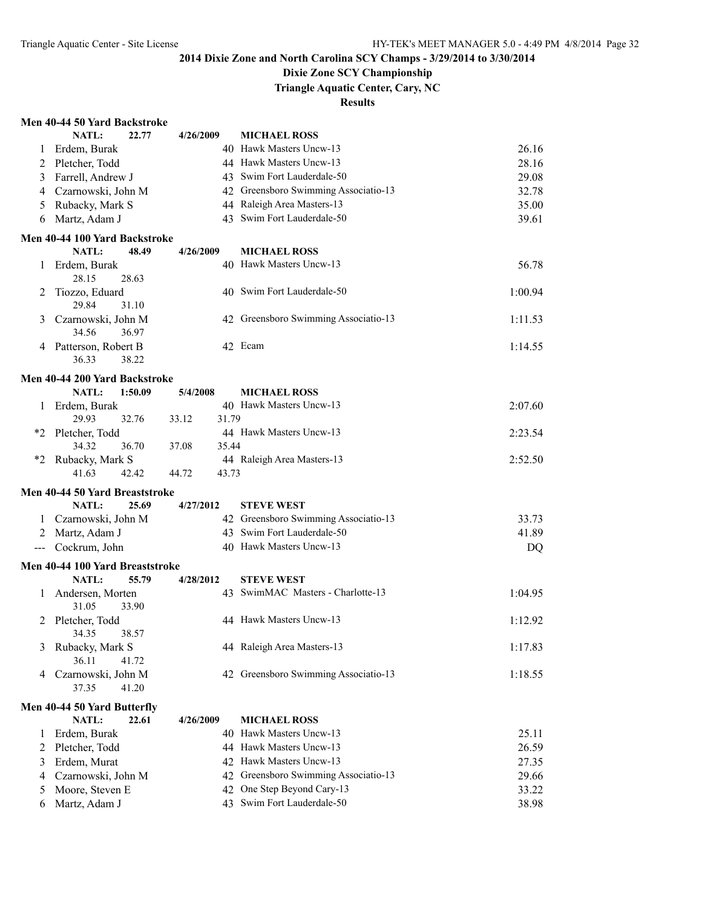# 2014 Dixie Zone and North Carolina SCY Champs - 3/29/2014 to 3/30/2014

## Dixie Zone SCY Championship

### Triangle Aquatic Center, Cary, NC

### Results

**Men 40-44 50 Yard Backstroke**

NATL: 22.77 4/26/2009 MICHAEL ROSS

| Place | Name | Age | Team | Time |
|---|---|---|---|---|
| 1 | Erdem, Burak | 40 | Hawk Masters Uncw-13 | 26.16 |
| 2 | Pletcher, Todd | 44 | Hawk Masters Uncw-13 | 28.16 |
| 3 | Farrell, Andrew J | 43 | Swim Fort Lauderdale-50 | 29.08 |
| 4 | Czarnowski, John M | 42 | Greensboro Swimming Associatio-13 | 32.78 |
| 5 | Rubacky, Mark S | 44 | Raleigh Area Masters-13 | 35.00 |
| 6 | Martz, Adam J | 43 | Swim Fort Lauderdale-50 | 39.61 |

**Men 40-44 100 Yard Backstroke**

NATL: 48.49 4/26/2009 MICHAEL ROSS

| Place | Name | Age | Team | Time |
|---|---|---|---|---|
| 1 | Erdem, Burak | 40 | Hawk Masters Uncw-13 | 56.78 |
| | 28.15 28.63 | | | |
| 2 | Tiozzo, Eduard | 40 | Swim Fort Lauderdale-50 | 1:00.94 |
| | 29.84 31.10 | | | |
| 3 | Czarnowski, John M | 42 | Greensboro Swimming Associatio-13 | 1:11.53 |
| | 34.56 36.97 | | | |
| 4 | Patterson, Robert B | 42 | Ecam | 1:14.55 |
| | 36.33 38.22 | | | |

**Men 40-44 200 Yard Backstroke**

NATL: 1:50.09 5/4/2008 MICHAEL ROSS

| Place | Name | Age | Team | Time |
|---|---|---|---|---|
| 1 | Erdem, Burak | 40 | Hawk Masters Uncw-13 | 2:07.60 |
| | 29.93 32.76 33.12 31.79 | | | |
| *2 | Pletcher, Todd | 44 | Hawk Masters Uncw-13 | 2:23.54 |
| | 34.32 36.70 37.08 35.44 | | | |
| *2 | Rubacky, Mark S | 44 | Raleigh Area Masters-13 | 2:52.50 |
| | 41.63 42.42 44.72 43.73 | | | |

**Men 40-44 50 Yard Breaststroke**

NATL: 25.69 4/27/2012 STEVE WEST

| Place | Name | Age | Team | Time |
|---|---|---|---|---|
| 1 | Czarnowski, John M | 42 | Greensboro Swimming Associatio-13 | 33.73 |
| 2 | Martz, Adam J | 43 | Swim Fort Lauderdale-50 | 41.89 |
| --- | Cockrum, John | 40 | Hawk Masters Uncw-13 | DQ |

**Men 40-44 100 Yard Breaststroke**

NATL: 55.79 4/28/2012 STEVE WEST

| Place | Name | Age | Team | Time |
|---|---|---|---|---|
| 1 | Andersen, Morten | 43 | SwimMAC Masters - Charlotte-13 | 1:04.95 |
| | 31.05 33.90 | | | |
| 2 | Pletcher, Todd | 44 | Hawk Masters Uncw-13 | 1:12.92 |
| | 34.35 38.57 | | | |
| 3 | Rubacky, Mark S | 44 | Raleigh Area Masters-13 | 1:17.83 |
| | 36.11 41.72 | | | |
| 4 | Czarnowski, John M | 42 | Greensboro Swimming Associatio-13 | 1:18.55 |
| | 37.35 41.20 | | | |

**Men 40-44 50 Yard Butterfly**

NATL: 22.61 4/26/2009 MICHAEL ROSS

| Place | Name | Age | Team | Time |
|---|---|---|---|---|
| 1 | Erdem, Burak | 40 | Hawk Masters Uncw-13 | 25.11 |
| 2 | Pletcher, Todd | 44 | Hawk Masters Uncw-13 | 26.59 |
| 3 | Erdem, Murat | 42 | Hawk Masters Uncw-13 | 27.35 |
| 4 | Czarnowski, John M | 42 | Greensboro Swimming Associatio-13 | 29.66 |
| 5 | Moore, Steven E | 42 | One Step Beyond Cary-13 | 33.22 |
| 6 | Martz, Adam J | 43 | Swim Fort Lauderdale-50 | 38.98 |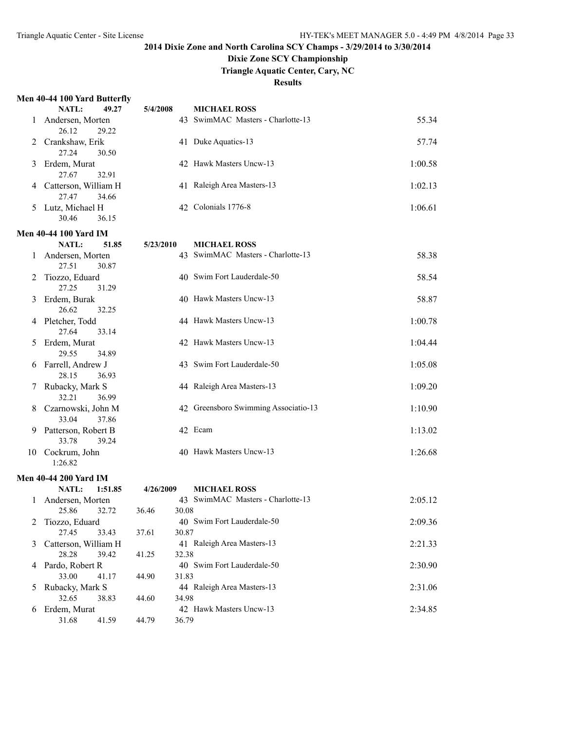**2014 Dixie Zone and North Carolina SCY Champs - 3/29/2014 to 3/30/2014**

**Dixie Zone SCY Championship**

**Triangle Aquatic Center, Cary, NC**

**Results**

### Men 40-44 100 Yard Butterfly

NATL: 49.27 5/4/2008 MICHAEL ROSS

| Place | Name | Age | Team | Finals Time |
|---|---|---|---|---|
| 1 | Andersen, Morten | 43 | SwimMAC Masters - Charlotte-13 | 55.34 |
| | 26.12 29.22 | | | |
| 2 | Crankshaw, Erik | 41 | Duke Aquatics-13 | 57.74 |
| | 27.24 30.50 | | | |
| 3 | Erdem, Murat | 42 | Hawk Masters Uncw-13 | 1:00.58 |
| | 27.67 32.91 | | | |
| 4 | Catterson, William H | 41 | Raleigh Area Masters-13 | 1:02.13 |
| | 27.47 34.66 | | | |
| 5 | Lutz, Michael H | 42 | Colonials 1776-8 | 1:06.61 |
| | 30.46 36.15 | | | |

### Men 40-44 100 Yard IM

NATL: 51.85 5/23/2010 MICHAEL ROSS

| Place | Name | Age | Team | Finals Time |
|---|---|---|---|---|
| 1 | Andersen, Morten | 43 | SwimMAC Masters - Charlotte-13 | 58.38 |
| | 27.51 30.87 | | | |
| 2 | Tiozzo, Eduard | 40 | Swim Fort Lauderdale-50 | 58.54 |
| | 27.25 31.29 | | | |
| 3 | Erdem, Burak | 40 | Hawk Masters Uncw-13 | 58.87 |
| | 26.62 32.25 | | | |
| 4 | Pletcher, Todd | 44 | Hawk Masters Uncw-13 | 1:00.78 |
| | 27.64 33.14 | | | |
| 5 | Erdem, Murat | 42 | Hawk Masters Uncw-13 | 1:04.44 |
| | 29.55 34.89 | | | |
| 6 | Farrell, Andrew J | 43 | Swim Fort Lauderdale-50 | 1:05.08 |
| | 28.15 36.93 | | | |
| 7 | Rubacky, Mark S | 44 | Raleigh Area Masters-13 | 1:09.20 |
| | 32.21 36.99 | | | |
| 8 | Czarnowski, John M | 42 | Greensboro Swimming Associatio-13 | 1:10.90 |
| | 33.04 37.86 | | | |
| 9 | Patterson, Robert B | 42 | Ecam | 1:13.02 |
| | 33.78 39.24 | | | |
| 10 | Cockrum, John | 40 | Hawk Masters Uncw-13 | 1:26.68 |
| | 1:26.82 | | | |

### Men 40-44 200 Yard IM

NATL: 1:51.85 4/26/2009 MICHAEL ROSS

| Place | Name | Age | Team | Finals Time |
|---|---|---|---|---|
| 1 | Andersen, Morten | 43 | SwimMAC Masters - Charlotte-13 | 2:05.12 |
| | 25.86 32.72 36.46 30.08 | | | |
| 2 | Tiozzo, Eduard | 40 | Swim Fort Lauderdale-50 | 2:09.36 |
| | 27.45 33.43 37.61 30.87 | | | |
| 3 | Catterson, William H | 41 | Raleigh Area Masters-13 | 2:21.33 |
| | 28.28 39.42 41.25 32.38 | | | |
| 4 | Pardo, Robert R | 40 | Swim Fort Lauderdale-50 | 2:30.90 |
| | 33.00 41.17 44.90 31.83 | | | |
| 5 | Rubacky, Mark S | 44 | Raleigh Area Masters-13 | 2:31.06 |
| | 32.65 38.83 44.60 34.98 | | | |
| 6 | Erdem, Murat | 42 | Hawk Masters Uncw-13 | 2:34.85 |
| | 31.68 41.59 44.79 36.79 | | | |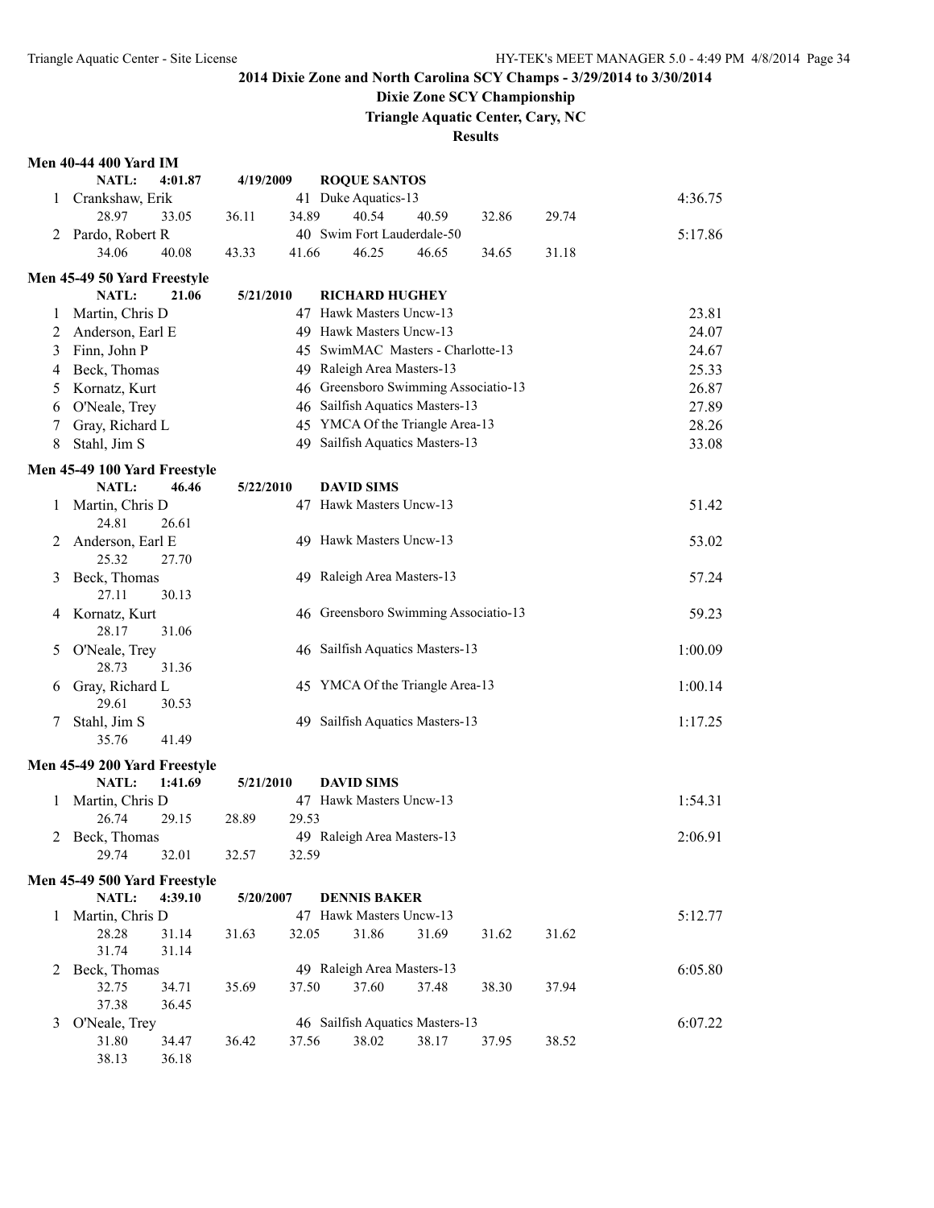**2014 Dixie Zone and North Carolina SCY Champs - 3/29/2014 to 3/30/2014**

**Dixie Zone SCY Championship**

**Triangle Aquatic Center, Cary, NC**

**Results**

### Men 40-44 400 Yard IM

NATL: 4:01.87 4/19/2009 ROQUE SANTOS

| Place | Name | Age | Team | Time |
|---|---|---|---|---|
| 1 | Crankshaw, Erik | 41 | Duke Aquatics-13 | 4:36.75 |
| | 28.97 33.05 36.11 34.89 40.54 40.59 32.86 29.74 | | | |
| 2 | Pardo, Robert R | 40 | Swim Fort Lauderdale-50 | 5:17.86 |
| | 34.06 40.08 43.33 41.66 46.25 46.65 34.65 31.18 | | | |

### Men 45-49 50 Yard Freestyle

NATL: 21.06 5/21/2010 RICHARD HUGHEY

| Place | Name | Age | Team | Time |
|---|---|---|---|---|
| 1 | Martin, Chris D | 47 | Hawk Masters Uncw-13 | 23.81 |
| 2 | Anderson, Earl E | 49 | Hawk Masters Uncw-13 | 24.07 |
| 3 | Finn, John P | 45 | SwimMAC Masters - Charlotte-13 | 24.67 |
| 4 | Beck, Thomas | 49 | Raleigh Area Masters-13 | 25.33 |
| 5 | Kornatz, Kurt | 46 | Greensboro Swimming Associatio-13 | 26.87 |
| 6 | O'Neale, Trey | 46 | Sailfish Aquatics Masters-13 | 27.89 |
| 7 | Gray, Richard L | 45 | YMCA Of the Triangle Area-13 | 28.26 |
| 8 | Stahl, Jim S | 49 | Sailfish Aquatics Masters-13 | 33.08 |

### Men 45-49 100 Yard Freestyle

NATL: 46.46 5/22/2010 DAVID SIMS

| Place | Name | Age | Team | Time |
|---|---|---|---|---|
| 1 | Martin, Chris D | 47 | Hawk Masters Uncw-13 | 51.42 |
| | 24.81 26.61 | | | |
| 2 | Anderson, Earl E | 49 | Hawk Masters Uncw-13 | 53.02 |
| | 25.32 27.70 | | | |
| 3 | Beck, Thomas | 49 | Raleigh Area Masters-13 | 57.24 |
| | 27.11 30.13 | | | |
| 4 | Kornatz, Kurt | 46 | Greensboro Swimming Associatio-13 | 59.23 |
| | 28.17 31.06 | | | |
| 5 | O'Neale, Trey | 46 | Sailfish Aquatics Masters-13 | 1:00.09 |
| | 28.73 31.36 | | | |
| 6 | Gray, Richard L | 45 | YMCA Of the Triangle Area-13 | 1:00.14 |
| | 29.61 30.53 | | | |
| 7 | Stahl, Jim S | 49 | Sailfish Aquatics Masters-13 | 1:17.25 |
| | 35.76 41.49 | | | |

### Men 45-49 200 Yard Freestyle

NATL: 1:41.69 5/21/2010 DAVID SIMS

| Place | Name | Age | Team | Time |
|---|---|---|---|---|
| 1 | Martin, Chris D | 47 | Hawk Masters Uncw-13 | 1:54.31 |
| | 26.74 29.15 28.89 29.53 | | | |
| 2 | Beck, Thomas | 49 | Raleigh Area Masters-13 | 2:06.91 |
| | 29.74 32.01 32.57 32.59 | | | |

### Men 45-49 500 Yard Freestyle

NATL: 4:39.10 5/20/2007 DENNIS BAKER

| Place | Name | Age | Team | Time |
|---|---|---|---|---|
| 1 | Martin, Chris D | 47 | Hawk Masters Uncw-13 | 5:12.77 |
| | 28.28 31.14 31.63 32.05 31.86 31.69 31.62 31.62 31.74 31.14 | | | |
| 2 | Beck, Thomas | 49 | Raleigh Area Masters-13 | 6:05.80 |
| | 32.75 34.71 35.69 37.50 37.60 37.48 38.30 37.94 37.38 36.45 | | | |
| 3 | O'Neale, Trey | 46 | Sailfish Aquatics Masters-13 | 6:07.22 |
| | 31.80 34.47 36.42 37.56 38.02 38.17 37.95 38.52 38.13 36.18 | | | |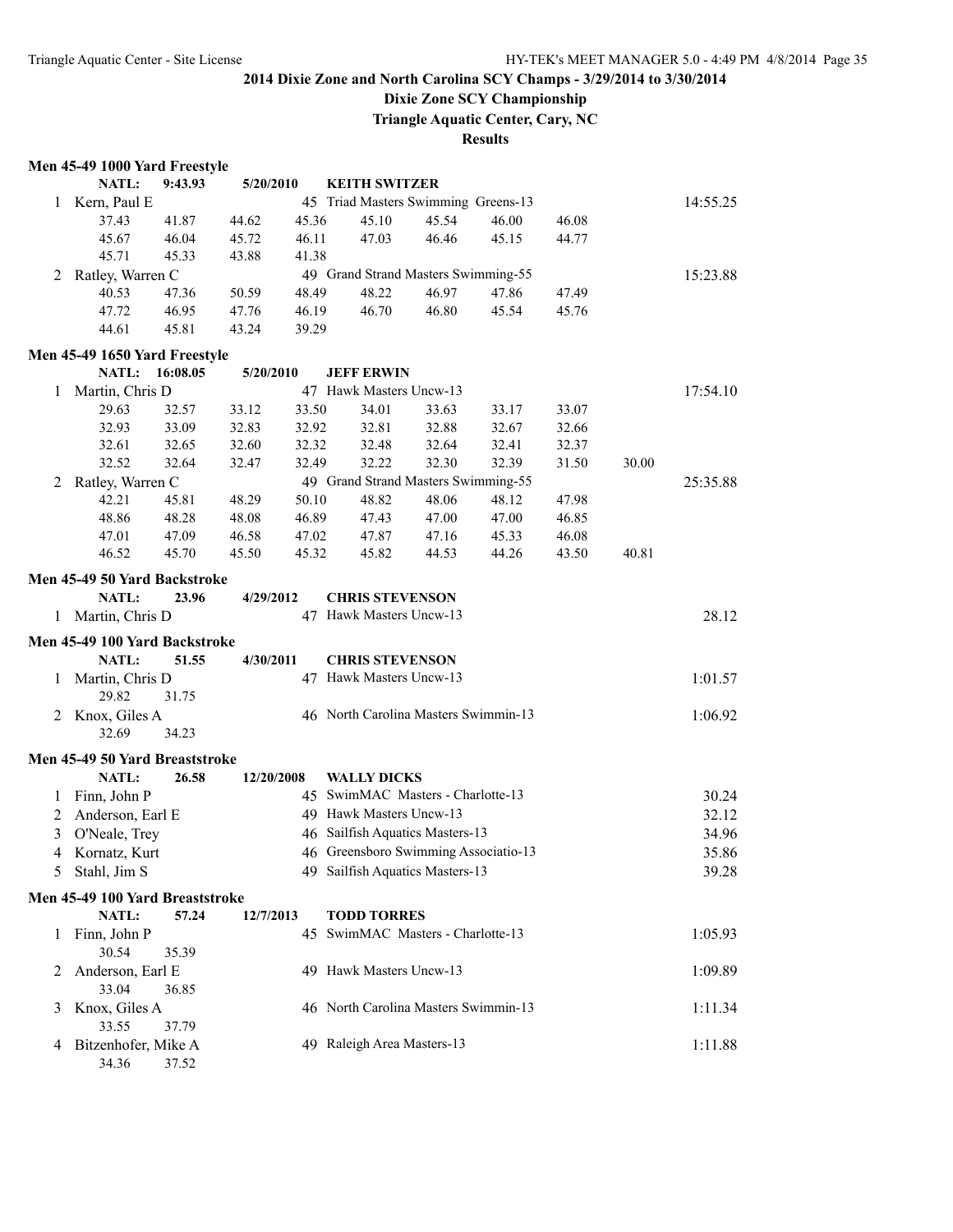## 2014 Dixie Zone and North Carolina SCY Champs - 3/29/2014 to 3/30/2014

### Dixie Zone SCY Championship

### Triangle Aquatic Center, Cary, NC

### Results

**Men 45-49 1000 Yard Freestyle**

NATL: 9:43.93 5/20/2010 KEITH SWITZER

| Place | Name | Age | Team | Time |
|---|---|---|---|---|
| 1 | Kern, Paul E | 45 | Triad Masters Swimming Greens-13 | 14:55.25 |
| | 37.43 41.87 44.62 45.36 45.10 45.54 46.00 46.08 | | | |
| | 45.67 46.04 45.72 46.11 47.03 46.46 45.15 44.77 | | | |
| | 45.71 45.33 43.88 41.38 | | | |
| 2 | Ratley, Warren C | 49 | Grand Strand Masters Swimming-55 | 15:23.88 |
| | 40.53 47.36 50.59 48.49 48.22 46.97 47.86 47.49 | | | |
| | 47.72 46.95 47.76 46.19 46.70 46.80 45.54 45.76 | | | |
| | 44.61 45.81 43.24 39.29 | | | |

**Men 45-49 1650 Yard Freestyle**

NATL: 16:08.05 5/20/2010 JEFF ERWIN

| Place | Name | Age | Team | Time |
|---|---|---|---|---|
| 1 | Martin, Chris D | 47 | Hawk Masters Uncw-13 | 17:54.10 |
| | 29.63 32.57 33.12 33.50 34.01 33.63 33.17 33.07 | | | |
| | 32.93 33.09 32.83 32.92 32.81 32.88 32.67 32.66 | | | |
| | 32.61 32.65 32.60 32.32 32.48 32.64 32.41 32.37 | | | |
| | 32.52 32.64 32.47 32.49 32.22 32.30 32.39 31.50 30.00 | | | |
| 2 | Ratley, Warren C | 49 | Grand Strand Masters Swimming-55 | 25:35.88 |
| | 42.21 45.81 48.29 50.10 48.82 48.06 48.12 47.98 | | | |
| | 48.86 48.28 48.08 46.89 47.43 47.00 47.00 46.85 | | | |
| | 47.01 47.09 46.58 47.02 47.87 47.16 45.33 46.08 | | | |
| | 46.52 45.70 45.50 45.32 45.82 44.53 44.26 43.50 40.81 | | | |

**Men 45-49 50 Yard Backstroke**

NATL: 23.96 4/29/2012 CHRIS STEVENSON

| Place | Name | Age | Team | Time |
|---|---|---|---|---|
| 1 | Martin, Chris D | 47 | Hawk Masters Uncw-13 | 28.12 |

**Men 45-49 100 Yard Backstroke**

NATL: 51.55 4/30/2011 CHRIS STEVENSON

| Place | Name | Age | Team | Time |
|---|---|---|---|---|
| 1 | Martin, Chris D | 47 | Hawk Masters Uncw-13 | 1:01.57 |
| | 29.82 31.75 | | | |
| 2 | Knox, Giles A | 46 | North Carolina Masters Swimmin-13 | 1:06.92 |
| | 32.69 34.23 | | | |

**Men 45-49 50 Yard Breaststroke**

NATL: 26.58 12/20/2008 WALLY DICKS

| Place | Name | Age | Team | Time |
|---|---|---|---|---|
| 1 | Finn, John P | 45 | SwimMAC Masters - Charlotte-13 | 30.24 |
| 2 | Anderson, Earl E | 49 | Hawk Masters Uncw-13 | 32.12 |
| 3 | O'Neale, Trey | 46 | Sailfish Aquatics Masters-13 | 34.96 |
| 4 | Kornatz, Kurt | 46 | Greensboro Swimming Associatio-13 | 35.86 |
| 5 | Stahl, Jim S | 49 | Sailfish Aquatics Masters-13 | 39.28 |

**Men 45-49 100 Yard Breaststroke**

NATL: 57.24 12/7/2013 TODD TORRES

| Place | Name | Age | Team | Time |
|---|---|---|---|---|
| 1 | Finn, John P | 45 | SwimMAC Masters - Charlotte-13 | 1:05.93 |
| | 30.54 35.39 | | | |
| 2 | Anderson, Earl E | 49 | Hawk Masters Uncw-13 | 1:09.89 |
| | 33.04 36.85 | | | |
| 3 | Knox, Giles A | 46 | North Carolina Masters Swimmin-13 | 1:11.34 |
| | 33.55 37.79 | | | |
| 4 | Bitzenhofer, Mike A | 49 | Raleigh Area Masters-13 | 1:11.88 |
| | 34.36 37.52 | | | |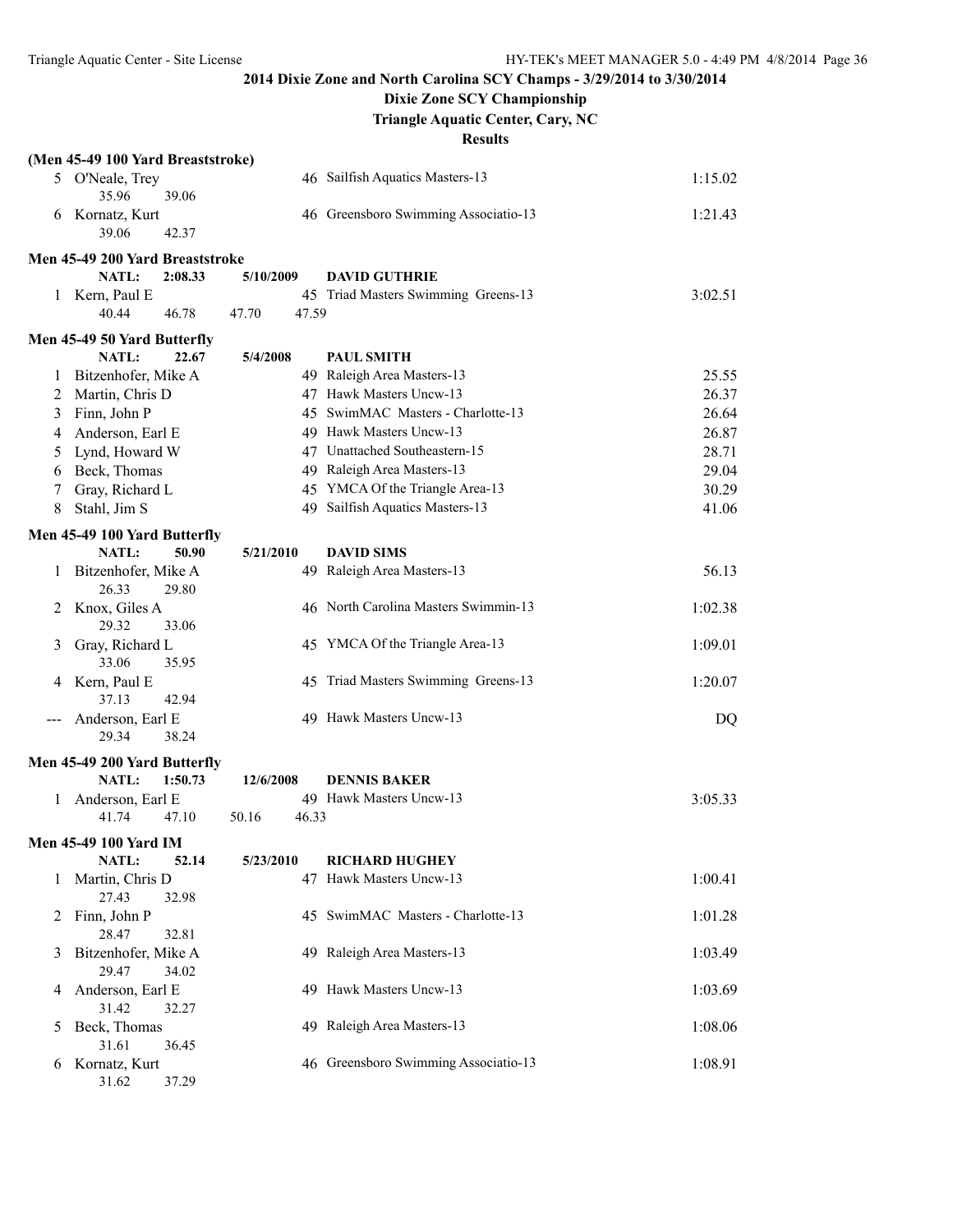## 2014 Dixie Zone and North Carolina SCY Champs - 3/29/2014 to 3/30/2014

### Dixie Zone SCY Championship

### Triangle Aquatic Center, Cary, NC

### Results

**(Men 45-49 100 Yard Breaststroke)**

| | Name | Age | Team | Time |
|---|---|---|---|---|
| 5 | O'Neale, Trey | 46 | Sailfish Aquatics Masters-13 | 1:15.02 |
| | 35.96 39.06 | | | |
| 6 | Kornatz, Kurt | 46 | Greensboro Swimming Associatio-13 | 1:21.43 |
| | 39.06 42.37 | | | |

**Men 45-49 200 Yard Breaststroke**

NATL: 2:08.33 5/10/2009 **DAVID GUTHRIE**

| | Name | Age | Team | Time |
|---|---|---|---|---|
| 1 | Kern, Paul E | 45 | Triad Masters Swimming Greens-13 | 3:02.51 |
| | 40.44 46.78 47.70 47.59 | | | |

**Men 45-49 50 Yard Butterfly**

NATL: 22.67 5/4/2008 **PAUL SMITH**

| | Name | Age | Team | Time |
|---|---|---|---|---|
| 1 | Bitzenhofer, Mike A | 49 | Raleigh Area Masters-13 | 25.55 |
| 2 | Martin, Chris D | 47 | Hawk Masters Uncw-13 | 26.37 |
| 3 | Finn, John P | 45 | SwimMAC Masters - Charlotte-13 | 26.64 |
| 4 | Anderson, Earl E | 49 | Hawk Masters Uncw-13 | 26.87 |
| 5 | Lynd, Howard W | 47 | Unattached Southeastern-15 | 28.71 |
| 6 | Beck, Thomas | 49 | Raleigh Area Masters-13 | 29.04 |
| 7 | Gray, Richard L | 45 | YMCA Of the Triangle Area-13 | 30.29 |
| 8 | Stahl, Jim S | 49 | Sailfish Aquatics Masters-13 | 41.06 |

**Men 45-49 100 Yard Butterfly**

NATL: 50.90 5/21/2010 **DAVID SIMS**

| | Name | Age | Team | Time |
|---|---|---|---|---|
| 1 | Bitzenhofer, Mike A | 49 | Raleigh Area Masters-13 | 56.13 |
| | 26.33 29.80 | | | |
| 2 | Knox, Giles A | 46 | North Carolina Masters Swimmin-13 | 1:02.38 |
| | 29.32 33.06 | | | |
| 3 | Gray, Richard L | 45 | YMCA Of the Triangle Area-13 | 1:09.01 |
| | 33.06 35.95 | | | |
| 4 | Kern, Paul E | 45 | Triad Masters Swimming Greens-13 | 1:20.07 |
| | 37.13 42.94 | | | |
| --- | Anderson, Earl E | 49 | Hawk Masters Uncw-13 | DQ |
| | 29.34 38.24 | | | |

**Men 45-49 200 Yard Butterfly**

NATL: 1:50.73 12/6/2008 **DENNIS BAKER**

| | Name | Age | Team | Time |
|---|---|---|---|---|
| 1 | Anderson, Earl E | 49 | Hawk Masters Uncw-13 | 3:05.33 |
| | 41.74 47.10 50.16 46.33 | | | |

**Men 45-49 100 Yard IM**

NATL: 52.14 5/23/2010 **RICHARD HUGHEY**

| | Name | Age | Team | Time |
|---|---|---|---|---|
| 1 | Martin, Chris D | 47 | Hawk Masters Uncw-13 | 1:00.41 |
| | 27.43 32.98 | | | |
| 2 | Finn, John P | 45 | SwimMAC Masters - Charlotte-13 | 1:01.28 |
| | 28.47 32.81 | | | |
| 3 | Bitzenhofer, Mike A | 49 | Raleigh Area Masters-13 | 1:03.49 |
| | 29.47 34.02 | | | |
| 4 | Anderson, Earl E | 49 | Hawk Masters Uncw-13 | 1:03.69 |
| | 31.42 32.27 | | | |
| 5 | Beck, Thomas | 49 | Raleigh Area Masters-13 | 1:08.06 |
| | 31.61 36.45 | | | |
| 6 | Kornatz, Kurt | 46 | Greensboro Swimming Associatio-13 | 1:08.91 |
| | 31.62 37.29 | | | |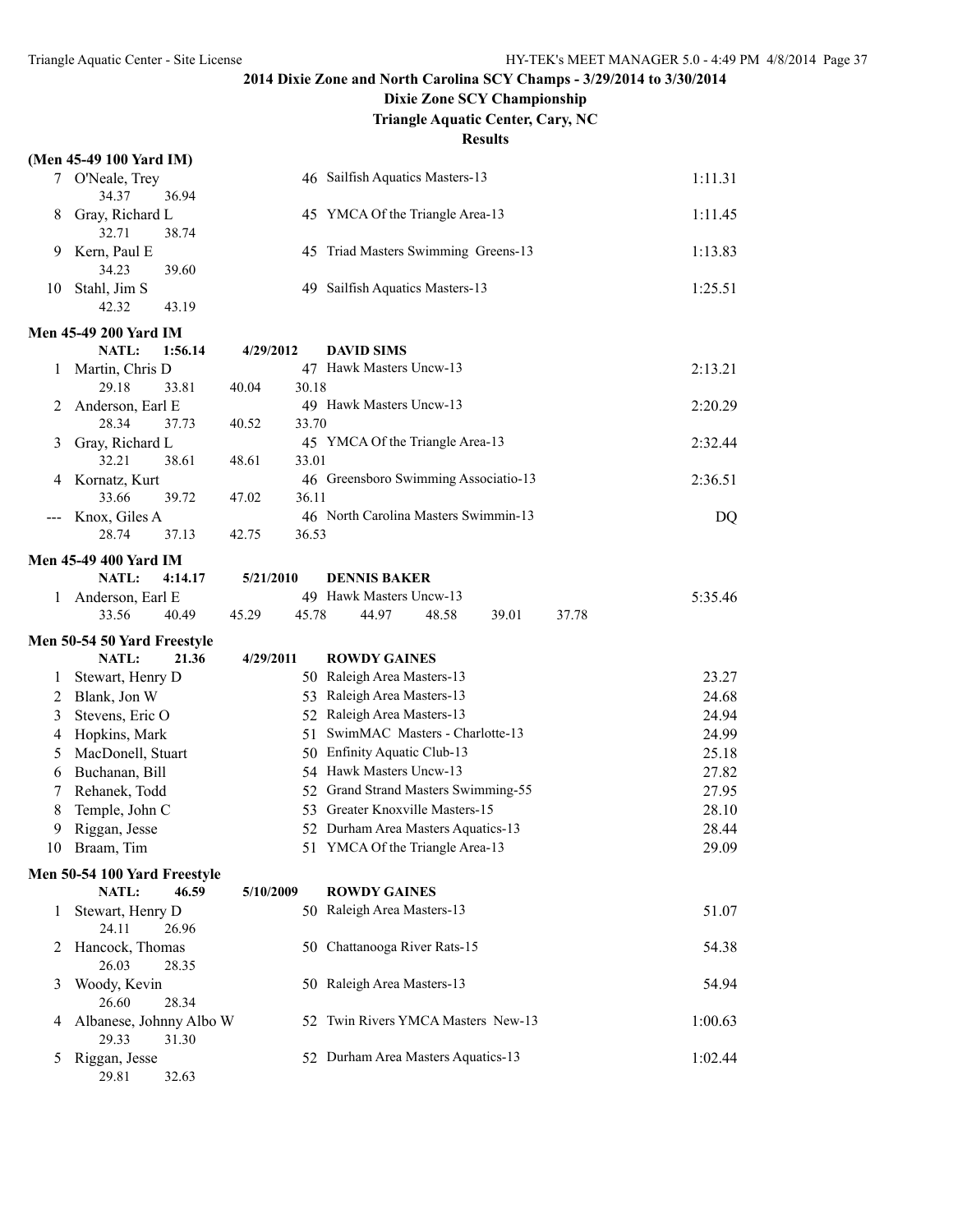## 2014 Dixie Zone and North Carolina SCY Champs - 3/29/2014 to 3/30/2014

### Dixie Zone SCY Championship

### Triangle Aquatic Center, Cary, NC

### Results

**(Men 45-49 100 Yard IM)**

| Place | Name | Age | Team | Time |
|---|---|---|---|---|
| 7 | O'Neale, Trey | 46 | Sailfish Aquatics Masters-13 | 1:11.31 |
| | 34.37 36.94 | | | |
| 8 | Gray, Richard L | 45 | YMCA Of the Triangle Area-13 | 1:11.45 |
| | 32.71 38.74 | | | |
| 9 | Kern, Paul E | 45 | Triad Masters Swimming Greens-13 | 1:13.83 |
| | 34.23 39.60 | | | |
| 10 | Stahl, Jim S | 49 | Sailfish Aquatics Masters-13 | 1:25.51 |
| | 42.32 43.19 | | | |

**Men 45-49 200 Yard IM**

NATL: 1:56.14 4/29/2012 **DAVID SIMS**

| Place | Name | Age | Team | Time |
|---|---|---|---|---|
| 1 | Martin, Chris D | 47 | Hawk Masters Uncw-13 | 2:13.21 |
| | 29.18 33.81 40.04 30.18 | | | |
| 2 | Anderson, Earl E | 49 | Hawk Masters Uncw-13 | 2:20.29 |
| | 28.34 37.73 40.52 33.70 | | | |
| 3 | Gray, Richard L | 45 | YMCA Of the Triangle Area-13 | 2:32.44 |
| | 32.21 38.61 48.61 33.01 | | | |
| 4 | Kornatz, Kurt | 46 | Greensboro Swimming Associatio-13 | 2:36.51 |
| | 33.66 39.72 47.02 36.11 | | | |
| --- | Knox, Giles A | 46 | North Carolina Masters Swimmin-13 | DQ |
| | 28.74 37.13 42.75 36.53 | | | |

**Men 45-49 400 Yard IM**

NATL: 4:14.17 5/21/2010 **DENNIS BAKER**

| Place | Name | Age | Team | Time |
|---|---|---|---|---|
| 1 | Anderson, Earl E | 49 | Hawk Masters Uncw-13 | 5:35.46 |
| | 33.56 40.49 45.29 45.78 44.97 48.58 39.01 37.78 | | | |

**Men 50-54 50 Yard Freestyle**

NATL: 21.36 4/29/2011 **ROWDY GAINES**

| Place | Name | Age | Team | Time |
|---|---|---|---|---|
| 1 | Stewart, Henry D | 50 | Raleigh Area Masters-13 | 23.27 |
| 2 | Blank, Jon W | 53 | Raleigh Area Masters-13 | 24.68 |
| 3 | Stevens, Eric O | 52 | Raleigh Area Masters-13 | 24.94 |
| 4 | Hopkins, Mark | 51 | SwimMAC Masters - Charlotte-13 | 24.99 |
| 5 | MacDonell, Stuart | 50 | Enfinity Aquatic Club-13 | 25.18 |
| 6 | Buchanan, Bill | 54 | Hawk Masters Uncw-13 | 27.82 |
| 7 | Rehanek, Todd | 52 | Grand Strand Masters Swimming-55 | 27.95 |
| 8 | Temple, John C | 53 | Greater Knoxville Masters-15 | 28.10 |
| 9 | Riggan, Jesse | 52 | Durham Area Masters Aquatics-13 | 28.44 |
| 10 | Braam, Tim | 51 | YMCA Of the Triangle Area-13 | 29.09 |

**Men 50-54 100 Yard Freestyle**

NATL: 46.59 5/10/2009 **ROWDY GAINES**

| Place | Name | Age | Team | Time |
|---|---|---|---|---|
| 1 | Stewart, Henry D | 50 | Raleigh Area Masters-13 | 51.07 |
| | 24.11 26.96 | | | |
| 2 | Hancock, Thomas | 50 | Chattanooga River Rats-15 | 54.38 |
| | 26.03 28.35 | | | |
| 3 | Woody, Kevin | 50 | Raleigh Area Masters-13 | 54.94 |
| | 26.60 28.34 | | | |
| 4 | Albanese, Johnny Albo W | 52 | Twin Rivers YMCA Masters New-13 | 1:00.63 |
| | 29.33 31.30 | | | |
| 5 | Riggan, Jesse | 52 | Durham Area Masters Aquatics-13 | 1:02.44 |
| | 29.81 32.63 | | | |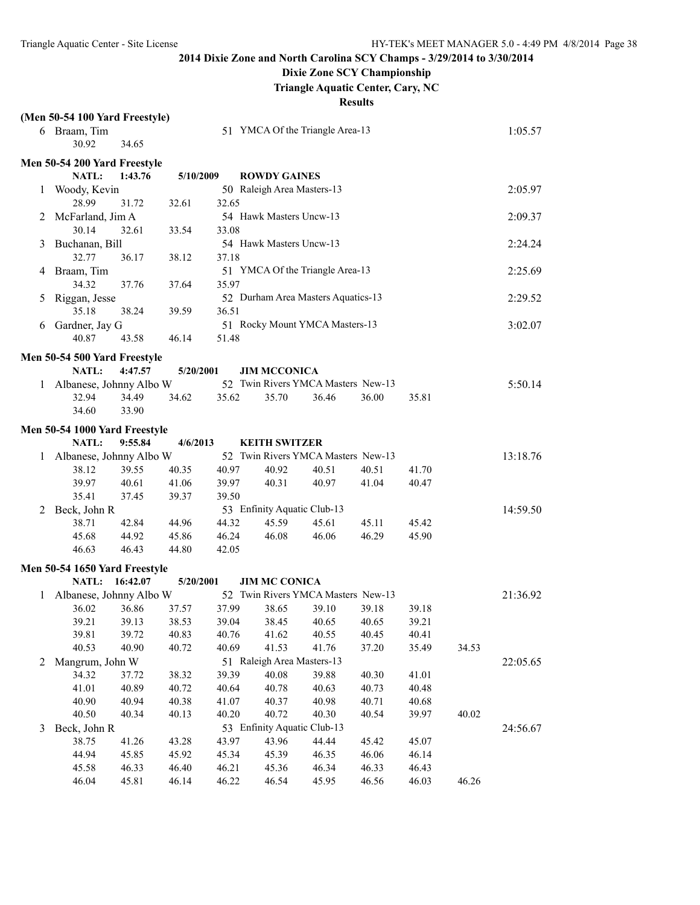**2014 Dixie Zone and North Carolina SCY Champs - 3/29/2014 to 3/30/2014**

**Dixie Zone SCY Championship**

**Triangle Aquatic Center, Cary, NC**

**Results**

**(Men 50-54 100 Yard Freestyle)**

```
 6 Braam, Tim                        51 YMCA Of the Triangle Area-13                     1:05.57
      30.92     34.65
```

**Men 50-54 200 Yard Freestyle**

```
      NATL:    1:43.76    5/10/2009    ROWDY GAINES
 1 Woody, Kevin                      50 Raleigh Area Masters-13                          2:05.97
      28.99     31.72     32.61     32.65
 2 McFarland, Jim A                  54 Hawk Masters Uncw-13                             2:09.37
      30.14     32.61     33.54     33.08
 3 Buchanan, Bill                    54 Hawk Masters Uncw-13                             2:24.24
      32.77     36.17     38.12     37.18
 4 Braam, Tim                        51 YMCA Of the Triangle Area-13                     2:25.69
      34.32     37.76     37.64     35.97
 5 Riggan, Jesse                     52 Durham Area Masters Aquatics-13                  2:29.52
      35.18     38.24     39.59     36.51
 6 Gardner, Jay G                    51 Rocky Mount YMCA Masters-13                      3:02.07
      40.87     43.58     46.14     51.48
```

**Men 50-54 500 Yard Freestyle**

```
      NATL:    4:47.57    5/20/2001    JIM MCCONICA
 1 Albanese, Johnny Albo W           52 Twin Rivers YMCA Masters New-13                  5:50.14
      32.94     34.49     34.62     35.62     35.70     36.46     36.00     35.81
      34.60     33.90
```

**Men 50-54 1000 Yard Freestyle**

```
      NATL:    9:55.84    4/6/2013     KEITH SWITZER
 1 Albanese, Johnny Albo W           52 Twin Rivers YMCA Masters New-13                 13:18.76
      38.12     39.55     40.35     40.97     40.92     40.51     40.51     41.70
      39.97     40.61     41.06     39.97     40.31     40.97     41.04     40.47
      35.41     37.45     39.37     39.50
 2 Beck, John R                      53 Enfinity Aquatic Club-13                        14:59.50
      38.71     42.84     44.96     44.32     45.59     45.61     45.11     45.42
      45.68     44.92     45.86     46.24     46.08     46.06     46.29     45.90
      46.63     46.43     44.80     42.05
```

**Men 50-54 1650 Yard Freestyle**

```
      NATL:   16:42.07    5/20/2001    JIM MC CONICA
 1 Albanese, Johnny Albo W           52 Twin Rivers YMCA Masters New-13                 21:36.92
      36.02     36.86     37.57     37.99     38.65     39.10     39.18     39.18
      39.21     39.13     38.53     39.04     38.45     40.65     40.65     39.21
      39.81     39.72     40.83     40.76     41.62     40.55     40.45     40.41
      40.53     40.90     40.72     40.69     41.53     41.76     37.20     35.49     34.53
 2 Mangrum, John W                   51 Raleigh Area Masters-13                         22:05.65
      34.32     37.72     38.32     39.39     40.08     39.88     40.30     41.01
      41.01     40.89     40.72     40.64     40.78     40.63     40.73     40.48
      40.90     40.94     40.38     41.07     40.37     40.98     40.71     40.68
      40.50     40.34     40.13     40.20     40.72     40.30     40.54     39.97     40.02
 3 Beck, John R                      53 Enfinity Aquatic Club-13                        24:56.67
      38.75     41.26     43.28     43.97     43.96     44.44     45.42     45.07
      44.94     45.85     45.92     45.34     45.39     46.35     46.06     46.14
      45.58     46.33     46.40     46.21     45.36     46.34     46.33     46.43
      46.04     45.81     46.14     46.22     46.54     45.95     46.56     46.03     46.26
```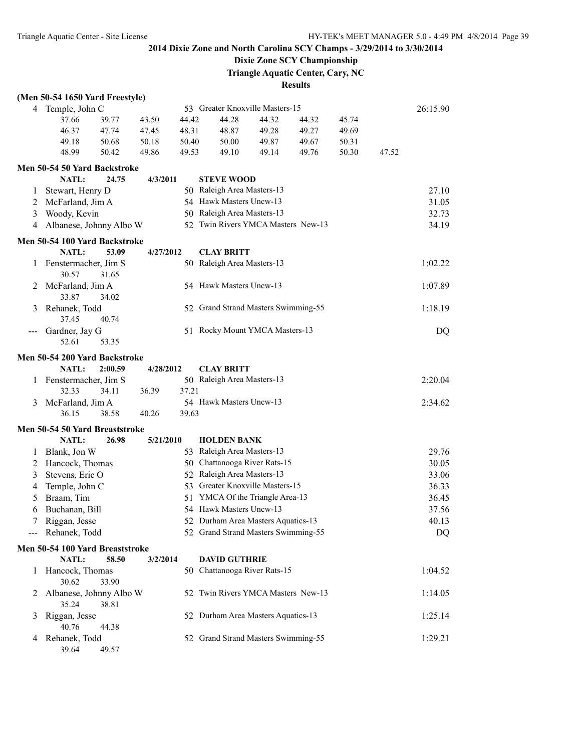## 2014 Dixie Zone and North Carolina SCY Champs - 3/29/2014 to 3/30/2014

### Dixie Zone SCY Championship

### Triangle Aquatic Center, Cary, NC

### Results

**(Men 50-54 1650 Yard Freestyle)**

| | Name | Age | Team | | | | | | | Time |
|---|---|---|---|---|---|---|---|---|---|---|
| 4 | Temple, John C | 53 | Greater Knoxville Masters-15 | | | | | | | 26:15.90 |
| | 37.66 | 39.77 | 43.50 | 44.42 | 44.28 | 44.32 | 44.32 | 45.74 | | |
| | 46.37 | 47.74 | 47.45 | 48.31 | 48.87 | 49.28 | 49.27 | 49.69 | | |
| | 49.18 | 50.68 | 50.18 | 50.40 | 50.00 | 49.87 | 49.67 | 50.31 | | |
| | 48.99 | 50.42 | 49.86 | 49.53 | 49.10 | 49.14 | 49.76 | 50.30 | 47.52 | |

**Men 50-54 50 Yard Backstroke**

NATL: 24.75 4/3/2011 STEVE WOOD

| Place | Name | Age | Team | Time |
|---|---|---|---|---|
| 1 | Stewart, Henry D | 50 | Raleigh Area Masters-13 | 27.10 |
| 2 | McFarland, Jim A | 54 | Hawk Masters Uncw-13 | 31.05 |
| 3 | Woody, Kevin | 50 | Raleigh Area Masters-13 | 32.73 |
| 4 | Albanese, Johnny Albo W | 52 | Twin Rivers YMCA Masters New-13 | 34.19 |

**Men 50-54 100 Yard Backstroke**

NATL: 53.09 4/27/2012 CLAY BRITT

| Place | Name | Age | Team | Time |
|---|---|---|---|---|
| 1 | Fenstermacher, Jim S | 50 | Raleigh Area Masters-13 | 1:02.22 |
| | 30.57 31.65 | | | |
| 2 | McFarland, Jim A | 54 | Hawk Masters Uncw-13 | 1:07.89 |
| | 33.87 34.02 | | | |
| 3 | Rehanek, Todd | 52 | Grand Strand Masters Swimming-55 | 1:18.19 |
| | 37.45 40.74 | | | |
| --- | Gardner, Jay G | 51 | Rocky Mount YMCA Masters-13 | DQ |
| | 52.61 53.35 | | | |

**Men 50-54 200 Yard Backstroke**

NATL: 2:00.59 4/28/2012 CLAY BRITT

| Place | Name | Age | Team | Time |
|---|---|---|---|---|
| 1 | Fenstermacher, Jim S | 50 | Raleigh Area Masters-13 | 2:20.04 |
| | 32.33 34.11 36.39 37.21 | | | |
| 3 | McFarland, Jim A | 54 | Hawk Masters Uncw-13 | 2:34.62 |
| | 36.15 38.58 40.26 39.63 | | | |

**Men 50-54 50 Yard Breaststroke**

NATL: 26.98 5/21/2010 HOLDEN BANK

| Place | Name | Age | Team | Time |
|---|---|---|---|---|
| 1 | Blank, Jon W | 53 | Raleigh Area Masters-13 | 29.76 |
| 2 | Hancock, Thomas | 50 | Chattanooga River Rats-15 | 30.05 |
| 3 | Stevens, Eric O | 52 | Raleigh Area Masters-13 | 33.06 |
| 4 | Temple, John C | 53 | Greater Knoxville Masters-15 | 36.33 |
| 5 | Braam, Tim | 51 | YMCA Of the Triangle Area-13 | 36.45 |
| 6 | Buchanan, Bill | 54 | Hawk Masters Uncw-13 | 37.56 |
| 7 | Riggan, Jesse | 52 | Durham Area Masters Aquatics-13 | 40.13 |
| --- | Rehanek, Todd | 52 | Grand Strand Masters Swimming-55 | DQ |

**Men 50-54 100 Yard Breaststroke**

NATL: 58.50 3/2/2014 DAVID GUTHRIE

| Place | Name | Age | Team | Time |
|---|---|---|---|---|
| 1 | Hancock, Thomas | 50 | Chattanooga River Rats-15 | 1:04.52 |
| | 30.62 33.90 | | | |
| 2 | Albanese, Johnny Albo W | 52 | Twin Rivers YMCA Masters New-13 | 1:14.05 |
| | 35.24 38.81 | | | |
| 3 | Riggan, Jesse | 52 | Durham Area Masters Aquatics-13 | 1:25.14 |
| | 40.76 44.38 | | | |
| 4 | Rehanek, Todd | 52 | Grand Strand Masters Swimming-55 | 1:29.21 |
| | 39.64 49.57 | | | |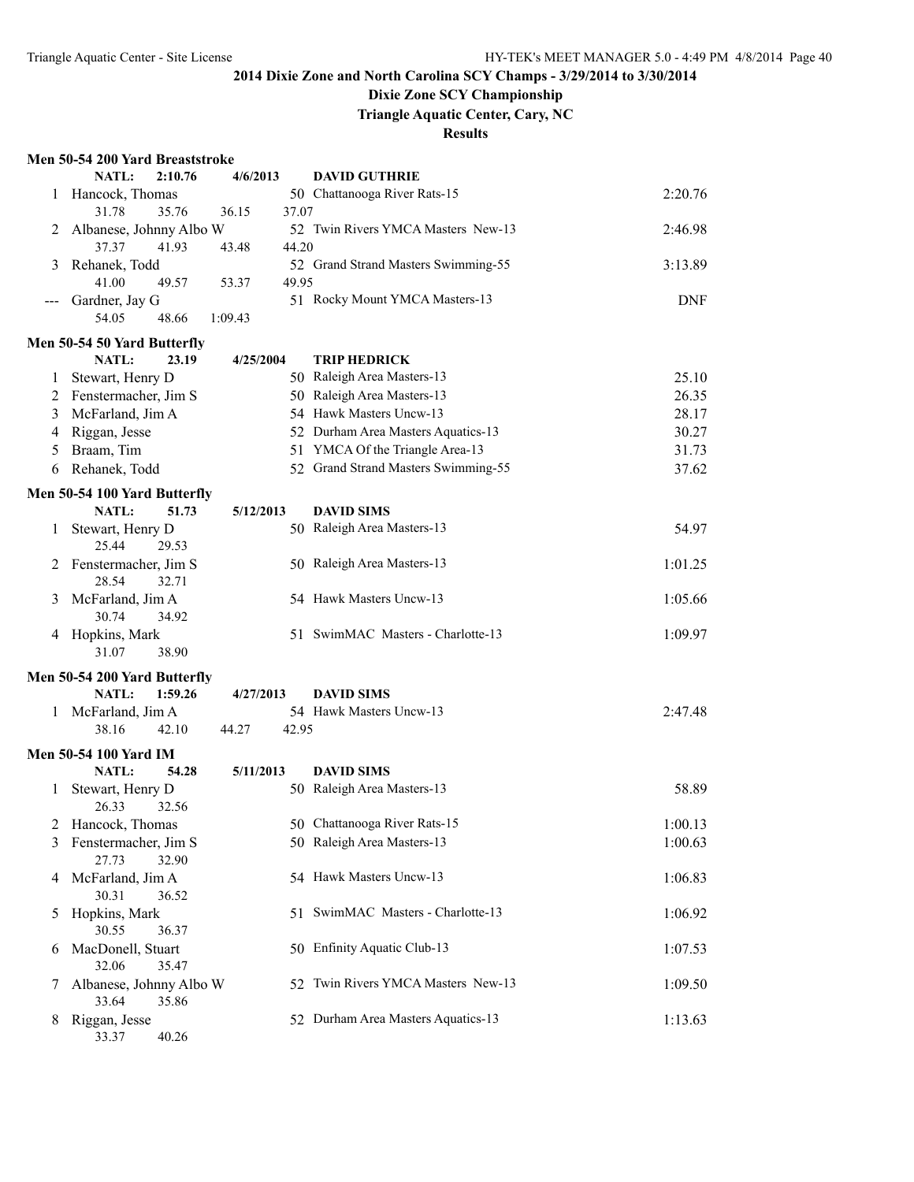# 2014 Dixie Zone and North Carolina SCY Champs - 3/29/2014 to 3/30/2014

## Dixie Zone SCY Championship

### Triangle Aquatic Center, Cary, NC

### Results

**Men 50-54 200 Yard Breaststroke**

NATL: 2:10.76 4/6/2013 DAVID GUTHRIE

| Place | Name | Age | Team | Time |
|---|---|---|---|---|
| 1 | Hancock, Thomas | 50 | Chattanooga River Rats-15 | 2:20.76 |
| | 31.78 35.76 36.15 37.07 | | | |
| 2 | Albanese, Johnny Albo W | 52 | Twin Rivers YMCA Masters New-13 | 2:46.98 |
| | 37.37 41.93 43.48 44.20 | | | |
| 3 | Rehanek, Todd | 52 | Grand Strand Masters Swimming-55 | 3:13.89 |
| | 41.00 49.57 53.37 49.95 | | | |
| --- | Gardner, Jay G | 51 | Rocky Mount YMCA Masters-13 | DNF |
| | 54.05 48.66 1:09.43 | | | |

**Men 50-54 50 Yard Butterfly**

NATL: 23.19 4/25/2004 TRIP HEDRICK

| Place | Name | Age | Team | Time |
|---|---|---|---|---|
| 1 | Stewart, Henry D | 50 | Raleigh Area Masters-13 | 25.10 |
| 2 | Fenstermacher, Jim S | 50 | Raleigh Area Masters-13 | 26.35 |
| 3 | McFarland, Jim A | 54 | Hawk Masters Uncw-13 | 28.17 |
| 4 | Riggan, Jesse | 52 | Durham Area Masters Aquatics-13 | 30.27 |
| 5 | Braam, Tim | 51 | YMCA Of the Triangle Area-13 | 31.73 |
| 6 | Rehanek, Todd | 52 | Grand Strand Masters Swimming-55 | 37.62 |

**Men 50-54 100 Yard Butterfly**

NATL: 51.73 5/12/2013 DAVID SIMS

| Place | Name | Age | Team | Time |
|---|---|---|---|---|
| 1 | Stewart, Henry D | 50 | Raleigh Area Masters-13 | 54.97 |
| | 25.44 29.53 | | | |
| 2 | Fenstermacher, Jim S | 50 | Raleigh Area Masters-13 | 1:01.25 |
| | 28.54 32.71 | | | |
| 3 | McFarland, Jim A | 54 | Hawk Masters Uncw-13 | 1:05.66 |
| | 30.74 34.92 | | | |
| 4 | Hopkins, Mark | 51 | SwimMAC Masters - Charlotte-13 | 1:09.97 |
| | 31.07 38.90 | | | |

**Men 50-54 200 Yard Butterfly**

NATL: 1:59.26 4/27/2013 DAVID SIMS

| Place | Name | Age | Team | Time |
|---|---|---|---|---|
| 1 | McFarland, Jim A | 54 | Hawk Masters Uncw-13 | 2:47.48 |
| | 38.16 42.10 44.27 42.95 | | | |

**Men 50-54 100 Yard IM**

NATL: 54.28 5/11/2013 DAVID SIMS

| Place | Name | Age | Team | Time |
|---|---|---|---|---|
| 1 | Stewart, Henry D | 50 | Raleigh Area Masters-13 | 58.89 |
| | 26.33 32.56 | | | |
| 2 | Hancock, Thomas | 50 | Chattanooga River Rats-15 | 1:00.13 |
| 3 | Fenstermacher, Jim S | 50 | Raleigh Area Masters-13 | 1:00.63 |
| | 27.73 32.90 | | | |
| 4 | McFarland, Jim A | 54 | Hawk Masters Uncw-13 | 1:06.83 |
| | 30.31 36.52 | | | |
| 5 | Hopkins, Mark | 51 | SwimMAC Masters - Charlotte-13 | 1:06.92 |
| | 30.55 36.37 | | | |
| 6 | MacDonell, Stuart | 50 | Enfinity Aquatic Club-13 | 1:07.53 |
| | 32.06 35.47 | | | |
| 7 | Albanese, Johnny Albo W | 52 | Twin Rivers YMCA Masters New-13 | 1:09.50 |
| | 33.64 35.86 | | | |
| 8 | Riggan, Jesse | 52 | Durham Area Masters Aquatics-13 | 1:13.63 |
| | 33.37 40.26 | | | |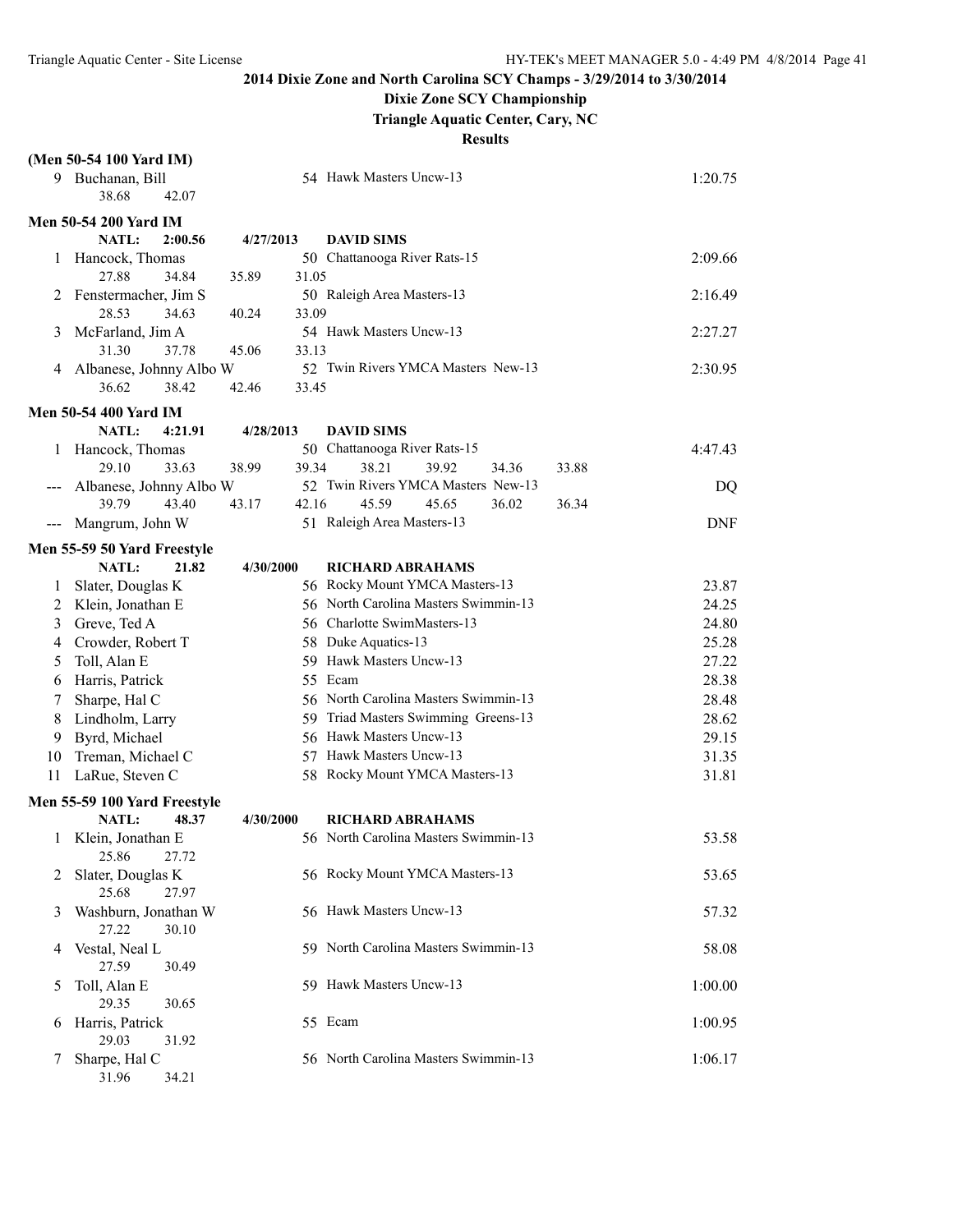## 2014 Dixie Zone and North Carolina SCY Champs - 3/29/2014 to 3/30/2014

### Dixie Zone SCY Championship

### Triangle Aquatic Center, Cary, NC

### Results

**(Men 50-54 100 Yard IM)**

| | Name | Age | Team | Finals Time |
|---|---|---|---|---|
| 9 | Buchanan, Bill | 54 | Hawk Masters Uncw-13 | 1:20.75 |
| | 38.68 42.07 | | | |

**Men 50-54 200 Yard IM**

NATL: 2:00.56 4/27/2013 DAVID SIMS

| | Name | Age | Team | Finals Time |
|---|---|---|---|---|
| 1 | Hancock, Thomas | 50 | Chattanooga River Rats-15 | 2:09.66 |
| | 27.88 34.84 35.89 31.05 | | | |
| 2 | Fenstermacher, Jim S | 50 | Raleigh Area Masters-13 | 2:16.49 |
| | 28.53 34.63 40.24 33.09 | | | |
| 3 | McFarland, Jim A | 54 | Hawk Masters Uncw-13 | 2:27.27 |
| | 31.30 37.78 45.06 33.13 | | | |
| 4 | Albanese, Johnny Albo W | 52 | Twin Rivers YMCA Masters New-13 | 2:30.95 |
| | 36.62 38.42 42.46 33.45 | | | |

**Men 50-54 400 Yard IM**

NATL: 4:21.91 4/28/2013 DAVID SIMS

| | Name | Age | Team | Finals Time |
|---|---|---|---|---|
| 1 | Hancock, Thomas | 50 | Chattanooga River Rats-15 | 4:47.43 |
| | 29.10 33.63 38.99 39.34 38.21 39.92 34.36 33.88 | | | |
| --- | Albanese, Johnny Albo W | 52 | Twin Rivers YMCA Masters New-13 | DQ |
| | 39.79 43.40 43.17 42.16 45.59 45.65 36.02 36.34 | | | |
| --- | Mangrum, John W | 51 | Raleigh Area Masters-13 | DNF |

**Men 55-59 50 Yard Freestyle**

NATL: 21.82 4/30/2000 RICHARD ABRAHAMS

| | Name | Age | Team | Finals Time |
|---|---|---|---|---|
| 1 | Slater, Douglas K | 56 | Rocky Mount YMCA Masters-13 | 23.87 |
| 2 | Klein, Jonathan E | 56 | North Carolina Masters Swimmin-13 | 24.25 |
| 3 | Greve, Ted A | 56 | Charlotte SwimMasters-13 | 24.80 |
| 4 | Crowder, Robert T | 58 | Duke Aquatics-13 | 25.28 |
| 5 | Toll, Alan E | 59 | Hawk Masters Uncw-13 | 27.22 |
| 6 | Harris, Patrick | 55 | Ecam | 28.38 |
| 7 | Sharpe, Hal C | 56 | North Carolina Masters Swimmin-13 | 28.48 |
| 8 | Lindholm, Larry | 59 | Triad Masters Swimming Greens-13 | 28.62 |
| 9 | Byrd, Michael | 56 | Hawk Masters Uncw-13 | 29.15 |
| 10 | Treman, Michael C | 57 | Hawk Masters Uncw-13 | 31.35 |
| 11 | LaRue, Steven C | 58 | Rocky Mount YMCA Masters-13 | 31.81 |

**Men 55-59 100 Yard Freestyle**

NATL: 48.37 4/30/2000 RICHARD ABRAHAMS

| | Name | Age | Team | Finals Time |
|---|---|---|---|---|
| 1 | Klein, Jonathan E | 56 | North Carolina Masters Swimmin-13 | 53.58 |
| | 25.86 27.72 | | | |
| 2 | Slater, Douglas K | 56 | Rocky Mount YMCA Masters-13 | 53.65 |
| | 25.68 27.97 | | | |
| 3 | Washburn, Jonathan W | 56 | Hawk Masters Uncw-13 | 57.32 |
| | 27.22 30.10 | | | |
| 4 | Vestal, Neal L | 59 | North Carolina Masters Swimmin-13 | 58.08 |
| | 27.59 30.49 | | | |
| 5 | Toll, Alan E | 59 | Hawk Masters Uncw-13 | 1:00.00 |
| | 29.35 30.65 | | | |
| 6 | Harris, Patrick | 55 | Ecam | 1:00.95 |
| | 29.03 31.92 | | | |
| 7 | Sharpe, Hal C | 56 | North Carolina Masters Swimmin-13 | 1:06.17 |
| | 31.96 34.21 | | | |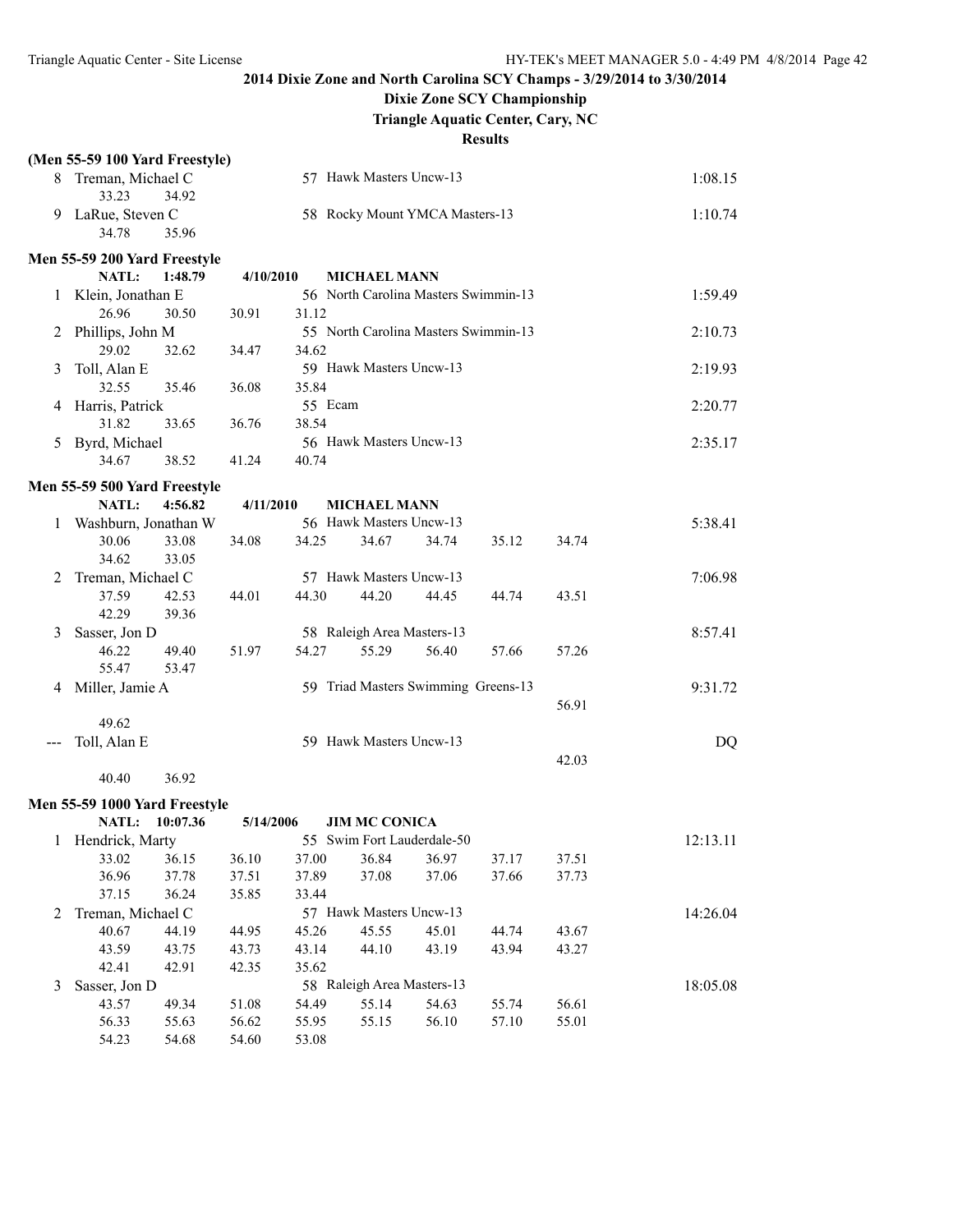## 2014 Dixie Zone and North Carolina SCY Champs - 3/29/2014 to 3/30/2014

### Dixie Zone SCY Championship

### Triangle Aquatic Center, Cary, NC

### Results

**(Men 55-59 100 Yard Freestyle)**

```
  8 Treman, Michael C              57 Hawk Masters Uncw-13                    1:08.15
        33.23      34.92
  9 LaRue, Steven C                58 Rocky Mount YMCA Masters-13             1:10.74
        34.78      35.96
```

**Men 55-59 200 Yard Freestyle**

```
       NATL:   1:48.79   4/10/2010      MICHAEL MANN
  1 Klein, Jonathan E              56 North Carolina Masters Swimmin-13       1:59.49
        26.96      30.50      30.91      31.12
  2 Phillips, John M               55 North Carolina Masters Swimmin-13       2:10.73
        29.02      32.62      34.47      34.62
  3 Toll, Alan E                   59 Hawk Masters Uncw-13                    2:19.93
        32.55      35.46      36.08      35.84
  4 Harris, Patrick                55 Ecam                                    2:20.77
        31.82      33.65      36.76      38.54
  5 Byrd, Michael                  56 Hawk Masters Uncw-13                    2:35.17
        34.67      38.52      41.24      40.74
```

**Men 55-59 500 Yard Freestyle**

```
       NATL:   4:56.82   4/11/2010      MICHAEL MANN
  1 Washburn, Jonathan W           56 Hawk Masters Uncw-13                    5:38.41
        30.06      33.08      34.08      34.25      34.67      34.74      35.12      34.74
        34.62      33.05
  2 Treman, Michael C              57 Hawk Masters Uncw-13                    7:06.98
        37.59      42.53      44.01      44.30      44.20      44.45      44.74      43.51
        42.29      39.36
  3 Sasser, Jon D                  58 Raleigh Area Masters-13                 8:57.41
        46.22      49.40      51.97      54.27      55.29      56.40      57.66      57.26
        55.47      53.47
  4 Miller, Jamie A                59 Triad Masters Swimming Greens-13        9:31.72
                                                                              56.91
        49.62
 --- Toll, Alan E                  59 Hawk Masters Uncw-13                         DQ
                                                                              42.03
        40.40      36.92
```

**Men 55-59 1000 Yard Freestyle**

```
       NATL:  10:07.36   5/14/2006      JIM MC CONICA
  1 Hendrick, Marty                55 Swim Fort Lauderdale-50                12:13.11
        33.02      36.15      36.10      37.00      36.84      36.97      37.17      37.51
        36.96      37.78      37.51      37.89      37.08      37.06      37.66      37.73
        37.15      36.24      35.85      33.44
  2 Treman, Michael C              57 Hawk Masters Uncw-13                   14:26.04
        40.67      44.19      44.95      45.26      45.55      45.01      44.74      43.67
        43.59      43.75      43.73      43.14      44.10      43.19      43.94      43.27
        42.41      42.91      42.35      35.62
  3 Sasser, Jon D                  58 Raleigh Area Masters-13                18:05.08
        43.57      49.34      51.08      54.49      55.14      54.63      55.74      56.61
        56.33      55.63      56.62      55.95      55.15      56.10      57.10      55.01
        54.23      54.68      54.60      53.08
```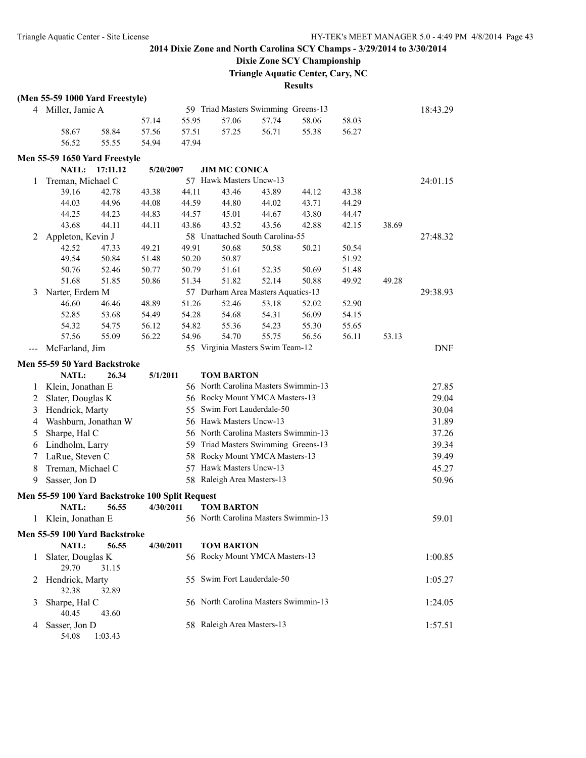## 2014 Dixie Zone and North Carolina SCY Champs - 3/29/2014 to 3/30/2014

### Dixie Zone SCY Championship

### Triangle Aquatic Center, Cary, NC

### Results

**(Men 55-59 1000 Yard Freestyle)**

4 Miller, Jamie A — 59 Triad Masters Swimming Greens-13 — 18:43.29

| | | | | | | | |
|---|---|---|---|---|---|---|---|
| | | 57.14 | 55.95 | 57.06 | 57.74 | 58.06 | 58.03 |
| 58.67 | 58.84 | 57.56 | 57.51 | 57.25 | 56.71 | 55.38 | 56.27 |
| 56.52 | 55.55 | 54.94 | 47.94 | | | | |

**Men 55-59 1650 Yard Freestyle**

NATL: 17:11.12 5/20/2007 JIM MC CONICA

1 Treman, Michael C — 57 Hawk Masters Uncw-13 — 24:01.15

| | | | | | | | | |
|---|---|---|---|---|---|---|---|---|
| 39.16 | 42.78 | 43.38 | 44.11 | 43.46 | 43.89 | 44.12 | 43.38 | |
| 44.03 | 44.96 | 44.08 | 44.59 | 44.80 | 44.02 | 43.71 | 44.29 | |
| 44.25 | 44.23 | 44.83 | 44.57 | 45.01 | 44.67 | 43.80 | 44.47 | |
| 43.68 | 44.11 | 44.11 | 43.86 | 43.52 | 43.56 | 42.88 | 42.15 | 38.69 |

2 Appleton, Kevin J — 58 Unattached South Carolina-55 — 27:48.32

| | | | | | | | | |
|---|---|---|---|---|---|---|---|---|
| 42.52 | 47.33 | 49.21 | 49.91 | 50.68 | 50.58 | 50.21 | 50.54 | |
| 49.54 | 50.84 | 51.48 | 50.20 | 50.87 | | | 51.92 | |
| 50.76 | 52.46 | 50.77 | 50.79 | 51.61 | 52.35 | 50.69 | 51.48 | |
| 51.68 | 51.85 | 50.86 | 51.34 | 51.82 | 52.14 | 50.88 | 49.92 | 49.28 |

3 Narter, Erdem M — 57 Durham Area Masters Aquatics-13 — 29:38.93

| | | | | | | | | |
|---|---|---|---|---|---|---|---|---|
| 46.60 | 46.46 | 48.89 | 51.26 | 52.46 | 53.18 | 52.02 | 52.90 | |
| 52.85 | 53.68 | 54.49 | 54.28 | 54.68 | 54.31 | 56.09 | 54.15 | |
| 54.32 | 54.75 | 56.12 | 54.82 | 55.36 | 54.23 | 55.30 | 55.65 | |
| 57.56 | 55.09 | 56.22 | 54.96 | 54.70 | 55.75 | 56.56 | 56.11 | 53.13 |

--- McFarland, Jim — 55 Virginia Masters Swim Team-12 — DNF

**Men 55-59 50 Yard Backstroke**

NATL: 26.34 5/1/2011 TOM BARTON

| Place | Name | Age | Team | Time |
|---|---|---|---|---|
| 1 | Klein, Jonathan E | 56 | North Carolina Masters Swimmin-13 | 27.85 |
| 2 | Slater, Douglas K | 56 | Rocky Mount YMCA Masters-13 | 29.04 |
| 3 | Hendrick, Marty | 55 | Swim Fort Lauderdale-50 | 30.04 |
| 4 | Washburn, Jonathan W | 56 | Hawk Masters Uncw-13 | 31.89 |
| 5 | Sharpe, Hal C | 56 | North Carolina Masters Swimmin-13 | 37.26 |
| 6 | Lindholm, Larry | 59 | Triad Masters Swimming Greens-13 | 39.34 |
| 7 | LaRue, Steven C | 58 | Rocky Mount YMCA Masters-13 | 39.49 |
| 8 | Treman, Michael C | 57 | Hawk Masters Uncw-13 | 45.27 |
| 9 | Sasser, Jon D | 58 | Raleigh Area Masters-13 | 50.96 |

**Men 55-59 100 Yard Backstroke 100 Split Request**

NATL: 56.55 4/30/2011 TOM BARTON

| Place | Name | Age | Team | Time |
|---|---|---|---|---|
| 1 | Klein, Jonathan E | 56 | North Carolina Masters Swimmin-13 | 59.01 |

**Men 55-59 100 Yard Backstroke**

NATL: 56.55 4/30/2011 TOM BARTON

| Place | Name | Age | Team | Time |
|---|---|---|---|---|
| 1 | Slater, Douglas K | 56 | Rocky Mount YMCA Masters-13 | 1:00.85 |
| | 29.70 31.15 | | | |
| 2 | Hendrick, Marty | 55 | Swim Fort Lauderdale-50 | 1:05.27 |
| | 32.38 32.89 | | | |
| 3 | Sharpe, Hal C | 56 | North Carolina Masters Swimmin-13 | 1:24.05 |
| | 40.45 43.60 | | | |
| 4 | Sasser, Jon D | 58 | Raleigh Area Masters-13 | 1:57.51 |
| | 54.08 1:03.43 | | | |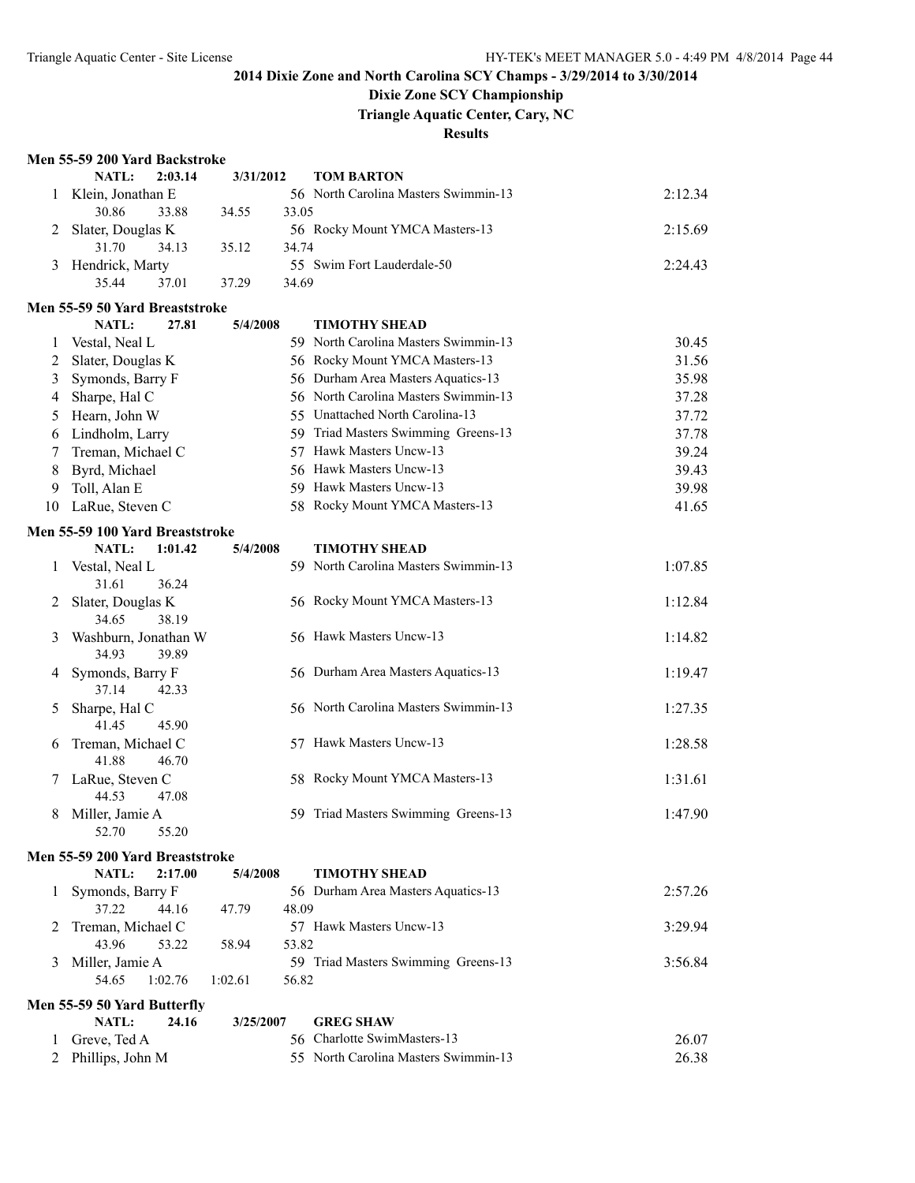## 2014 Dixie Zone and North Carolina SCY Champs - 3/29/2014 to 3/30/2014

### Dixie Zone SCY Championship

### Triangle Aquatic Center, Cary, NC

### Results

**Men 55-59 200 Yard Backstroke**

NATL: 2:03.14 3/31/2012 TOM BARTON

| Place | Name | Age | Team | Time |
|---|---|---|---|---|
| 1 | Klein, Jonathan E | 56 | North Carolina Masters Swimmin-13 | 2:12.34 |
| | 30.86 33.88 34.55 33.05 | | | |
| 2 | Slater, Douglas K | 56 | Rocky Mount YMCA Masters-13 | 2:15.69 |
| | 31.70 34.13 35.12 34.74 | | | |
| 3 | Hendrick, Marty | 55 | Swim Fort Lauderdale-50 | 2:24.43 |
| | 35.44 37.01 37.29 34.69 | | | |

**Men 55-59 50 Yard Breaststroke**

NATL: 27.81 5/4/2008 TIMOTHY SHEAD

| Place | Name | Age | Team | Time |
|---|---|---|---|---|
| 1 | Vestal, Neal L | 59 | North Carolina Masters Swimmin-13 | 30.45 |
| 2 | Slater, Douglas K | 56 | Rocky Mount YMCA Masters-13 | 31.56 |
| 3 | Symonds, Barry F | 56 | Durham Area Masters Aquatics-13 | 35.98 |
| 4 | Sharpe, Hal C | 56 | North Carolina Masters Swimmin-13 | 37.28 |
| 5 | Hearn, John W | 55 | Unattached North Carolina-13 | 37.72 |
| 6 | Lindholm, Larry | 59 | Triad Masters Swimming Greens-13 | 37.78 |
| 7 | Treman, Michael C | 57 | Hawk Masters Uncw-13 | 39.24 |
| 8 | Byrd, Michael | 56 | Hawk Masters Uncw-13 | 39.43 |
| 9 | Toll, Alan E | 59 | Hawk Masters Uncw-13 | 39.98 |
| 10 | LaRue, Steven C | 58 | Rocky Mount YMCA Masters-13 | 41.65 |

**Men 55-59 100 Yard Breaststroke**

NATL: 1:01.42 5/4/2008 TIMOTHY SHEAD

| Place | Name | Age | Team | Time |
|---|---|---|---|---|
| 1 | Vestal, Neal L | 59 | North Carolina Masters Swimmin-13 | 1:07.85 |
| | 31.61 36.24 | | | |
| 2 | Slater, Douglas K | 56 | Rocky Mount YMCA Masters-13 | 1:12.84 |
| | 34.65 38.19 | | | |
| 3 | Washburn, Jonathan W | 56 | Hawk Masters Uncw-13 | 1:14.82 |
| | 34.93 39.89 | | | |
| 4 | Symonds, Barry F | 56 | Durham Area Masters Aquatics-13 | 1:19.47 |
| | 37.14 42.33 | | | |
| 5 | Sharpe, Hal C | 56 | North Carolina Masters Swimmin-13 | 1:27.35 |
| | 41.45 45.90 | | | |
| 6 | Treman, Michael C | 57 | Hawk Masters Uncw-13 | 1:28.58 |
| | 41.88 46.70 | | | |
| 7 | LaRue, Steven C | 58 | Rocky Mount YMCA Masters-13 | 1:31.61 |
| | 44.53 47.08 | | | |
| 8 | Miller, Jamie A | 59 | Triad Masters Swimming Greens-13 | 1:47.90 |
| | 52.70 55.20 | | | |

**Men 55-59 200 Yard Breaststroke**

NATL: 2:17.00 5/4/2008 TIMOTHY SHEAD

| Place | Name | Age | Team | Time |
|---|---|---|---|---|
| 1 | Symonds, Barry F | 56 | Durham Area Masters Aquatics-13 | 2:57.26 |
| | 37.22 44.16 47.79 48.09 | | | |
| 2 | Treman, Michael C | 57 | Hawk Masters Uncw-13 | 3:29.94 |
| | 43.96 53.22 58.94 53.82 | | | |
| 3 | Miller, Jamie A | 59 | Triad Masters Swimming Greens-13 | 3:56.84 |
| | 54.65 1:02.76 1:02.61 56.82 | | | |

**Men 55-59 50 Yard Butterfly**

NATL: 24.16 3/25/2007 GREG SHAW

| Place | Name | Age | Team | Time |
|---|---|---|---|---|
| 1 | Greve, Ted A | 56 | Charlotte SwimMasters-13 | 26.07 |
| 2 | Phillips, John M | 55 | North Carolina Masters Swimmin-13 | 26.38 |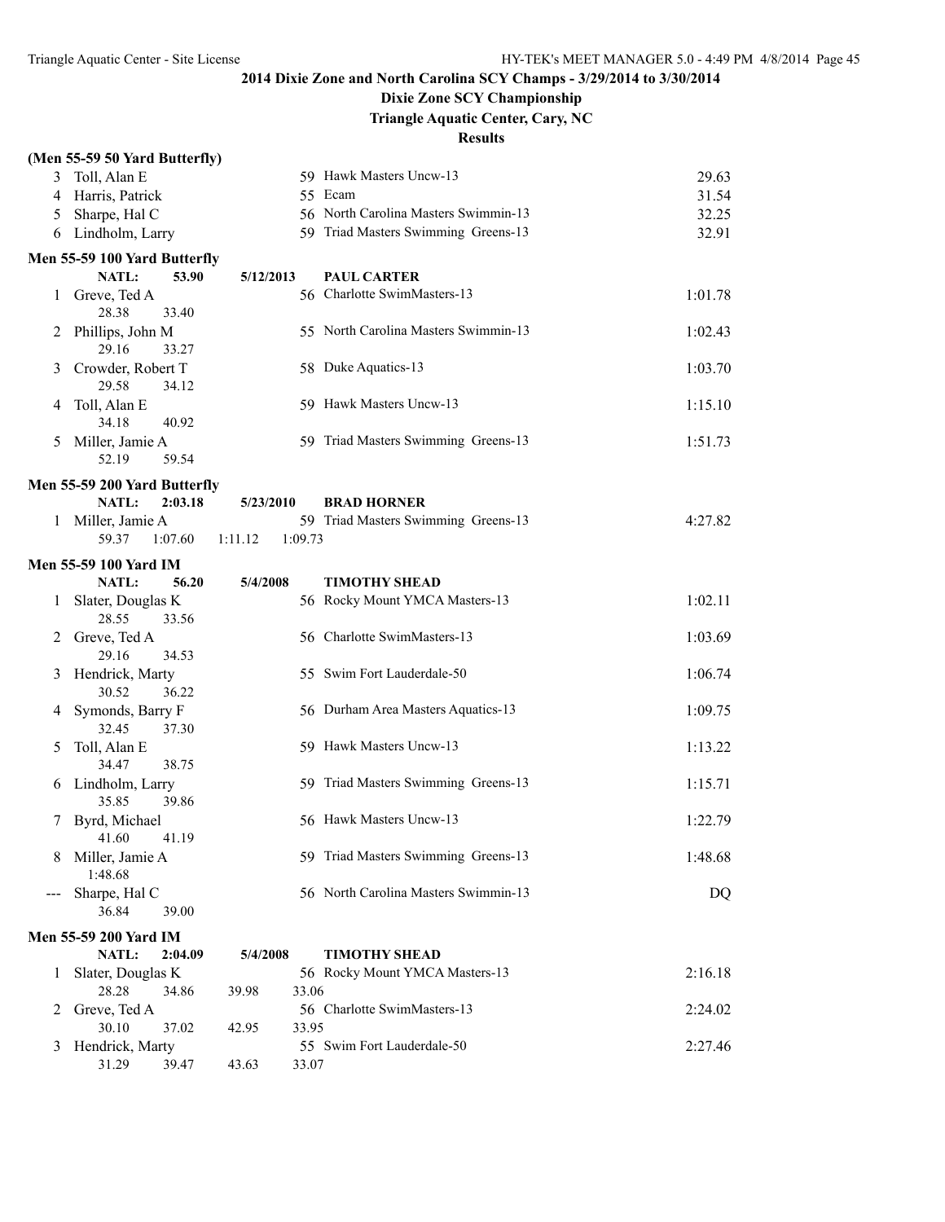## 2014 Dixie Zone and North Carolina SCY Champs - 3/29/2014 to 3/30/2014

### Dixie Zone SCY Championship

### Triangle Aquatic Center, Cary, NC

### Results

**(Men 55-59 50 Yard Butterfly)**

| | Name | Age | Team | Time |
|---|---|---|---|---|
| 3 | Toll, Alan E | 59 | Hawk Masters Uncw-13 | 29.63 |
| 4 | Harris, Patrick | 55 | Ecam | 31.54 |
| 5 | Sharpe, Hal C | 56 | North Carolina Masters Swimmin-13 | 32.25 |
| 6 | Lindholm, Larry | 59 | Triad Masters Swimming Greens-13 | 32.91 |

**Men 55-59 100 Yard Butterfly**

NATL: 53.90 5/12/2013 PAUL CARTER

| | Name | Age | Team | Time |
|---|---|---|---|---|
| 1 | Greve, Ted A | 56 | Charlotte SwimMasters-13 | 1:01.78 |
| | 28.38 33.40 | | | |
| 2 | Phillips, John M | 55 | North Carolina Masters Swimmin-13 | 1:02.43 |
| | 29.16 33.27 | | | |
| 3 | Crowder, Robert T | 58 | Duke Aquatics-13 | 1:03.70 |
| | 29.58 34.12 | | | |
| 4 | Toll, Alan E | 59 | Hawk Masters Uncw-13 | 1:15.10 |
| | 34.18 40.92 | | | |
| 5 | Miller, Jamie A | 59 | Triad Masters Swimming Greens-13 | 1:51.73 |
| | 52.19 59.54 | | | |

**Men 55-59 200 Yard Butterfly**

NATL: 2:03.18 5/23/2010 BRAD HORNER

| | Name | Age | Team | Time |
|---|---|---|---|---|
| 1 | Miller, Jamie A | 59 | Triad Masters Swimming Greens-13 | 4:27.82 |
| | 59.37 1:07.60 1:11.12 1:09.73 | | | |

**Men 55-59 100 Yard IM**

NATL: 56.20 5/4/2008 TIMOTHY SHEAD

| | Name | Age | Team | Time |
|---|---|---|---|---|
| 1 | Slater, Douglas K | 56 | Rocky Mount YMCA Masters-13 | 1:02.11 |
| | 28.55 33.56 | | | |
| 2 | Greve, Ted A | 56 | Charlotte SwimMasters-13 | 1:03.69 |
| | 29.16 34.53 | | | |
| 3 | Hendrick, Marty | 55 | Swim Fort Lauderdale-50 | 1:06.74 |
| | 30.52 36.22 | | | |
| 4 | Symonds, Barry F | 56 | Durham Area Masters Aquatics-13 | 1:09.75 |
| | 32.45 37.30 | | | |
| 5 | Toll, Alan E | 59 | Hawk Masters Uncw-13 | 1:13.22 |
| | 34.47 38.75 | | | |
| 6 | Lindholm, Larry | 59 | Triad Masters Swimming Greens-13 | 1:15.71 |
| | 35.85 39.86 | | | |
| 7 | Byrd, Michael | 56 | Hawk Masters Uncw-13 | 1:22.79 |
| | 41.60 41.19 | | | |
| 8 | Miller, Jamie A | 59 | Triad Masters Swimming Greens-13 | 1:48.68 |
| | 1:48.68 | | | |
| --- | Sharpe, Hal C | 56 | North Carolina Masters Swimmin-13 | DQ |
| | 36.84 39.00 | | | |

**Men 55-59 200 Yard IM**

NATL: 2:04.09 5/4/2008 TIMOTHY SHEAD

| | Name | Age | Team | Time |
|---|---|---|---|---|
| 1 | Slater, Douglas K | 56 | Rocky Mount YMCA Masters-13 | 2:16.18 |
| | 28.28 34.86 39.98 33.06 | | | |
| 2 | Greve, Ted A | 56 | Charlotte SwimMasters-13 | 2:24.02 |
| | 30.10 37.02 42.95 33.95 | | | |
| 3 | Hendrick, Marty | 55 | Swim Fort Lauderdale-50 | 2:27.46 |
| | 31.29 39.47 43.63 33.07 | | | |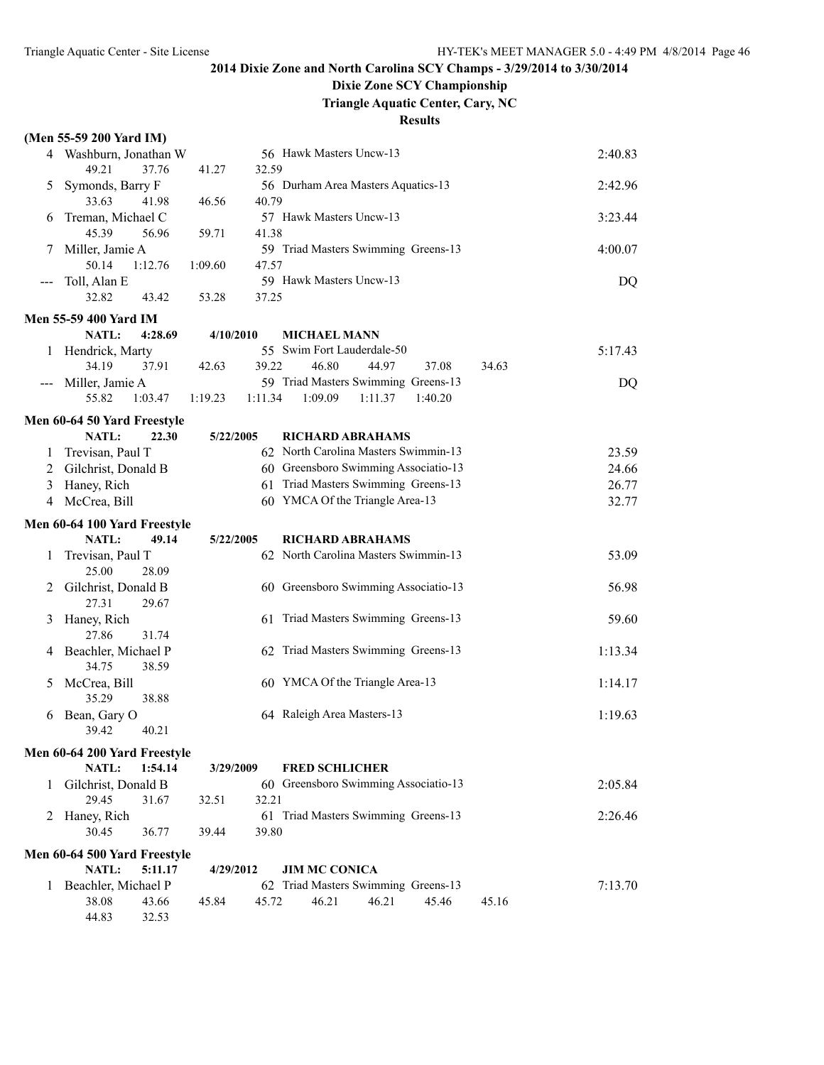## 2014 Dixie Zone and North Carolina SCY Champs - 3/29/2014 to 3/30/2014

### Dixie Zone SCY Championship

### Triangle Aquatic Center, Cary, NC

### Results

**(Men 55-59 200 Yard IM)**

| Place | Name | Age | Team | Time |
|---|---|---|---|---|
| 4 | Washburn, Jonathan W | 56 | Hawk Masters Uncw-13 | 2:40.83 |
| | 49.21 37.76 41.27 32.59 | | | |
| 5 | Symonds, Barry F | 56 | Durham Area Masters Aquatics-13 | 2:42.96 |
| | 33.63 41.98 46.56 40.79 | | | |
| 6 | Treman, Michael C | 57 | Hawk Masters Uncw-13 | 3:23.44 |
| | 45.39 56.96 59.71 41.38 | | | |
| 7 | Miller, Jamie A | 59 | Triad Masters Swimming Greens-13 | 4:00.07 |
| | 50.14 1:12.76 1:09.60 47.57 | | | |
| --- | Toll, Alan E | 59 | Hawk Masters Uncw-13 | DQ |
| | 32.82 43.42 53.28 37.25 | | | |

**Men 55-59 400 Yard IM**

NATL: 4:28.69 4/10/2010 MICHAEL MANN

| Place | Name | Age | Team | Time |
|---|---|---|---|---|
| 1 | Hendrick, Marty | 55 | Swim Fort Lauderdale-50 | 5:17.43 |
| | 34.19 37.91 42.63 39.22 46.80 44.97 37.08 34.63 | | | |
| --- | Miller, Jamie A | 59 | Triad Masters Swimming Greens-13 | DQ |
| | 55.82 1:03.47 1:19.23 1:11.34 1:09.09 1:11.37 1:40.20 | | | |

**Men 60-64 50 Yard Freestyle**

NATL: 22.30 5/22/2005 RICHARD ABRAHAMS

| Place | Name | Age | Team | Time |
|---|---|---|---|---|
| 1 | Trevisan, Paul T | 62 | North Carolina Masters Swimmin-13 | 23.59 |
| 2 | Gilchrist, Donald B | 60 | Greensboro Swimming Associatio-13 | 24.66 |
| 3 | Haney, Rich | 61 | Triad Masters Swimming Greens-13 | 26.77 |
| 4 | McCrea, Bill | 60 | YMCA Of the Triangle Area-13 | 32.77 |

**Men 60-64 100 Yard Freestyle**

NATL: 49.14 5/22/2005 RICHARD ABRAHAMS

| Place | Name | Age | Team | Time |
|---|---|---|---|---|
| 1 | Trevisan, Paul T | 62 | North Carolina Masters Swimmin-13 | 53.09 |
| | 25.00 28.09 | | | |
| 2 | Gilchrist, Donald B | 60 | Greensboro Swimming Associatio-13 | 56.98 |
| | 27.31 29.67 | | | |
| 3 | Haney, Rich | 61 | Triad Masters Swimming Greens-13 | 59.60 |
| | 27.86 31.74 | | | |
| 4 | Beachler, Michael P | 62 | Triad Masters Swimming Greens-13 | 1:13.34 |
| | 34.75 38.59 | | | |
| 5 | McCrea, Bill | 60 | YMCA Of the Triangle Area-13 | 1:14.17 |
| | 35.29 38.88 | | | |
| 6 | Bean, Gary O | 64 | Raleigh Area Masters-13 | 1:19.63 |
| | 39.42 40.21 | | | |

**Men 60-64 200 Yard Freestyle**

NATL: 1:54.14 3/29/2009 FRED SCHLICHER

| Place | Name | Age | Team | Time |
|---|---|---|---|---|
| 1 | Gilchrist, Donald B | 60 | Greensboro Swimming Associatio-13 | 2:05.84 |
| | 29.45 31.67 32.51 32.21 | | | |
| 2 | Haney, Rich | 61 | Triad Masters Swimming Greens-13 | 2:26.46 |
| | 30.45 36.77 39.44 39.80 | | | |

**Men 60-64 500 Yard Freestyle**

NATL: 5:11.17 4/29/2012 JIM MC CONICA

| Place | Name | Age | Team | Time |
|---|---|---|---|---|
| 1 | Beachler, Michael P | 62 | Triad Masters Swimming Greens-13 | 7:13.70 |
| | 38.08 43.66 45.84 45.72 46.21 46.21 45.46 45.16 | | | |
| | 44.83 32.53 | | | |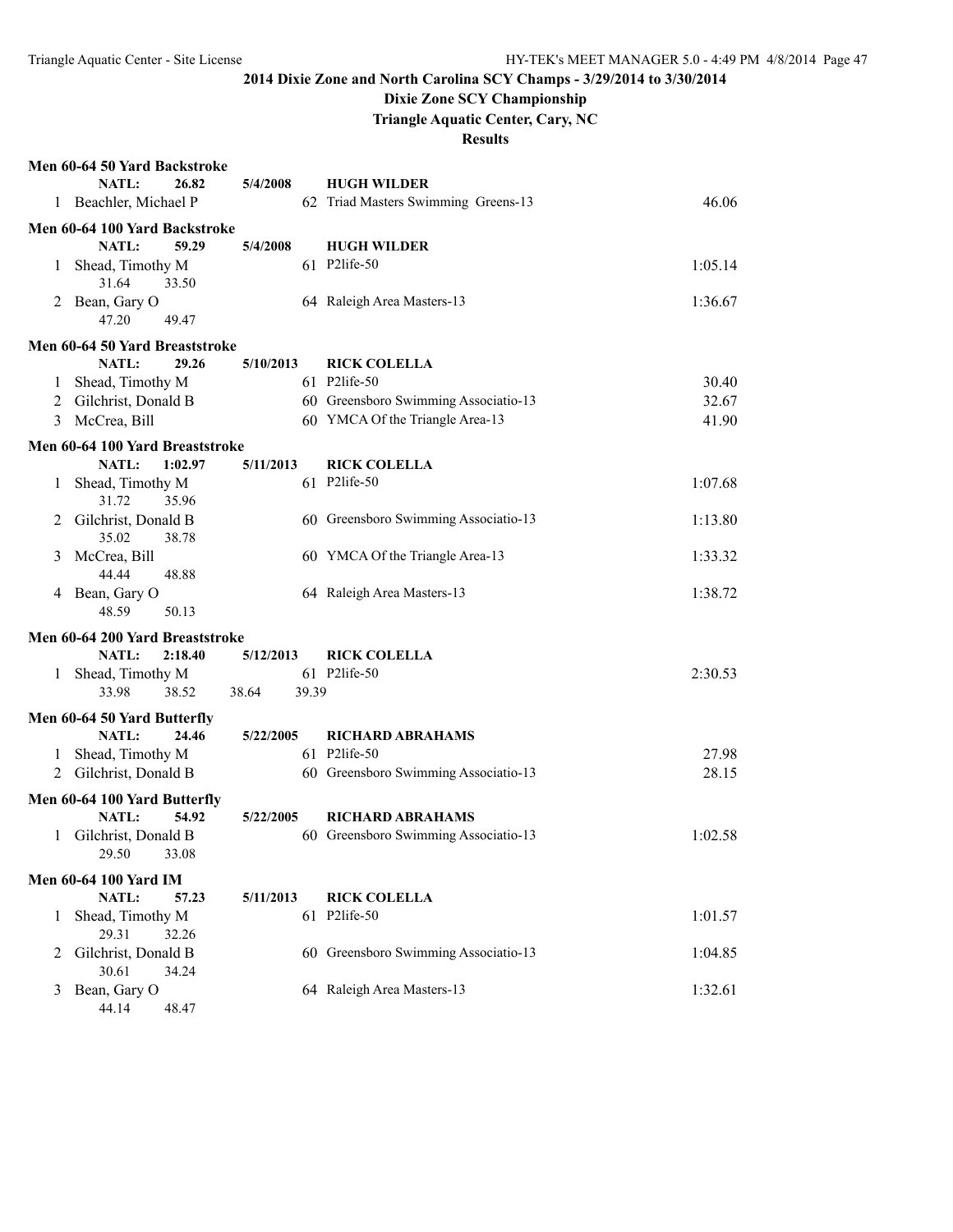**2014 Dixie Zone and North Carolina SCY Champs - 3/29/2014 to 3/30/2014**

**Dixie Zone SCY Championship**

**Triangle Aquatic Center, Cary, NC**

**Results**

### Men 60-64 50 Yard Backstroke

NATL: 26.82 5/4/2008 HUGH WILDER

| Place | Name | Age | Team | Time |
|---|---|---|---|---|
| 1 | Beachler, Michael P | 62 | Triad Masters Swimming Greens-13 | 46.06 |

### Men 60-64 100 Yard Backstroke

NATL: 59.29 5/4/2008 HUGH WILDER

| Place | Name | Age | Team | Time |
|---|---|---|---|---|
| 1 | Shead, Timothy M | 61 | P2life-50 | 1:05.14 |
| | 31.64 33.50 | | | |
| 2 | Bean, Gary O | 64 | Raleigh Area Masters-13 | 1:36.67 |
| | 47.20 49.47 | | | |

### Men 60-64 50 Yard Breaststroke

NATL: 29.26 5/10/2013 RICK COLELLA

| Place | Name | Age | Team | Time |
|---|---|---|---|---|
| 1 | Shead, Timothy M | 61 | P2life-50 | 30.40 |
| 2 | Gilchrist, Donald B | 60 | Greensboro Swimming Associatio-13 | 32.67 |
| 3 | McCrea, Bill | 60 | YMCA Of the Triangle Area-13 | 41.90 |

### Men 60-64 100 Yard Breaststroke

NATL: 1:02.97 5/11/2013 RICK COLELLA

| Place | Name | Age | Team | Time |
|---|---|---|---|---|
| 1 | Shead, Timothy M | 61 | P2life-50 | 1:07.68 |
| | 31.72 35.96 | | | |
| 2 | Gilchrist, Donald B | 60 | Greensboro Swimming Associatio-13 | 1:13.80 |
| | 35.02 38.78 | | | |
| 3 | McCrea, Bill | 60 | YMCA Of the Triangle Area-13 | 1:33.32 |
| | 44.44 48.88 | | | |
| 4 | Bean, Gary O | 64 | Raleigh Area Masters-13 | 1:38.72 |
| | 48.59 50.13 | | | |

### Men 60-64 200 Yard Breaststroke

NATL: 2:18.40 5/12/2013 RICK COLELLA

| Place | Name | Age | Team | Time |
|---|---|---|---|---|
| 1 | Shead, Timothy M | 61 | P2life-50 | 2:30.53 |
| | 33.98 38.52 38.64 39.39 | | | |

### Men 60-64 50 Yard Butterfly

NATL: 24.46 5/22/2005 RICHARD ABRAHAMS

| Place | Name | Age | Team | Time |
|---|---|---|---|---|
| 1 | Shead, Timothy M | 61 | P2life-50 | 27.98 |
| 2 | Gilchrist, Donald B | 60 | Greensboro Swimming Associatio-13 | 28.15 |

### Men 60-64 100 Yard Butterfly

NATL: 54.92 5/22/2005 RICHARD ABRAHAMS

| Place | Name | Age | Team | Time |
|---|---|---|---|---|
| 1 | Gilchrist, Donald B | 60 | Greensboro Swimming Associatio-13 | 1:02.58 |
| | 29.50 33.08 | | | |

### Men 60-64 100 Yard IM

NATL: 57.23 5/11/2013 RICK COLELLA

| Place | Name | Age | Team | Time |
|---|---|---|---|---|
| 1 | Shead, Timothy M | 61 | P2life-50 | 1:01.57 |
| | 29.31 32.26 | | | |
| 2 | Gilchrist, Donald B | 60 | Greensboro Swimming Associatio-13 | 1:04.85 |
| | 30.61 34.24 | | | |
| 3 | Bean, Gary O | 64 | Raleigh Area Masters-13 | 1:32.61 |
| | 44.14 48.47 | | | |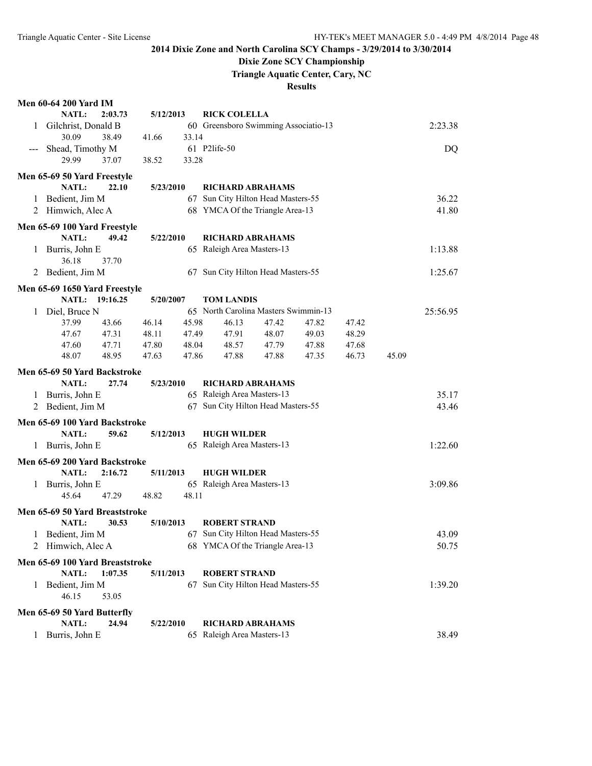## 2014 Dixie Zone and North Carolina SCY Champs - 3/29/2014 to 3/30/2014

### Dixie Zone SCY Championship

### Triangle Aquatic Center, Cary, NC

### Results

**Men 60-64 200 Yard IM**

NATL: 2:03.73 5/12/2013 RICK COLELLA

| Place | Name | Age | Team | Time |
|---|---|---|---|---|
| 1 | Gilchrist, Donald B | 60 | Greensboro Swimming Associatio-13 | 2:23.38 |
| | 30.09 38.49 41.66 33.14 | | | |
| --- | Shead, Timothy M | 61 | P2life-50 | DQ |
| | 29.99 37.07 38.52 33.28 | | | |

**Men 65-69 50 Yard Freestyle**

NATL: 22.10 5/23/2010 RICHARD ABRAHAMS

| Place | Name | Age | Team | Time |
|---|---|---|---|---|
| 1 | Bedient, Jim M | 67 | Sun City Hilton Head Masters-55 | 36.22 |
| 2 | Himwich, Alec A | 68 | YMCA Of the Triangle Area-13 | 41.80 |

**Men 65-69 100 Yard Freestyle**

NATL: 49.42 5/22/2010 RICHARD ABRAHAMS

| Place | Name | Age | Team | Time |
|---|---|---|---|---|
| 1 | Burris, John E | 65 | Raleigh Area Masters-13 | 1:13.88 |
| | 36.18 37.70 | | | |
| 2 | Bedient, Jim M | 67 | Sun City Hilton Head Masters-55 | 1:25.67 |

**Men 65-69 1650 Yard Freestyle**

NATL: 19:16.25 5/20/2007 TOM LANDIS

| Place | Name | Age | Team | Time |
|---|---|---|---|---|
| 1 | Diel, Bruce N | 65 | North Carolina Masters Swimmin-13 | 25:56.95 |
| | 37.99 43.66 46.14 45.98 46.13 47.42 47.82 47.42 | | | |
| | 47.67 47.31 48.11 47.49 47.91 48.07 49.03 48.29 | | | |
| | 47.60 47.71 47.80 48.04 48.57 47.79 47.88 47.68 | | | |
| | 48.07 48.95 47.63 47.86 47.88 47.88 47.35 46.73 45.09 | | | |

**Men 65-69 50 Yard Backstroke**

NATL: 27.74 5/23/2010 RICHARD ABRAHAMS

| Place | Name | Age | Team | Time |
|---|---|---|---|---|
| 1 | Burris, John E | 65 | Raleigh Area Masters-13 | 35.17 |
| 2 | Bedient, Jim M | 67 | Sun City Hilton Head Masters-55 | 43.46 |

**Men 65-69 100 Yard Backstroke**

NATL: 59.62 5/12/2013 HUGH WILDER

| Place | Name | Age | Team | Time |
|---|---|---|---|---|
| 1 | Burris, John E | 65 | Raleigh Area Masters-13 | 1:22.60 |

**Men 65-69 200 Yard Backstroke**

NATL: 2:16.72 5/11/2013 HUGH WILDER

| Place | Name | Age | Team | Time |
|---|---|---|---|---|
| 1 | Burris, John E | 65 | Raleigh Area Masters-13 | 3:09.86 |
| | 45.64 47.29 48.82 48.11 | | | |

**Men 65-69 50 Yard Breaststroke**

NATL: 30.53 5/10/2013 ROBERT STRAND

| Place | Name | Age | Team | Time |
|---|---|---|---|---|
| 1 | Bedient, Jim M | 67 | Sun City Hilton Head Masters-55 | 43.09 |
| 2 | Himwich, Alec A | 68 | YMCA Of the Triangle Area-13 | 50.75 |

**Men 65-69 100 Yard Breaststroke**

NATL: 1:07.35 5/11/2013 ROBERT STRAND

| Place | Name | Age | Team | Time |
|---|---|---|---|---|
| 1 | Bedient, Jim M | 67 | Sun City Hilton Head Masters-55 | 1:39.20 |
| | 46.15 53.05 | | | |

**Men 65-69 50 Yard Butterfly**

NATL: 24.94 5/22/2010 RICHARD ABRAHAMS

| Place | Name | Age | Team | Time |
|---|---|---|---|---|
| 1 | Burris, John E | 65 | Raleigh Area Masters-13 | 38.49 |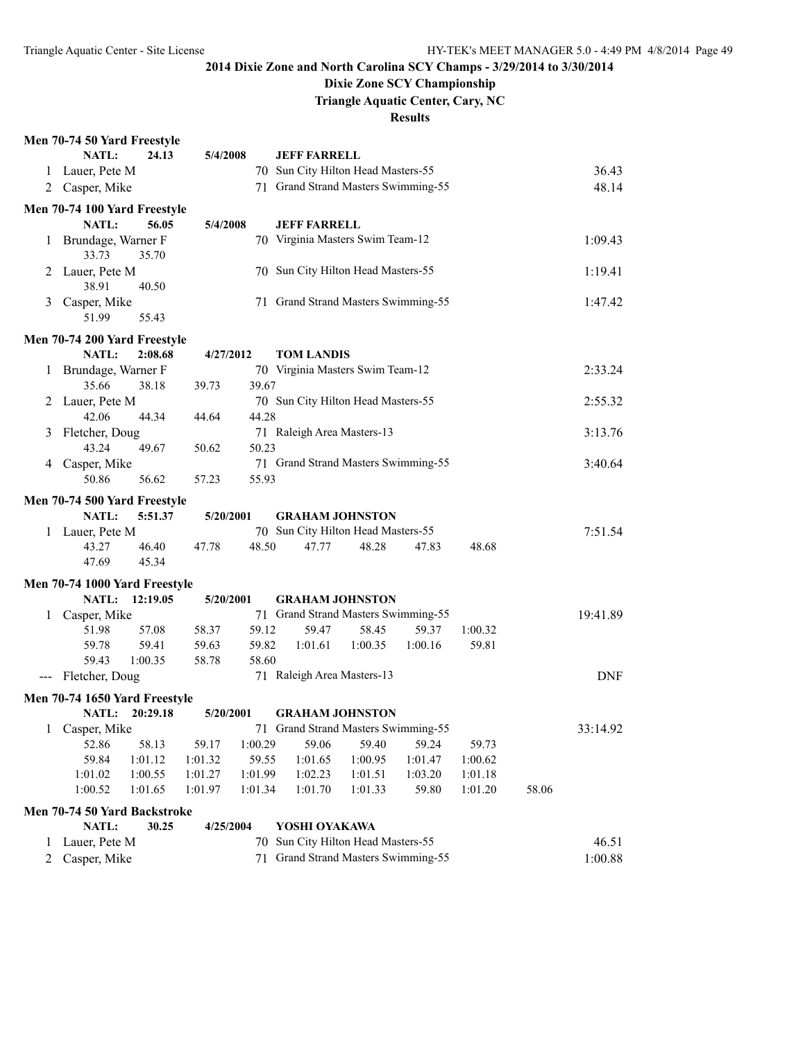# 2014 Dixie Zone and North Carolina SCY Champs - 3/29/2014 to 3/30/2014

## Dixie Zone SCY Championship

### Triangle Aquatic Center, Cary, NC

### Results

**Men 70-74 50 Yard Freestyle**

NATL: 24.13 5/4/2008 JEFF FARRELL

| Place | Name | Age | Team | Time |
|---|---|---|---|---|
| 1 | Lauer, Pete M | 70 | Sun City Hilton Head Masters-55 | 36.43 |
| 2 | Casper, Mike | 71 | Grand Strand Masters Swimming-55 | 48.14 |

**Men 70-74 100 Yard Freestyle**

NATL: 56.05 5/4/2008 JEFF FARRELL

| Place | Name | Age | Team | Time |
|---|---|---|---|---|
| 1 | Brundage, Warner F | 70 | Virginia Masters Swim Team-12 | 1:09.43 |
| | 33.73 35.70 | | | |
| 2 | Lauer, Pete M | 70 | Sun City Hilton Head Masters-55 | 1:19.41 |
| | 38.91 40.50 | | | |
| 3 | Casper, Mike | 71 | Grand Strand Masters Swimming-55 | 1:47.42 |
| | 51.99 55.43 | | | |

**Men 70-74 200 Yard Freestyle**

NATL: 2:08.68 4/27/2012 TOM LANDIS

| Place | Name | Age | Team | Time |
|---|---|---|---|---|
| 1 | Brundage, Warner F | 70 | Virginia Masters Swim Team-12 | 2:33.24 |
| | 35.66 38.18 39.73 39.67 | | | |
| 2 | Lauer, Pete M | 70 | Sun City Hilton Head Masters-55 | 2:55.32 |
| | 42.06 44.34 44.64 44.28 | | | |
| 3 | Fletcher, Doug | 71 | Raleigh Area Masters-13 | 3:13.76 |
| | 43.24 49.67 50.62 50.23 | | | |
| 4 | Casper, Mike | 71 | Grand Strand Masters Swimming-55 | 3:40.64 |
| | 50.86 56.62 57.23 55.93 | | | |

**Men 70-74 500 Yard Freestyle**

NATL: 5:51.37 5/20/2001 GRAHAM JOHNSTON

| Place | Name | Age | Team | Time |
|---|---|---|---|---|
| 1 | Lauer, Pete M | 70 | Sun City Hilton Head Masters-55 | 7:51.54 |
| | 43.27 46.40 47.78 48.50 47.77 48.28 47.83 48.68 | | | |
| | 47.69 45.34 | | | |

**Men 70-74 1000 Yard Freestyle**

NATL: 12:19.05 5/20/2001 GRAHAM JOHNSTON

| Place | Name | Age | Team | Time |
|---|---|---|---|---|
| 1 | Casper, Mike | 71 | Grand Strand Masters Swimming-55 | 19:41.89 |
| | 51.98 57.08 58.37 59.12 59.47 58.45 59.37 1:00.32 | | | |
| | 59.78 59.41 59.63 59.82 1:01.61 1:00.35 1:00.16 59.81 | | | |
| | 59.43 1:00.35 58.78 58.60 | | | |
| --- | Fletcher, Doug | 71 | Raleigh Area Masters-13 | DNF |

**Men 70-74 1650 Yard Freestyle**

NATL: 20:29.18 5/20/2001 GRAHAM JOHNSTON

| Place | Name | Age | Team | Time |
|---|---|---|---|---|
| 1 | Casper, Mike | 71 | Grand Strand Masters Swimming-55 | 33:14.92 |
| | 52.86 58.13 59.17 1:00.29 59.06 59.40 59.24 59.73 | | | |
| | 59.84 1:01.12 1:01.32 59.55 1:01.65 1:00.95 1:01.47 1:00.62 | | | |
| | 1:01.02 1:00.55 1:01.27 1:01.99 1:02.23 1:01.51 1:03.20 1:01.18 | | | |
| | 1:00.52 1:01.65 1:01.97 1:01.34 1:01.70 1:01.33 59.80 1:01.20 58.06 | | | |

**Men 70-74 50 Yard Backstroke**

NATL: 30.25 4/25/2004 YOSHI OYAKAWA

| Place | Name | Age | Team | Time |
|---|---|---|---|---|
| 1 | Lauer, Pete M | 70 | Sun City Hilton Head Masters-55 | 46.51 |
| 2 | Casper, Mike | 71 | Grand Strand Masters Swimming-55 | 1:00.88 |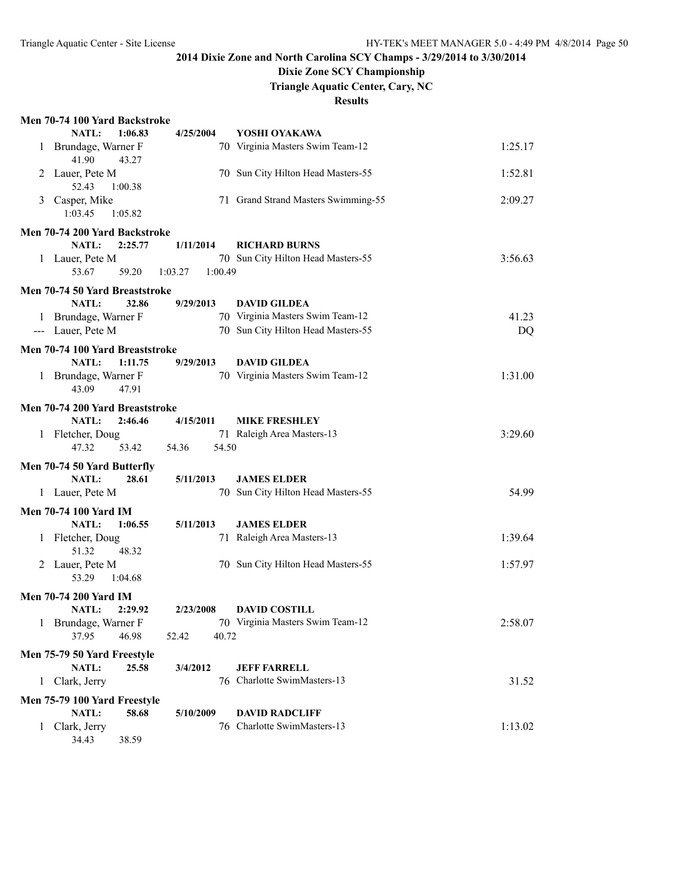## 2014 Dixie Zone and North Carolina SCY Champs - 3/29/2014 to 3/30/2014

### Dixie Zone SCY Championship

### Triangle Aquatic Center, Cary, NC

### Results

**Men 70-74 100 Yard Backstroke**

NATL: 1:06.83 4/25/2004 YOSHI OYAKAWA

| Place | Name | Age | Team | Time |
|---|---|---|---|---|
| 1 | Brundage, Warner F | 70 | Virginia Masters Swim Team-12 | 1:25.17 |
| | 41.90 43.27 | | | |
| 2 | Lauer, Pete M | 70 | Sun City Hilton Head Masters-55 | 1:52.81 |
| | 52.43 1:00.38 | | | |
| 3 | Casper, Mike | 71 | Grand Strand Masters Swimming-55 | 2:09.27 |
| | 1:03.45 1:05.82 | | | |

**Men 70-74 200 Yard Backstroke**

NATL: 2:25.77 1/11/2014 RICHARD BURNS

| Place | Name | Age | Team | Time |
|---|---|---|---|---|
| 1 | Lauer, Pete M | 70 | Sun City Hilton Head Masters-55 | 3:56.63 |
| | 53.67 59.20 1:03.27 1:00.49 | | | |

**Men 70-74 50 Yard Breaststroke**

NATL: 32.86 9/29/2013 DAVID GILDEA

| Place | Name | Age | Team | Time |
|---|---|---|---|---|
| 1 | Brundage, Warner F | 70 | Virginia Masters Swim Team-12 | 41.23 |
| --- | Lauer, Pete M | 70 | Sun City Hilton Head Masters-55 | DQ |

**Men 70-74 100 Yard Breaststroke**

NATL: 1:11.75 9/29/2013 DAVID GILDEA

| Place | Name | Age | Team | Time |
|---|---|---|---|---|
| 1 | Brundage, Warner F | 70 | Virginia Masters Swim Team-12 | 1:31.00 |
| | 43.09 47.91 | | | |

**Men 70-74 200 Yard Breaststroke**

NATL: 2:46.46 4/15/2011 MIKE FRESHLEY

| Place | Name | Age | Team | Time |
|---|---|---|---|---|
| 1 | Fletcher, Doug | 71 | Raleigh Area Masters-13 | 3:29.60 |
| | 47.32 53.42 54.36 54.50 | | | |

**Men 70-74 50 Yard Butterfly**

NATL: 28.61 5/11/2013 JAMES ELDER

| Place | Name | Age | Team | Time |
|---|---|---|---|---|
| 1 | Lauer, Pete M | 70 | Sun City Hilton Head Masters-55 | 54.99 |

**Men 70-74 100 Yard IM**

NATL: 1:06.55 5/11/2013 JAMES ELDER

| Place | Name | Age | Team | Time |
|---|---|---|---|---|
| 1 | Fletcher, Doug | 71 | Raleigh Area Masters-13 | 1:39.64 |
| | 51.32 48.32 | | | |
| 2 | Lauer, Pete M | 70 | Sun City Hilton Head Masters-55 | 1:57.97 |
| | 53.29 1:04.68 | | | |

**Men 70-74 200 Yard IM**

NATL: 2:29.92 2/23/2008 DAVID COSTILL

| Place | Name | Age | Team | Time |
|---|---|---|---|---|
| 1 | Brundage, Warner F | 70 | Virginia Masters Swim Team-12 | 2:58.07 |
| | 37.95 46.98 52.42 40.72 | | | |

**Men 75-79 50 Yard Freestyle**

NATL: 25.58 3/4/2012 JEFF FARRELL

| Place | Name | Age | Team | Time |
|---|---|---|---|---|
| 1 | Clark, Jerry | 76 | Charlotte SwimMasters-13 | 31.52 |

**Men 75-79 100 Yard Freestyle**

NATL: 58.68 5/10/2009 DAVID RADCLIFF

| Place | Name | Age | Team | Time |
|---|---|---|---|---|
| 1 | Clark, Jerry | 76 | Charlotte SwimMasters-13 | 1:13.02 |
| | 34.43 38.59 | | | |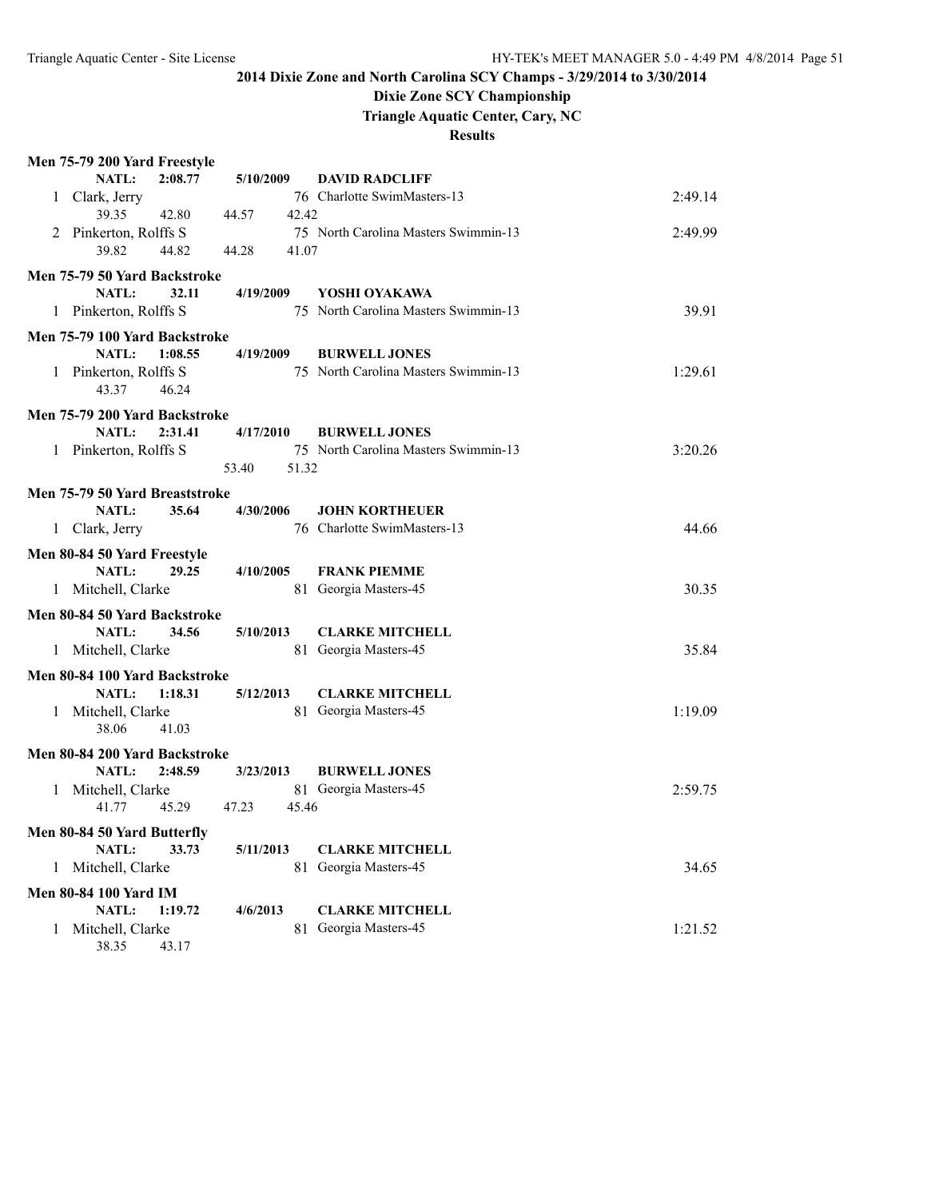**2014 Dixie Zone and North Carolina SCY Champs - 3/29/2014 to 3/30/2014**

**Dixie Zone SCY Championship**

**Triangle Aquatic Center, Cary, NC**

**Results**

**Men 75-79 200 Yard Freestyle**

NATL: 2:08.77 5/10/2009 DAVID RADCLIFF

| Place | Name | Age | Team | Time |
|---|---|---|---|---|
| 1 | Clark, Jerry | 76 | Charlotte SwimMasters-13 | 2:49.14 |
| | 39.35 42.80 44.57 42.42 | | | |
| 2 | Pinkerton, Rolffs S | 75 | North Carolina Masters Swimmin-13 | 2:49.99 |
| | 39.82 44.82 44.28 41.07 | | | |

**Men 75-79 50 Yard Backstroke**

NATL: 32.11 4/19/2009 YOSHI OYAKAWA

| Place | Name | Age | Team | Time |
|---|---|---|---|---|
| 1 | Pinkerton, Rolffs S | 75 | North Carolina Masters Swimmin-13 | 39.91 |

**Men 75-79 100 Yard Backstroke**

NATL: 1:08.55 4/19/2009 BURWELL JONES

| Place | Name | Age | Team | Time |
|---|---|---|---|---|
| 1 | Pinkerton, Rolffs S | 75 | North Carolina Masters Swimmin-13 | 1:29.61 |
| | 43.37 46.24 | | | |

**Men 75-79 200 Yard Backstroke**

NATL: 2:31.41 4/17/2010 BURWELL JONES

| Place | Name | Age | Team | Time |
|---|---|---|---|---|
| 1 | Pinkerton, Rolffs S | 75 | North Carolina Masters Swimmin-13 | 3:20.26 |
| | 53.40 51.32 | | | |

**Men 75-79 50 Yard Breaststroke**

NATL: 35.64 4/30/2006 JOHN KORTHEUER

| Place | Name | Age | Team | Time |
|---|---|---|---|---|
| 1 | Clark, Jerry | 76 | Charlotte SwimMasters-13 | 44.66 |

**Men 80-84 50 Yard Freestyle**

NATL: 29.25 4/10/2005 FRANK PIEMME

| Place | Name | Age | Team | Time |
|---|---|---|---|---|
| 1 | Mitchell, Clarke | 81 | Georgia Masters-45 | 30.35 |

**Men 80-84 50 Yard Backstroke**

NATL: 34.56 5/10/2013 CLARKE MITCHELL

| Place | Name | Age | Team | Time |
|---|---|---|---|---|
| 1 | Mitchell, Clarke | 81 | Georgia Masters-45 | 35.84 |

**Men 80-84 100 Yard Backstroke**

NATL: 1:18.31 5/12/2013 CLARKE MITCHELL

| Place | Name | Age | Team | Time |
|---|---|---|---|---|
| 1 | Mitchell, Clarke | 81 | Georgia Masters-45 | 1:19.09 |
| | 38.06 41.03 | | | |

**Men 80-84 200 Yard Backstroke**

NATL: 2:48.59 3/23/2013 BURWELL JONES

| Place | Name | Age | Team | Time |
|---|---|---|---|---|
| 1 | Mitchell, Clarke | 81 | Georgia Masters-45 | 2:59.75 |
| | 41.77 45.29 47.23 45.46 | | | |

**Men 80-84 50 Yard Butterfly**

NATL: 33.73 5/11/2013 CLARKE MITCHELL

| Place | Name | Age | Team | Time |
|---|---|---|---|---|
| 1 | Mitchell, Clarke | 81 | Georgia Masters-45 | 34.65 |

**Men 80-84 100 Yard IM**

NATL: 1:19.72 4/6/2013 CLARKE MITCHELL

| Place | Name | Age | Team | Time |
|---|---|---|---|---|
| 1 | Mitchell, Clarke | 81 | Georgia Masters-45 | 1:21.52 |
| | 38.35 43.17 | | | |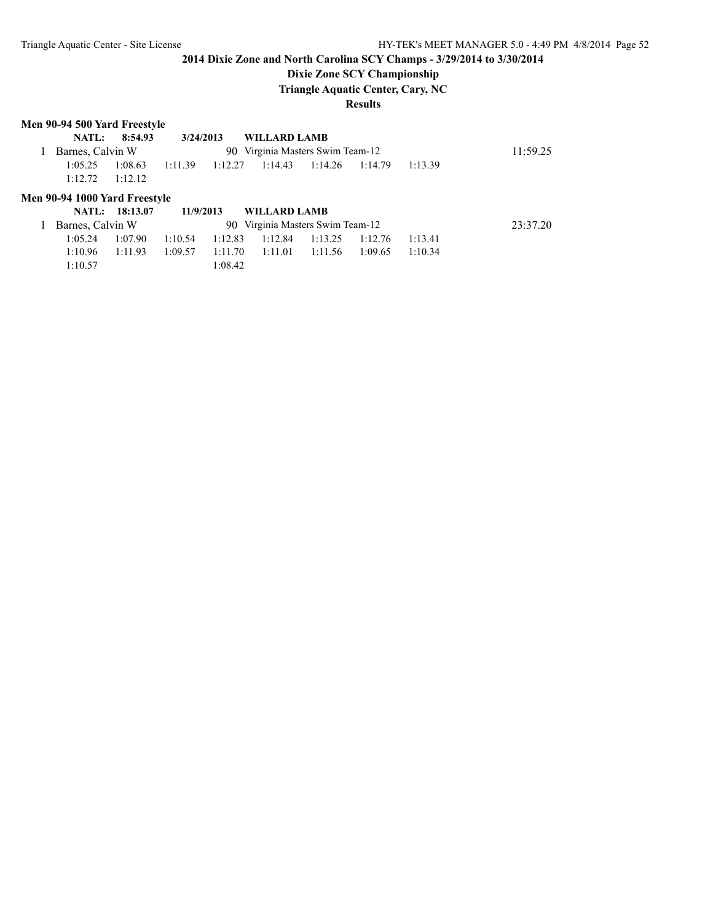**2014 Dixie Zone and North Carolina SCY Champs - 3/29/2014 to 3/30/2014**

**Dixie Zone SCY Championship**

**Triangle Aquatic Center, Cary, NC**

**Results**

### Men 90-94 500 Yard Freestyle

**NATL: 8:54.93 3/24/2013 WILLARD LAMB**

1 Barnes, Calvin W 90 Virginia Masters Swim Team-12 11:59.25

1:05.25 1:08.63 1:11.39 1:12.27 1:14.43 1:14.26 1:14.79 1:13.39
1:12.72 1:12.12

### Men 90-94 1000 Yard Freestyle

**NATL: 18:13.07 11/9/2013 WILLARD LAMB**

1 Barnes, Calvin W 90 Virginia Masters Swim Team-12 23:37.20

1:05.24 1:07.90 1:10.54 1:12.83 1:12.84 1:13.25 1:12.76 1:13.41
1:10.96 1:11.93 1:09.57 1:11.70 1:11.01 1:11.56 1:09.65 1:10.34
1:10.57 1:08.42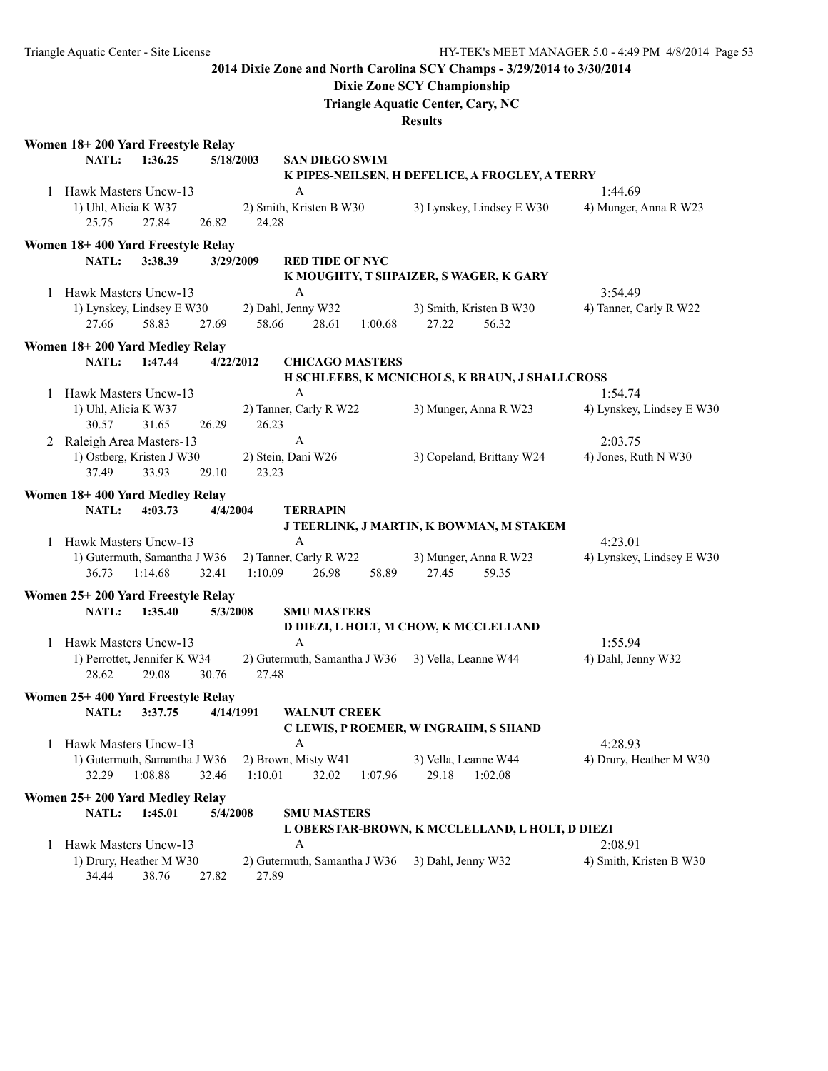# 2014 Dixie Zone and North Carolina SCY Champs - 3/29/2014 to 3/30/2014

## Dixie Zone SCY Championship

### Triangle Aquatic Center, Cary, NC

### Results

**Women 18+ 200 Yard Freestyle Relay**

NATL: 1:36.25 5/18/2003 SAN DIEGO SWIM
K PIPES-NEILSEN, H DEFELICE, A FROGLEY, A TERRY

1 Hawk Masters Uncw-13 A 1:44.69
1) Uhl, Alicia K W37 2) Smith, Kristen B W30 3) Lynskey, Lindsey E W30 4) Munger, Anna R W23
25.75 27.84 26.82 24.28

**Women 18+ 400 Yard Freestyle Relay**

NATL: 3:38.39 3/29/2009 RED TIDE OF NYC
K MOUGHTY, T SHPAIZER, S WAGER, K GARY

1 Hawk Masters Uncw-13 A 3:54.49
1) Lynskey, Lindsey E W30 2) Dahl, Jenny W32 3) Smith, Kristen B W30 4) Tanner, Carly R W22
27.66 58.83 27.69 58.66 28.61 1:00.68 27.22 56.32

**Women 18+ 200 Yard Medley Relay**

NATL: 1:47.44 4/22/2012 CHICAGO MASTERS
H SCHLEEBS, K MCNICHOLS, K BRAUN, J SHALLCROSS

1 Hawk Masters Uncw-13 A 1:54.74
1) Uhl, Alicia K W37 2) Tanner, Carly R W22 3) Munger, Anna R W23 4) Lynskey, Lindsey E W30
30.57 31.65 26.29 26.23

2 Raleigh Area Masters-13 A 2:03.75
1) Ostberg, Kristen J W30 2) Stein, Dani W26 3) Copeland, Brittany W24 4) Jones, Ruth N W30
37.49 33.93 29.10 23.23

**Women 18+ 400 Yard Medley Relay**

NATL: 4:03.73 4/4/2004 TERRAPIN
J TEERLINK, J MARTIN, K BOWMAN, M STAKEM

1 Hawk Masters Uncw-13 A 4:23.01
1) Gutermuth, Samantha J W36 2) Tanner, Carly R W22 3) Munger, Anna R W23 4) Lynskey, Lindsey E W30
36.73 1:14.68 32.41 1:10.09 26.98 58.89 27.45 59.35

**Women 25+ 200 Yard Freestyle Relay**

NATL: 1:35.40 5/3/2008 SMU MASTERS
D DIEZI, L HOLT, M CHOW, K MCCLELLAND

1 Hawk Masters Uncw-13 A 1:55.94
1) Perrottet, Jennifer K W34 2) Gutermuth, Samantha J W36 3) Vella, Leanne W44 4) Dahl, Jenny W32
28.62 29.08 30.76 27.48

**Women 25+ 400 Yard Freestyle Relay**

NATL: 3:37.75 4/14/1991 WALNUT CREEK
C LEWIS, P ROEMER, W INGRAHM, S SHAND

1 Hawk Masters Uncw-13 A 4:28.93
1) Gutermuth, Samantha J W36 2) Brown, Misty W41 3) Vella, Leanne W44 4) Drury, Heather M W30
32.29 1:08.88 32.46 1:10.01 32.02 1:07.96 29.18 1:02.08

**Women 25+ 200 Yard Medley Relay**

NATL: 1:45.01 5/4/2008 SMU MASTERS
L OBERSTAR-BROWN, K MCCLELLAND, L HOLT, D DIEZI

1 Hawk Masters Uncw-13 A 2:08.91
1) Drury, Heather M W30 2) Gutermuth, Samantha J W36 3) Dahl, Jenny W32 4) Smith, Kristen B W30
34.44 38.76 27.82 27.89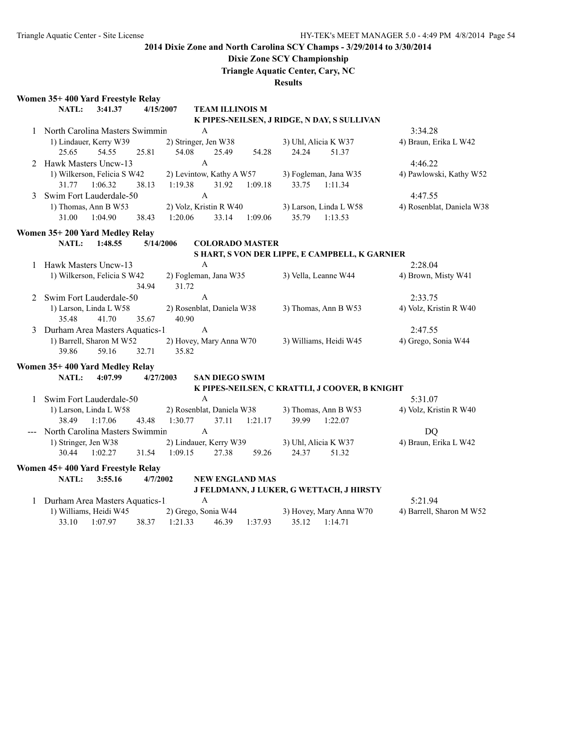**2014 Dixie Zone and North Carolina SCY Champs - 3/29/2014 to 3/30/2014**

**Dixie Zone SCY Championship**

**Triangle Aquatic Center, Cary, NC**

**Results**

### Women 35+ 400 Yard Freestyle Relay

**NATL: 3:41.37 4/15/2007 TEAM ILLINOIS M**
**K PIPES-NEILSEN, J RIDGE, N DAY, S SULLIVAN**

1 North Carolina Masters Swimmin A — 3:34.28
1) Lindauer, Kerry W39 2) Stringer, Jen W38 3) Uhl, Alicia K W37 4) Braun, Erika L W42
25.65 54.55 25.81 54.08 25.49 54.28 24.24 51.37

2 Hawk Masters Uncw-13 A — 4:46.22
1) Wilkerson, Felicia S W42 2) Levintow, Kathy A W57 3) Fogleman, Jana W35 4) Pawlowski, Kathy W52
31.77 1:06.32 38.13 1:19.38 31.92 1:09.18 33.75 1:11.34

3 Swim Fort Lauderdale-50 A — 4:47.55
1) Thomas, Ann B W53 2) Volz, Kristin R W40 3) Larson, Linda L W58 4) Rosenblat, Daniela W38
31.00 1:04.90 38.43 1:20.06 33.14 1:09.06 35.79 1:13.53

### Women 35+ 200 Yard Medley Relay

**NATL: 1:48.55 5/14/2006 COLORADO MASTER**
**S HART, S VON DER LIPPE, E CAMPBELL, K GARNIER**

1 Hawk Masters Uncw-13 A — 2:28.04
1) Wilkerson, Felicia S W42 2) Fogleman, Jana W35 3) Vella, Leanne W44 4) Brown, Misty W41
34.94 31.72

2 Swim Fort Lauderdale-50 A — 2:33.75
1) Larson, Linda L W58 2) Rosenblat, Daniela W38 3) Thomas, Ann B W53 4) Volz, Kristin R W40
35.48 41.70 35.67 40.90

3 Durham Area Masters Aquatics-1 A — 2:47.55
1) Barrell, Sharon M W52 2) Hovey, Mary Anna W70 3) Williams, Heidi W45 4) Grego, Sonia W44
39.86 59.16 32.71 35.82

### Women 35+ 400 Yard Medley Relay

**NATL: 4:07.99 4/27/2003 SAN DIEGO SWIM**
**K PIPES-NEILSEN, C KRATTLI, J COOVER, B KNIGHT**

1 Swim Fort Lauderdale-50 A — 5:31.07
1) Larson, Linda L W58 2) Rosenblat, Daniela W38 3) Thomas, Ann B W53 4) Volz, Kristin R W40
38.49 1:17.06 43.48 1:30.77 37.11 1:21.17 39.99 1:22.07

--- North Carolina Masters Swimmin A — DQ
1) Stringer, Jen W38 2) Lindauer, Kerry W39 3) Uhl, Alicia K W37 4) Braun, Erika L W42
30.44 1:02.27 31.54 1:09.15 27.38 59.26 24.37 51.32

### Women 45+ 400 Yard Freestyle Relay

**NATL: 3:55.16 4/7/2002 NEW ENGLAND MAS**
**J FELDMANN, J LUKER, G WETTACH, J HIRSTY**

1 Durham Area Masters Aquatics-1 A — 5:21.94
1) Williams, Heidi W45 2) Grego, Sonia W44 3) Hovey, Mary Anna W70 4) Barrell, Sharon M W52
33.10 1:07.97 38.37 1:21.33 46.39 1:37.93 35.12 1:14.71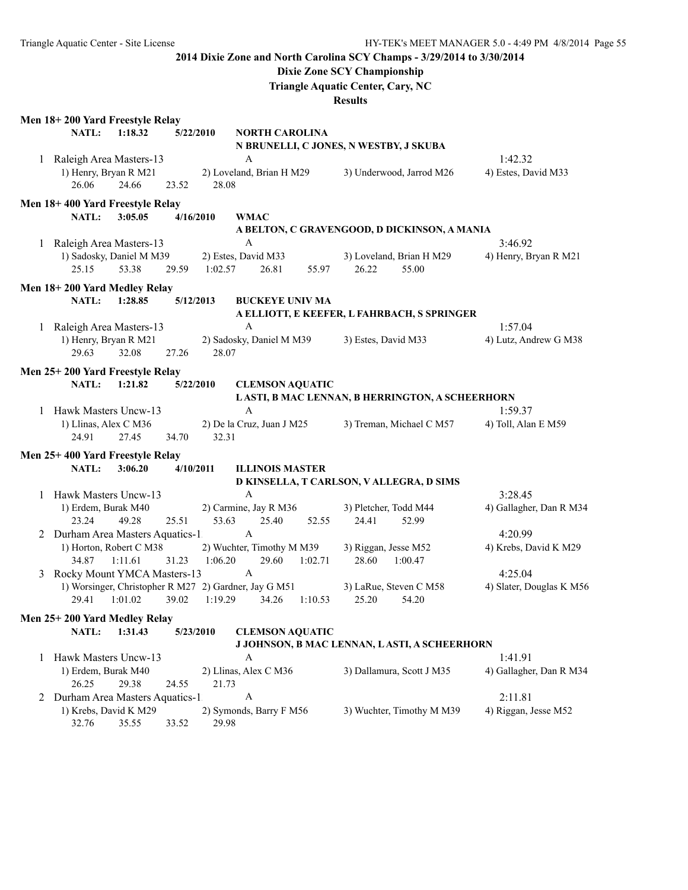## 2014 Dixie Zone and North Carolina SCY Champs - 3/29/2014 to 3/30/2014

### Dixie Zone SCY Championship

**Triangle Aquatic Center, Cary, NC**

**Results**

### Men 18+ 200 Yard Freestyle Relay

**NATL: 1:18.32 5/22/2010 NORTH CAROLINA**
N BRUNELLI, C JONES, N WESTBY, J SKUBA

1 Raleigh Area Masters-13 A 1:42.32
1) Henry, Bryan R M21 2) Loveland, Brian H M29 3) Underwood, Jarrod M26 4) Estes, David M33
26.06 24.66 23.52 28.08

### Men 18+ 400 Yard Freestyle Relay

**NATL: 3:05.05 4/16/2010 WMAC**
A BELTON, C GRAVENGOOD, D DICKINSON, A MANIA

1 Raleigh Area Masters-13 A 3:46.92
1) Sadosky, Daniel M M39 2) Estes, David M33 3) Loveland, Brian H M29 4) Henry, Bryan R M21
25.15 53.38 29.59 1:02.57 26.81 55.97 26.22 55.00

### Men 18+ 200 Yard Medley Relay

**NATL: 1:28.85 5/12/2013 BUCKEYE UNIV MA**
A ELLIOTT, E KEEFER, L FAHRBACH, S SPRINGER

1 Raleigh Area Masters-13 A 1:57.04
1) Henry, Bryan R M21 2) Sadosky, Daniel M M39 3) Estes, David M33 4) Lutz, Andrew G M38
29.63 32.08 27.26 28.07

### Men 25+ 200 Yard Freestyle Relay

**NATL: 1:21.82 5/22/2010 CLEMSON AQUATIC**
L ASTI, B MAC LENNAN, B HERRINGTON, A SCHEERHORN

1 Hawk Masters Uncw-13 A 1:59.37
1) Llinas, Alex C M36 2) De la Cruz, Juan J M25 3) Treman, Michael C M57 4) Toll, Alan E M59
24.91 27.45 34.70 32.31

### Men 25+ 400 Yard Freestyle Relay

**NATL: 3:06.20 4/10/2011 ILLINOIS MASTER**
D KINSELLA, T CARLSON, V ALLEGRA, D SIMS

1 Hawk Masters Uncw-13 A 3:28.45
1) Erdem, Burak M40 2) Carmine, Jay R M36 3) Pletcher, Todd M44 4) Gallagher, Dan R M34
23.24 49.28 25.51 53.63 25.40 52.55 24.41 52.99

2 Durham Area Masters Aquatics-1 A 4:20.99
1) Horton, Robert C M38 2) Wuchter, Timothy M M39 3) Riggan, Jesse M52 4) Krebs, David K M29
34.87 1:11.61 31.23 1:06.20 29.60 1:02.71 28.60 1:00.47

3 Rocky Mount YMCA Masters-13 A 4:25.04
1) Worsinger, Christopher R M27 2) Gardner, Jay G M51 3) LaRue, Steven C M58 4) Slater, Douglas K M56
29.41 1:01.02 39.02 1:19.29 34.26 1:10.53 25.20 54.20

### Men 25+ 200 Yard Medley Relay

**NATL: 1:31.43 5/23/2010 CLEMSON AQUATIC**
J JOHNSON, B MAC LENNAN, L ASTI, A SCHEERHORN

1 Hawk Masters Uncw-13 A 1:41.91
1) Erdem, Burak M40 2) Llinas, Alex C M36 3) Dallamura, Scott J M35 4) Gallagher, Dan R M34
26.25 29.38 24.55 21.73

2 Durham Area Masters Aquatics-1 A 2:11.81
1) Krebs, David K M29 2) Symonds, Barry F M56 3) Wuchter, Timothy M M39 4) Riggan, Jesse M52
32.76 35.55 33.52 29.98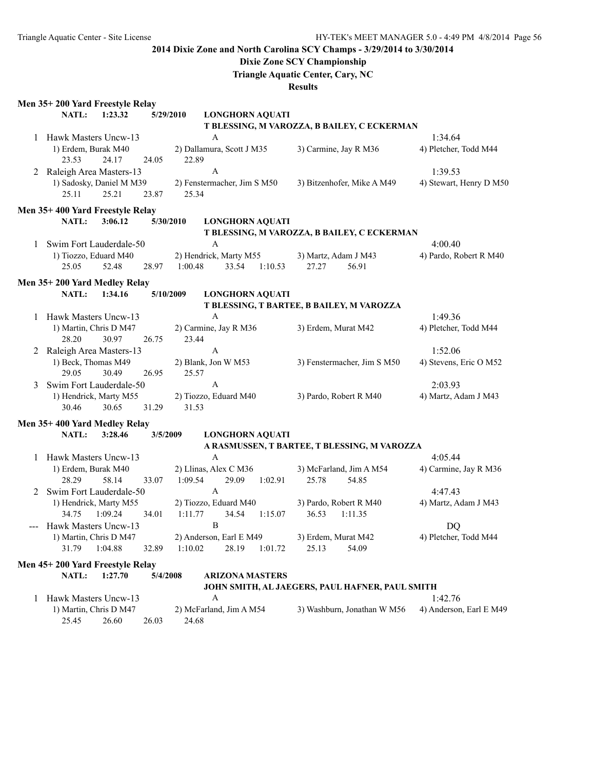**2014 Dixie Zone and North Carolina SCY Champs - 3/29/2014 to 3/30/2014**

**Dixie Zone SCY Championship**

**Triangle Aquatic Center, Cary, NC**

**Results**

## Men 35+ 200 Yard Freestyle Relay

**NATL: 1:23.32 5/29/2010 LONGHORN AQUATI**
**T BLESSING, M VAROZZA, B BAILEY, C ECKERMAN**

1 Hawk Masters Uncw-13 — A — 1:34.64
1) Erdem, Burak M40 2) Dallamura, Scott J M35 3) Carmine, Jay R M36 4) Pletcher, Todd M44
23.53 24.17 24.05 22.89

2 Raleigh Area Masters-13 — A — 1:39.53
1) Sadosky, Daniel M M39 2) Fenstermacher, Jim S M50 3) Bitzenhofer, Mike A M49 4) Stewart, Henry D M50
25.11 25.21 23.87 25.34

## Men 35+ 400 Yard Freestyle Relay

**NATL: 3:06.12 5/30/2010 LONGHORN AQUATI**
**T BLESSING, M VAROZZA, B BAILEY, C ECKERMAN**

1 Swim Fort Lauderdale-50 — A — 4:00.40
1) Tiozzo, Eduard M40 2) Hendrick, Marty M55 3) Martz, Adam J M43 4) Pardo, Robert R M40
25.05 52.48 28.97 1:00.48 33.54 1:10.53 27.27 56.91

## Men 35+ 200 Yard Medley Relay

**NATL: 1:34.16 5/10/2009 LONGHORN AQUATI**
**T BLESSING, T BARTEE, B BAILEY, M VAROZZA**

1 Hawk Masters Uncw-13 — A — 1:49.36
1) Martin, Chris D M47 2) Carmine, Jay R M36 3) Erdem, Murat M42 4) Pletcher, Todd M44
28.20 30.97 26.75 23.44

2 Raleigh Area Masters-13 — A — 1:52.06
1) Beck, Thomas M49 2) Blank, Jon W M53 3) Fenstermacher, Jim S M50 4) Stevens, Eric O M52
29.05 30.49 26.95 25.57

3 Swim Fort Lauderdale-50 — A — 2:03.93
1) Hendrick, Marty M55 2) Tiozzo, Eduard M40 3) Pardo, Robert R M40 4) Martz, Adam J M43
30.46 30.65 31.29 31.53

## Men 35+ 400 Yard Medley Relay

**NATL: 3:28.46 3/5/2009 LONGHORN AQUATI**
**A RASMUSSEN, T BARTEE, T BLESSING, M VAROZZA**

1 Hawk Masters Uncw-13 — A — 4:05.44
1) Erdem, Burak M40 2) Llinas, Alex C M36 3) McFarland, Jim A M54 4) Carmine, Jay R M36
28.29 58.14 33.07 1:09.54 29.09 1:02.91 25.78 54.85

2 Swim Fort Lauderdale-50 — A — 4:47.43
1) Hendrick, Marty M55 2) Tiozzo, Eduard M40 3) Pardo, Robert R M40 4) Martz, Adam J M43
34.75 1:09.24 34.01 1:11.77 34.54 1:15.07 36.53 1:11.35

--- Hawk Masters Uncw-13 — B — DQ
1) Martin, Chris D M47 2) Anderson, Earl E M49 3) Erdem, Murat M42 4) Pletcher, Todd M44
31.79 1:04.88 32.89 1:10.02 28.19 1:01.72 25.13 54.09

## Men 45+ 200 Yard Freestyle Relay

**NATL: 1:27.70 5/4/2008 ARIZONA MASTERS**
**JOHN SMITH, AL JAEGERS, PAUL HAFNER, PAUL SMITH**

1 Hawk Masters Uncw-13 — A — 1:42.76
1) Martin, Chris D M47 2) McFarland, Jim A M54 3) Washburn, Jonathan W M56 4) Anderson, Earl E M49
25.45 26.60 26.03 24.68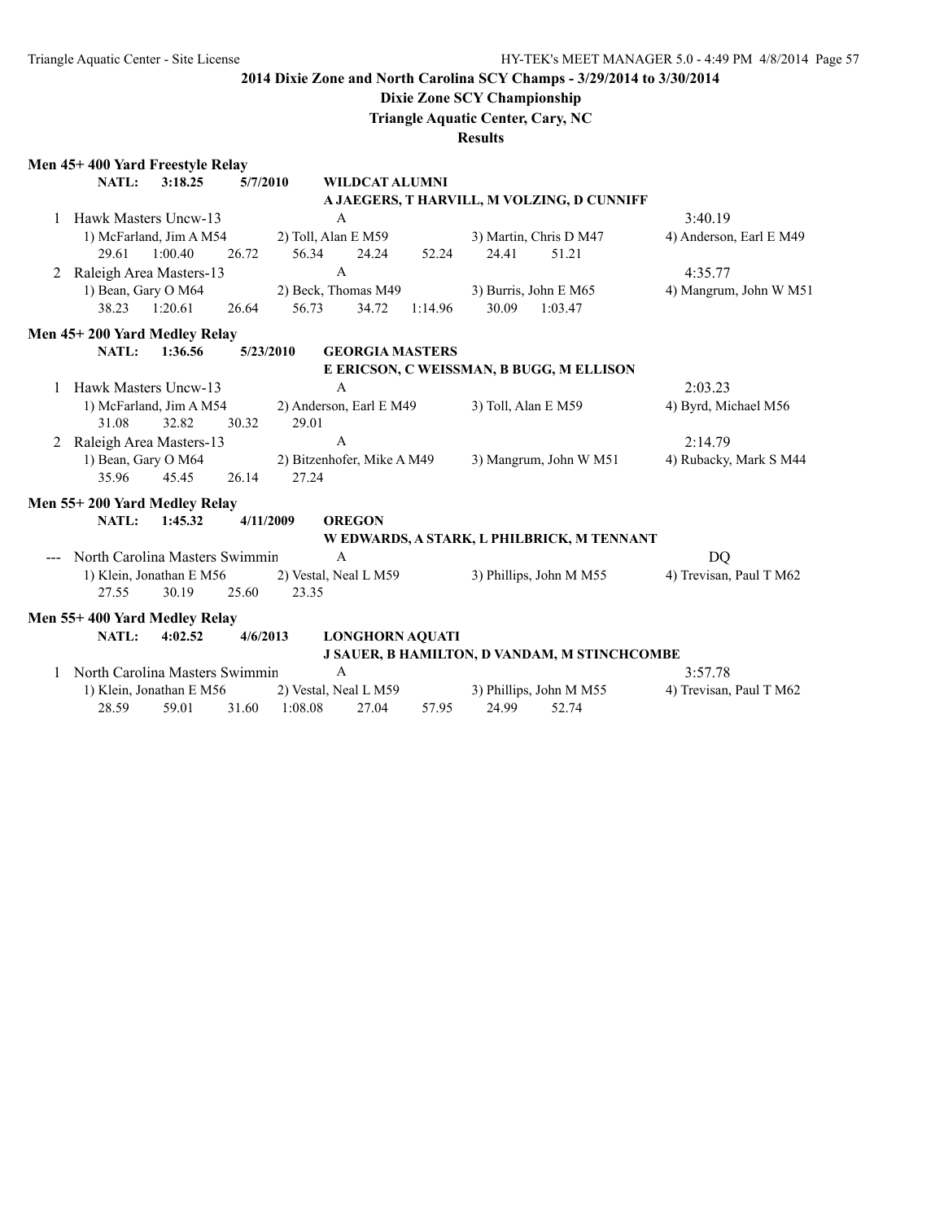**2014 Dixie Zone and North Carolina SCY Champs - 3/29/2014 to 3/30/2014**

**Dixie Zone SCY Championship**

**Triangle Aquatic Center, Cary, NC**

**Results**

### Men 45+ 400 Yard Freestyle Relay

**NATL: 3:18.25 5/7/2010 WILDCAT ALUMNI**
A JAEGERS, T HARVILL, M VOLZING, D CUNNIFF

1 Hawk Masters Uncw-13 A 3:40.19
1) McFarland, Jim A M54 2) Toll, Alan E M59 3) Martin, Chris D M47 4) Anderson, Earl E M49
29.61 1:00.40 26.72 56.34 24.24 52.24 24.41 51.21

2 Raleigh Area Masters-13 A 4:35.77
1) Bean, Gary O M64 2) Beck, Thomas M49 3) Burris, John E M65 4) Mangrum, John W M51
38.23 1:20.61 26.64 56.73 34.72 1:14.96 30.09 1:03.47

### Men 45+ 200 Yard Medley Relay

**NATL: 1:36.56 5/23/2010 GEORGIA MASTERS**
E ERICSON, C WEISSMAN, B BUGG, M ELLISON

1 Hawk Masters Uncw-13 A 2:03.23
1) McFarland, Jim A M54 2) Anderson, Earl E M49 3) Toll, Alan E M59 4) Byrd, Michael M56
31.08 32.82 30.32 29.01

2 Raleigh Area Masters-13 A 2:14.79
1) Bean, Gary O M64 2) Bitzenhofer, Mike A M49 3) Mangrum, John W M51 4) Rubacky, Mark S M44
35.96 45.45 26.14 27.24

### Men 55+ 200 Yard Medley Relay

**NATL: 1:45.32 4/11/2009 OREGON**
W EDWARDS, A STARK, L PHILBRICK, M TENNANT

--- North Carolina Masters Swimmin A DQ
1) Klein, Jonathan E M56 2) Vestal, Neal L M59 3) Phillips, John M M55 4) Trevisan, Paul T M62
27.55 30.19 25.60 23.35

### Men 55+ 400 Yard Medley Relay

**NATL: 4:02.52 4/6/2013 LONGHORN AQUATI**
J SAUER, B HAMILTON, D VANDAM, M STINCHCOMBE

1 North Carolina Masters Swimmin A 3:57.78
1) Klein, Jonathan E M56 2) Vestal, Neal L M59 3) Phillips, John M M55 4) Trevisan, Paul T M62
28.59 59.01 31.60 1:08.08 27.04 57.95 24.99 52.74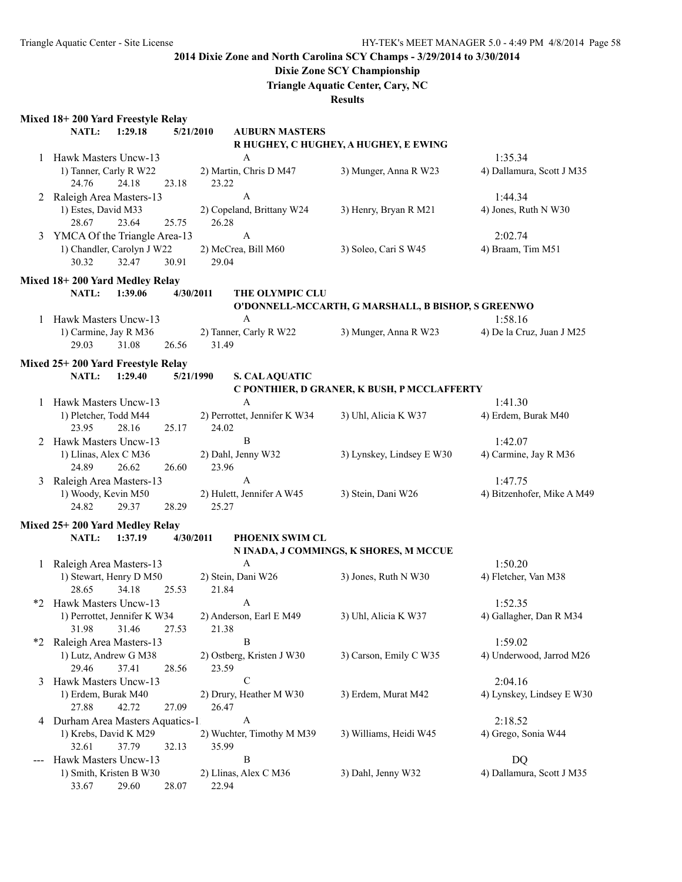**2014 Dixie Zone and North Carolina SCY Champs - 3/29/2014 to 3/30/2014**

**Dixie Zone SCY Championship**

**Triangle Aquatic Center, Cary, NC**

**Results**

**Mixed 18+ 200 Yard Freestyle Relay**

**NATL: 1:29.18 5/21/2010 AUBURN MASTERS**
**R HUGHEY, C HUGHEY, A HUGHEY, E EWING**

1 Hawk Masters Uncw-13 A 1:35.34
1) Tanner, Carly R W22 2) Martin, Chris D M47 3) Munger, Anna R W23 4) Dallamura, Scott J M35
24.76 24.18 23.18 23.22

2 Raleigh Area Masters-13 A 1:44.34
1) Estes, David M33 2) Copeland, Brittany W24 3) Henry, Bryan R M21 4) Jones, Ruth N W30
28.67 23.64 25.75 26.28

3 YMCA Of the Triangle Area-13 A 2:02.74
1) Chandler, Carolyn J W22 2) McCrea, Bill M60 3) Soleo, Cari S W45 4) Braam, Tim M51
30.32 32.47 30.91 29.04

**Mixed 18+ 200 Yard Medley Relay**

**NATL: 1:39.06 4/30/2011 THE OLYMPIC CLU**
**O'DONNELL-MCCARTH, G MARSHALL, B BISHOP, S GREENWO**

1 Hawk Masters Uncw-13 A 1:58.16
1) Carmine, Jay R M36 2) Tanner, Carly R W22 3) Munger, Anna R W23 4) De la Cruz, Juan J M25
29.03 31.08 26.56 31.49

**Mixed 25+ 200 Yard Freestyle Relay**

**NATL: 1:29.40 5/21/1990 S. CAL AQUATIC**
**C PONTHIER, D GRANER, K BUSH, P MCCLAFFERTY**

1 Hawk Masters Uncw-13 A 1:41.30
1) Pletcher, Todd M44 2) Perrottet, Jennifer K W34 3) Uhl, Alicia K W37 4) Erdem, Burak M40
23.95 28.16 25.17 24.02

2 Hawk Masters Uncw-13 B 1:42.07
1) Llinas, Alex C M36 2) Dahl, Jenny W32 3) Lynskey, Lindsey E W30 4) Carmine, Jay R M36
24.89 26.62 26.60 23.96

3 Raleigh Area Masters-13 A 1:47.75
1) Woody, Kevin M50 2) Hulett, Jennifer A W45 3) Stein, Dani W26 4) Bitzenhofer, Mike A M49
24.82 29.37 28.29 25.27

**Mixed 25+ 200 Yard Medley Relay**

**NATL: 1:37.19 4/30/2011 PHOENIX SWIM CL**
**N INADA, J COMMINGS, K SHORES, M MCCUE**

1 Raleigh Area Masters-13 A 1:50.20
1) Stewart, Henry D M50 2) Stein, Dani W26 3) Jones, Ruth N W30 4) Fletcher, Van M38
28.65 34.18 25.53 21.84

*2 Hawk Masters Uncw-13 A 1:52.35
1) Perrottet, Jennifer K W34 2) Anderson, Earl E M49 3) Uhl, Alicia K W37 4) Gallagher, Dan R M34
31.98 31.46 27.53 21.38

*2 Raleigh Area Masters-13 B 1:59.02
1) Lutz, Andrew G M38 2) Ostberg, Kristen J W30 3) Carson, Emily C W35 4) Underwood, Jarrod M26
29.46 37.41 28.56 23.59

3 Hawk Masters Uncw-13 C 2:04.16
1) Erdem, Burak M40 2) Drury, Heather M W30 3) Erdem, Murat M42 4) Lynskey, Lindsey E W30
27.88 42.72 27.09 26.47

4 Durham Area Masters Aquatics-1 A 2:18.52
1) Krebs, David K M29 2) Wuchter, Timothy M M39 3) Williams, Heidi W45 4) Grego, Sonia W44
32.61 37.79 32.13 35.99

--- Hawk Masters Uncw-13 B DQ
1) Smith, Kristen B W30 2) Llinas, Alex C M36 3) Dahl, Jenny W32 4) Dallamura, Scott J M35
33.67 29.60 28.07 22.94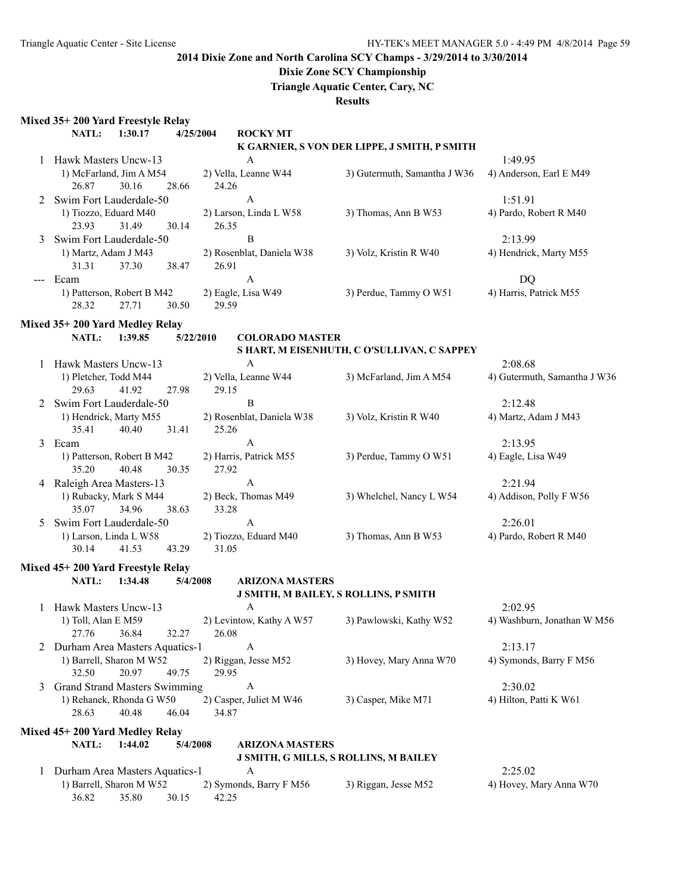**2014 Dixie Zone and North Carolina SCY Champs - 3/29/2014 to 3/30/2014**

**Dixie Zone SCY Championship**

**Triangle Aquatic Center, Cary, NC**

**Results**

### Mixed 35+ 200 Yard Freestyle Relay

**NATL: 1:30.17 4/25/2004 ROCKY MT**
**K GARNIER, S VON DER LIPPE, J SMITH, P SMITH**

1 Hawk Masters Uncw-13 A 1:49.95
1) McFarland, Jim A M54 2) Vella, Leanne W44 3) Gutermuth, Samantha J W36 4) Anderson, Earl E M49
26.87 30.16 28.66 24.26

2 Swim Fort Lauderdale-50 A 1:51.91
1) Tiozzo, Eduard M40 2) Larson, Linda L W58 3) Thomas, Ann B W53 4) Pardo, Robert R M40
23.93 31.49 30.14 26.35

3 Swim Fort Lauderdale-50 B 2:13.99
1) Martz, Adam J M43 2) Rosenblat, Daniela W38 3) Volz, Kristin R W40 4) Hendrick, Marty M55
31.31 37.30 38.47 26.91

--- Ecam A DQ
1) Patterson, Robert B M42 2) Eagle, Lisa W49 3) Perdue, Tammy O W51 4) Harris, Patrick M55
28.32 27.71 30.50 29.59

### Mixed 35+ 200 Yard Medley Relay

**NATL: 1:39.85 5/22/2010 COLORADO MASTER**
**S HART, M EISENHUTH, C O'SULLIVAN, C SAPPEY**

1 Hawk Masters Uncw-13 A 2:08.68
1) Pletcher, Todd M44 2) Vella, Leanne W44 3) McFarland, Jim A M54 4) Gutermuth, Samantha J W36
29.63 41.92 27.98 29.15

2 Swim Fort Lauderdale-50 B 2:12.48
1) Hendrick, Marty M55 2) Rosenblat, Daniela W38 3) Volz, Kristin R W40 4) Martz, Adam J M43
35.41 40.40 31.41 25.26

3 Ecam A 2:13.95
1) Patterson, Robert B M42 2) Harris, Patrick M55 3) Perdue, Tammy O W51 4) Eagle, Lisa W49
35.20 40.48 30.35 27.92

4 Raleigh Area Masters-13 A 2:21.94
1) Rubacky, Mark S M44 2) Beck, Thomas M49 3) Whelchel, Nancy L W54 4) Addison, Polly F W56
35.07 34.96 38.63 33.28

5 Swim Fort Lauderdale-50 A 2:26.01
1) Larson, Linda L W58 2) Tiozzo, Eduard M40 3) Thomas, Ann B W53 4) Pardo, Robert R M40
30.14 41.53 43.29 31.05

### Mixed 45+ 200 Yard Freestyle Relay

**NATL: 1:34.48 5/4/2008 ARIZONA MASTERS**
**J SMITH, M BAILEY, S ROLLINS, P SMITH**

1 Hawk Masters Uncw-13 A 2:02.95
1) Toll, Alan E M59 2) Levintow, Kathy A W57 3) Pawlowski, Kathy W52 4) Washburn, Jonathan W M56
27.76 36.84 32.27 26.08

2 Durham Area Masters Aquatics-1 A 2:13.17
1) Barrell, Sharon M W52 2) Riggan, Jesse M52 3) Hovey, Mary Anna W70 4) Symonds, Barry F M56
32.50 20.97 49.75 29.95

3 Grand Strand Masters Swimming A 2:30.02
1) Rehanek, Rhonda G W50 2) Casper, Juliet M W46 3) Casper, Mike M71 4) Hilton, Patti K W61
28.63 40.48 46.04 34.87

### Mixed 45+ 200 Yard Medley Relay

**NATL: 1:44.02 5/4/2008 ARIZONA MASTERS**
**J SMITH, G MILLS, S ROLLINS, M BAILEY**

1 Durham Area Masters Aquatics-1 A 2:25.02
1) Barrell, Sharon M W52 2) Symonds, Barry F M56 3) Riggan, Jesse M52 4) Hovey, Mary Anna W70
36.82 35.80 30.15 42.25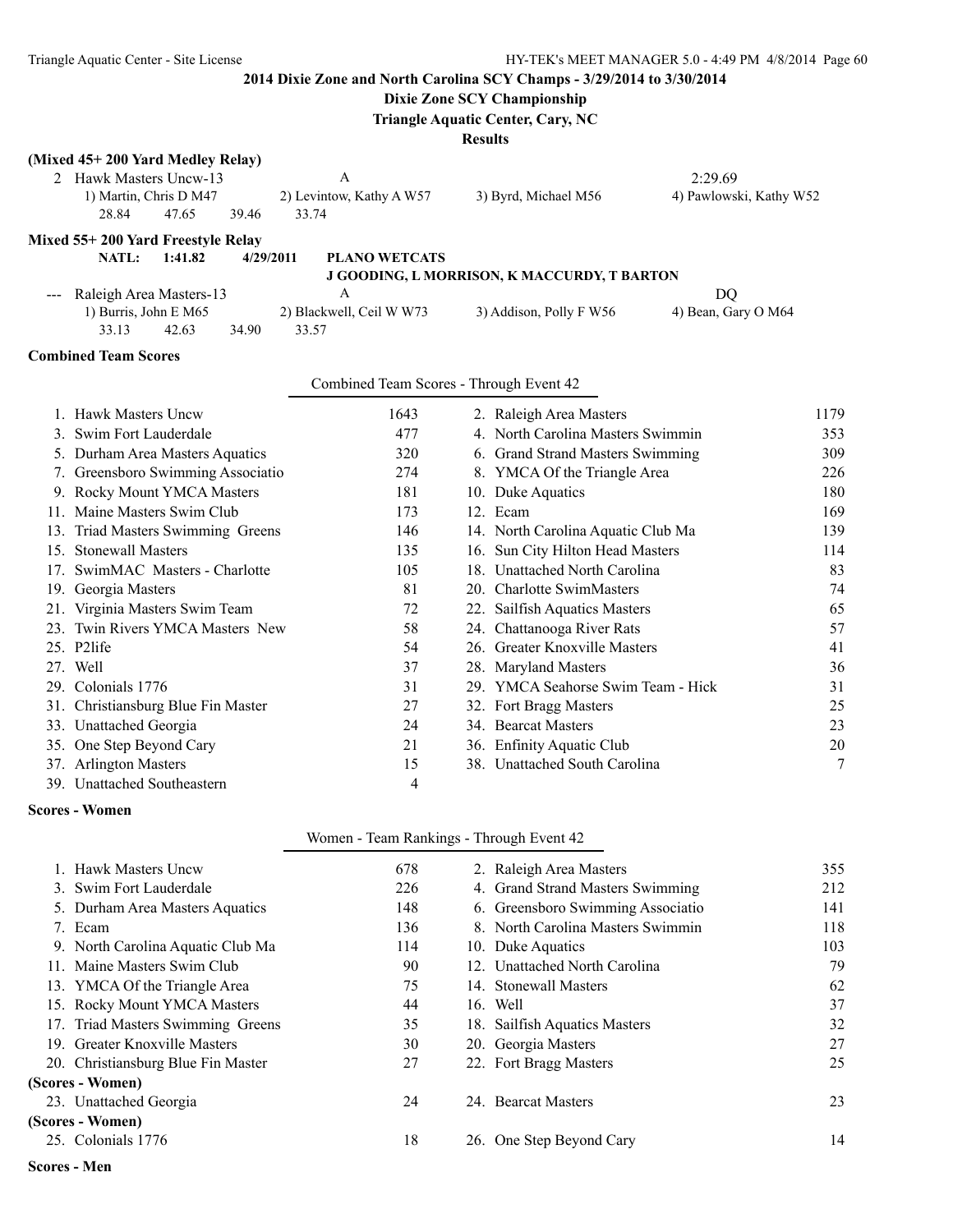## 2014 Dixie Zone and North Carolina SCY Champs - 3/29/2014 to 3/30/2014

### Dixie Zone SCY Championship

### Triangle Aquatic Center, Cary, NC

### Results

**(Mixed 45+ 200 Yard Medley Relay)**

| | Team | Relay | | Time |
|---|---|---|---|---|
| 2 | Hawk Masters Uncw-13 | A | | 2:29.69 |
| | 1) Martin, Chris D M47 | 2) Levintow, Kathy A W57 | 3) Byrd, Michael M56 | 4) Pawlowski, Kathy W52 |
| | 28.84 | 47.65 | 39.46 | 33.74 |

**Mixed 55+ 200 Yard Freestyle Relay**

**NATL: 1:41.82 4/29/2011 PLANO WETCATS**
**J GOODING, L MORRISON, K MACCURDY, T BARTON**

| | Team | Relay | | Time |
|---|---|---|---|---|
| --- | Raleigh Area Masters-13 | A | | DQ |
| | 1) Burris, John E M65 | 2) Blackwell, Ceil W W73 | 3) Addison, Polly F W56 | 4) Bean, Gary O M64 |
| | 33.13 | 42.63 | 34.90 | 33.57 |

**Combined Team Scores**

Combined Team Scores - Through Event 42

| Place | Team | Points | Place | Team | Points |
|---|---|---|---|---|---|
| 1. | Hawk Masters Uncw | 1643 | 2. | Raleigh Area Masters | 1179 |
| 3. | Swim Fort Lauderdale | 477 | 4. | North Carolina Masters Swimmin | 353 |
| 5. | Durham Area Masters Aquatics | 320 | 6. | Grand Strand Masters Swimming | 309 |
| 7. | Greensboro Swimming Associatio | 274 | 8. | YMCA Of the Triangle Area | 226 |
| 9. | Rocky Mount YMCA Masters | 181 | 10. | Duke Aquatics | 180 |
| 11. | Maine Masters Swim Club | 173 | 12. | Ecam | 169 |
| 13. | Triad Masters Swimming Greens | 146 | 14. | North Carolina Aquatic Club Ma | 139 |
| 15. | Stonewall Masters | 135 | 16. | Sun City Hilton Head Masters | 114 |
| 17. | SwimMAC Masters - Charlotte | 105 | 18. | Unattached North Carolina | 83 |
| 19. | Georgia Masters | 81 | 20. | Charlotte SwimMasters | 74 |
| 21. | Virginia Masters Swim Team | 72 | 22. | Sailfish Aquatics Masters | 65 |
| 23. | Twin Rivers YMCA Masters New | 58 | 24. | Chattanooga River Rats | 57 |
| 25. | P2life | 54 | 26. | Greater Knoxville Masters | 41 |
| 27. | Well | 37 | 28. | Maryland Masters | 36 |
| 29. | Colonials 1776 | 31 | 29. | YMCA Seahorse Swim Team - Hick | 31 |
| 31. | Christiansburg Blue Fin Master | 27 | 32. | Fort Bragg Masters | 25 |
| 33. | Unattached Georgia | 24 | 34. | Bearcat Masters | 23 |
| 35. | One Step Beyond Cary | 21 | 36. | Enfinity Aquatic Club | 20 |
| 37. | Arlington Masters | 15 | 38. | Unattached South Carolina | 7 |
| 39. | Unattached Southeastern | 4 | | | |

**Scores - Women**

Women - Team Rankings - Through Event 42

| Place | Team | Points | Place | Team | Points |
|---|---|---|---|---|---|
| 1. | Hawk Masters Uncw | 678 | 2. | Raleigh Area Masters | 355 |
| 3. | Swim Fort Lauderdale | 226 | 4. | Grand Strand Masters Swimming | 212 |
| 5. | Durham Area Masters Aquatics | 148 | 6. | Greensboro Swimming Associatio | 141 |
| 7. | Ecam | 136 | 8. | North Carolina Masters Swimmin | 118 |
| 9. | North Carolina Aquatic Club Ma | 114 | 10. | Duke Aquatics | 103 |
| 11. | Maine Masters Swim Club | 90 | 12. | Unattached North Carolina | 79 |
| 13. | YMCA Of the Triangle Area | 75 | 14. | Stonewall Masters | 62 |
| 15. | Rocky Mount YMCA Masters | 44 | 16. | Well | 37 |
| 17. | Triad Masters Swimming Greens | 35 | 18. | Sailfish Aquatics Masters | 32 |
| 19. | Greater Knoxville Masters | 30 | 20. | Georgia Masters | 27 |
| 20. | Christiansburg Blue Fin Master | 27 | 22. | Fort Bragg Masters | 25 |
| 23. | Unattached Georgia | 24 | 24. | Bearcat Masters | 23 |
| 25. | Colonials 1776 | 18 | 26. | One Step Beyond Cary | 14 |

**Scores - Men**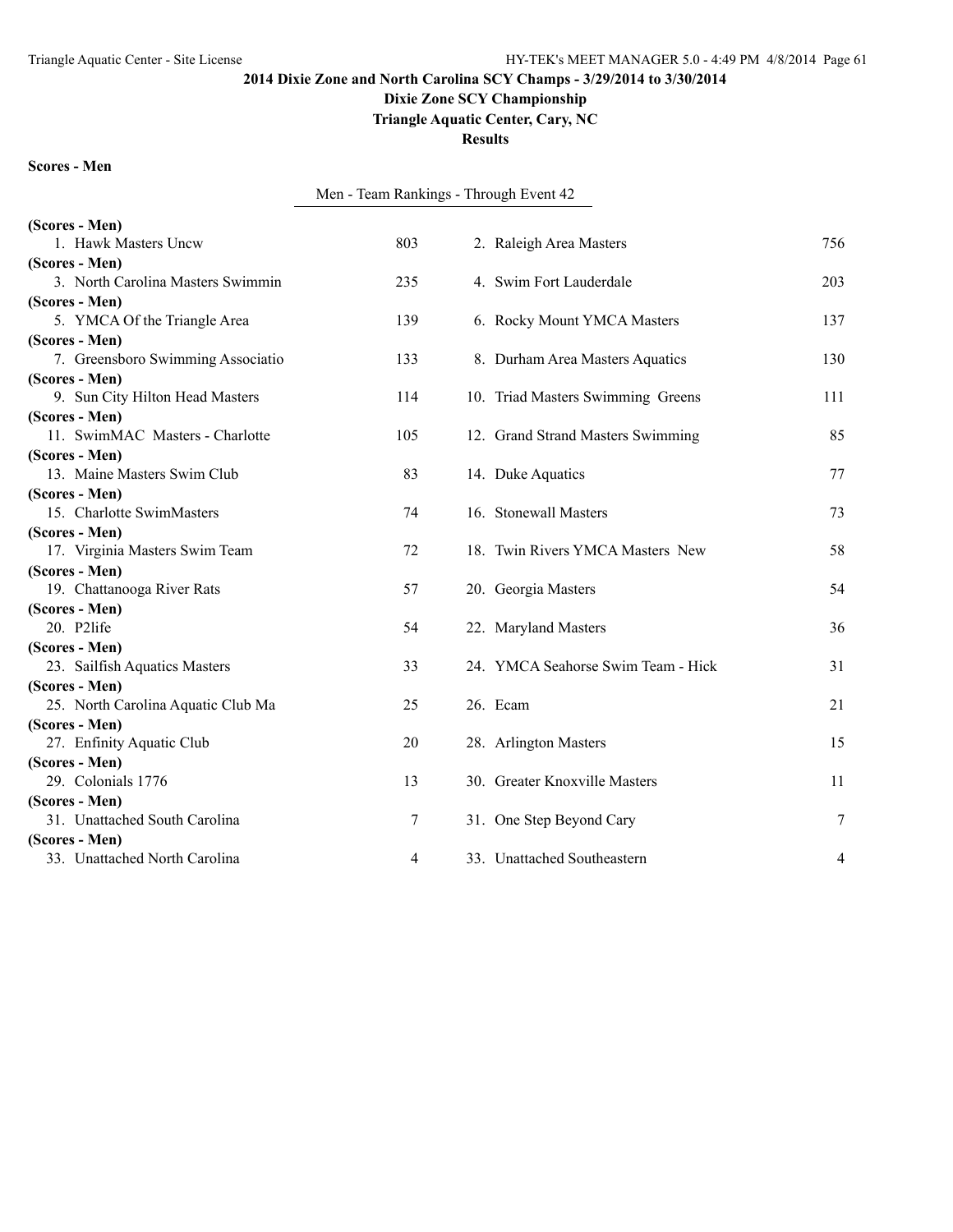**2014 Dixie Zone and North Carolina SCY Champs - 3/29/2014 to 3/30/2014**

**Dixie Zone SCY Championship**

**Triangle Aquatic Center, Cary, NC**

**Results**

**Scores - Men**

Men - Team Rankings - Through Event 42

| | | | |
|---|---|---|---|
| 1. Hawk Masters Uncw | 803 | 2. Raleigh Area Masters | 756 |
| 3. North Carolina Masters Swimmin | 235 | 4. Swim Fort Lauderdale | 203 |
| 5. YMCA Of the Triangle Area | 139 | 6. Rocky Mount YMCA Masters | 137 |
| 7. Greensboro Swimming Associatio | 133 | 8. Durham Area Masters Aquatics | 130 |
| 9. Sun City Hilton Head Masters | 114 | 10. Triad Masters Swimming Greens | 111 |
| 11. SwimMAC Masters - Charlotte | 105 | 12. Grand Strand Masters Swimming | 85 |
| 13. Maine Masters Swim Club | 83 | 14. Duke Aquatics | 77 |
| 15. Charlotte SwimMasters | 74 | 16. Stonewall Masters | 73 |
| 17. Virginia Masters Swim Team | 72 | 18. Twin Rivers YMCA Masters New | 58 |
| 19. Chattanooga River Rats | 57 | 20. Georgia Masters | 54 |
| 20. P2life | 54 | 22. Maryland Masters | 36 |
| 23. Sailfish Aquatics Masters | 33 | 24. YMCA Seahorse Swim Team - Hick | 31 |
| 25. North Carolina Aquatic Club Ma | 25 | 26. Ecam | 21 |
| 27. Enfinity Aquatic Club | 20 | 28. Arlington Masters | 15 |
| 29. Colonials 1776 | 13 | 30. Greater Knoxville Masters | 11 |
| 31. Unattached South Carolina | 7 | 31. One Step Beyond Cary | 7 |
| 33. Unattached North Carolina | 4 | 33. Unattached Southeastern | 4 |